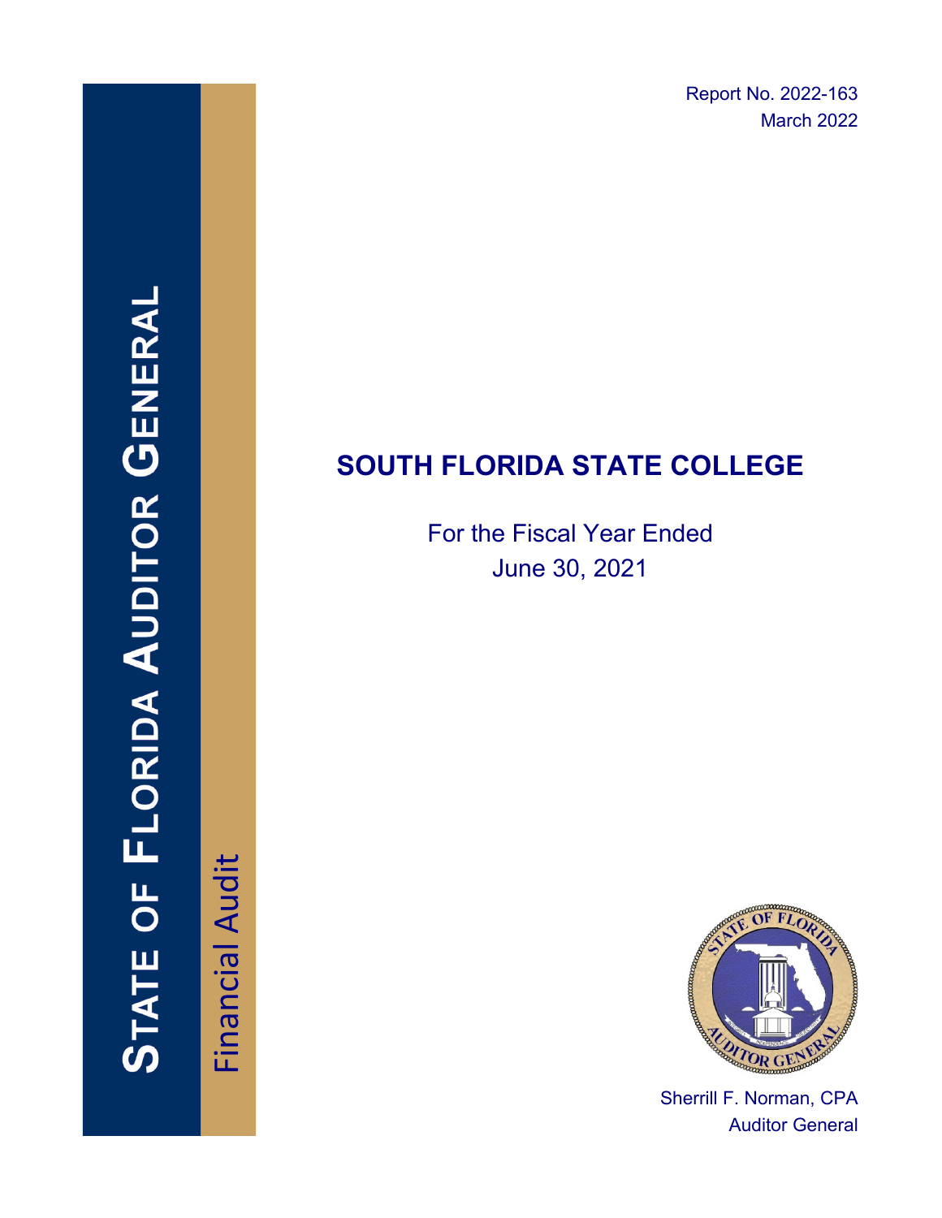Report No. 2022-163
March 2022

STATE OF FLORIDA AUDITOR GENERAL

Financial Audit

# SOUTH FLORIDA STATE COLLEGE

For the Fiscal Year Ended
June 30, 2021

Sherrill F. Norman, CPA
Auditor General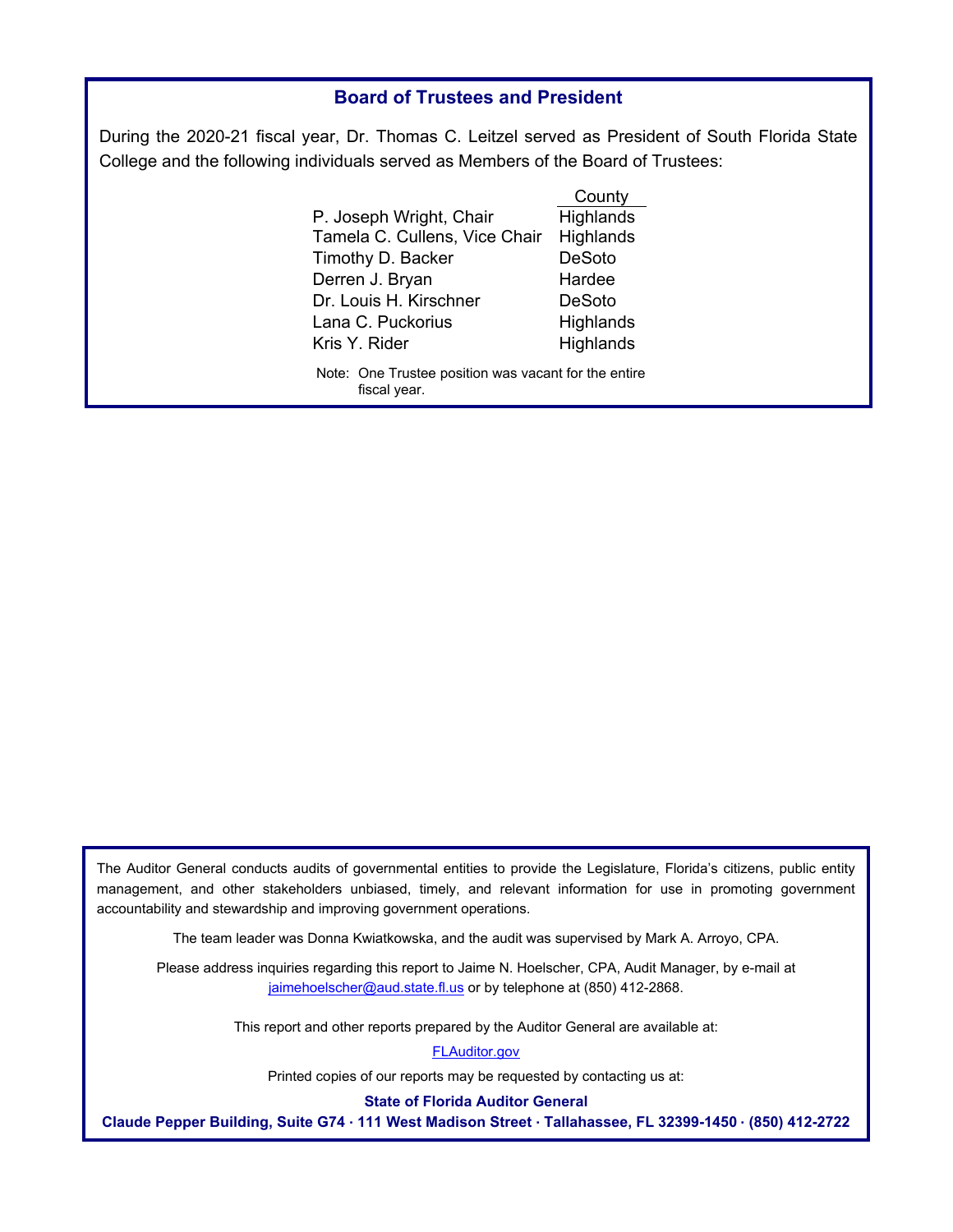## Board of Trustees and President

During the 2020-21 fiscal year, Dr. Thomas C. Leitzel served as President of South Florida State College and the following individuals served as Members of the Board of Trustees:

| | County |
|---|---|
| P. Joseph Wright, Chair | Highlands |
| Tamela C. Cullens, Vice Chair | Highlands |
| Timothy D. Backer | DeSoto |
| Derren J. Bryan | Hardee |
| Dr. Louis H. Kirschner | DeSoto |
| Lana C. Puckorius | Highlands |
| Kris Y. Rider | Highlands |

Note: One Trustee position was vacant for the entire fiscal year.

The Auditor General conducts audits of governmental entities to provide the Legislature, Florida's citizens, public entity management, and other stakeholders unbiased, timely, and relevant information for use in promoting government accountability and stewardship and improving government operations.

The team leader was Donna Kwiatkowska, and the audit was supervised by Mark A. Arroyo, CPA.

Please address inquiries regarding this report to Jaime N. Hoelscher, CPA, Audit Manager, by e-mail at jaimehoelscher@aud.state.fl.us or by telephone at (850) 412-2868.

This report and other reports prepared by the Auditor General are available at:

FLAuditor.gov

Printed copies of our reports may be requested by contacting us at:

**State of Florida Auditor General**

**Claude Pepper Building, Suite G74 · 111 West Madison Street · Tallahassee, FL 32399-1450 · (850) 412-2722**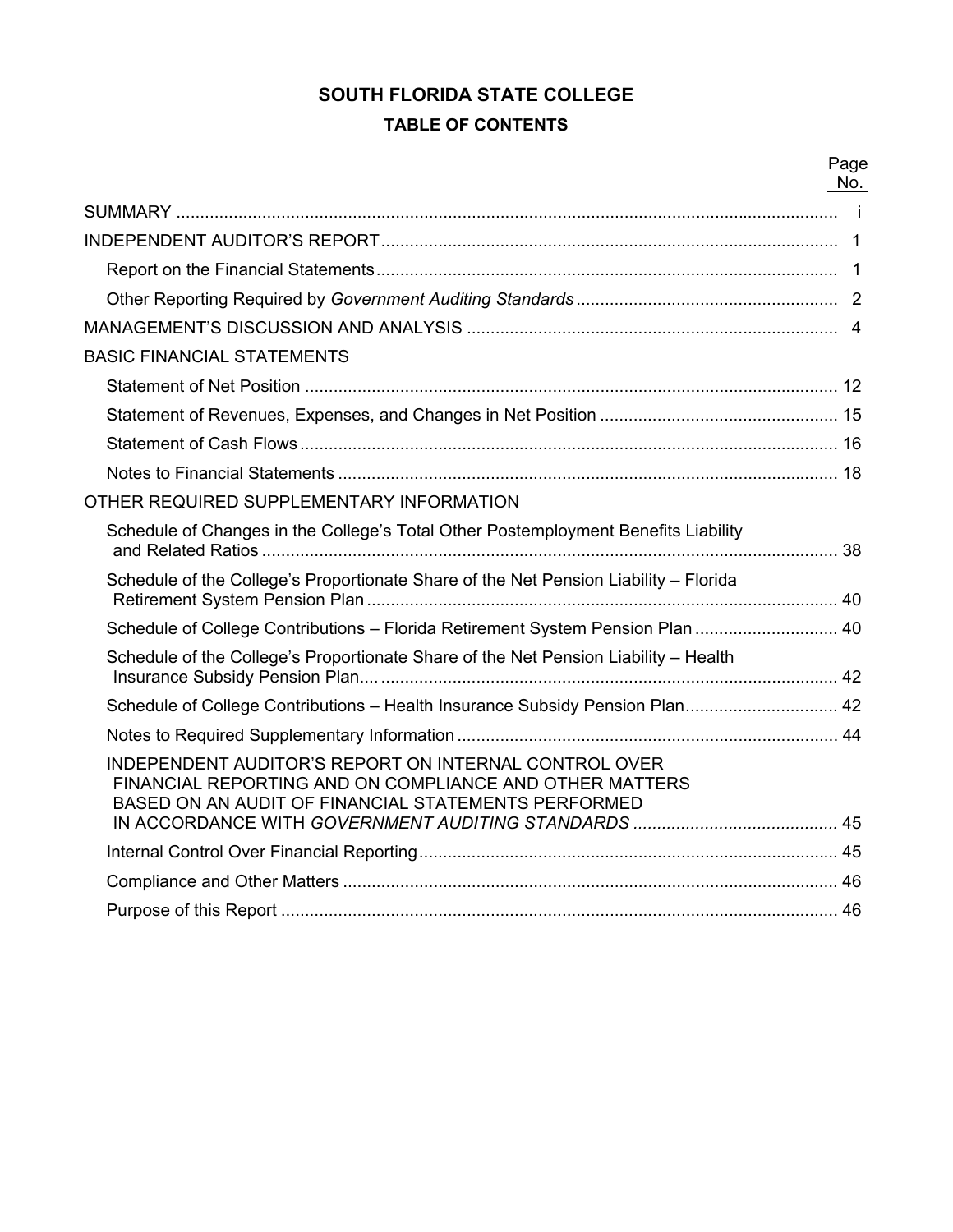# SOUTH FLORIDA STATE COLLEGE

## TABLE OF CONTENTS

| | Page No. |
|---|---|
| SUMMARY | i |
| INDEPENDENT AUDITOR'S REPORT | 1 |
| Report on the Financial Statements | 1 |
| Other Reporting Required by *Government Auditing Standards* | 2 |
| MANAGEMENT'S DISCUSSION AND ANALYSIS | 4 |
| BASIC FINANCIAL STATEMENTS | |
| Statement of Net Position | 12 |
| Statement of Revenues, Expenses, and Changes in Net Position | 15 |
| Statement of Cash Flows | 16 |
| Notes to Financial Statements | 18 |
| OTHER REQUIRED SUPPLEMENTARY INFORMATION | |
| Schedule of Changes in the College's Total Other Postemployment Benefits Liability and Related Ratios | 38 |
| Schedule of the College's Proportionate Share of the Net Pension Liability – Florida Retirement System Pension Plan | 40 |
| Schedule of College Contributions – Florida Retirement System Pension Plan | 40 |
| Schedule of the College's Proportionate Share of the Net Pension Liability – Health Insurance Subsidy Pension Plan | 42 |
| Schedule of College Contributions – Health Insurance Subsidy Pension Plan | 42 |
| Notes to Required Supplementary Information | 44 |
| INDEPENDENT AUDITOR'S REPORT ON INTERNAL CONTROL OVER FINANCIAL REPORTING AND ON COMPLIANCE AND OTHER MATTERS BASED ON AN AUDIT OF FINANCIAL STATEMENTS PERFORMED IN ACCORDANCE WITH *GOVERNMENT AUDITING STANDARDS* | 45 |
| Internal Control Over Financial Reporting | 45 |
| Compliance and Other Matters | 46 |
| Purpose of this Report | 46 |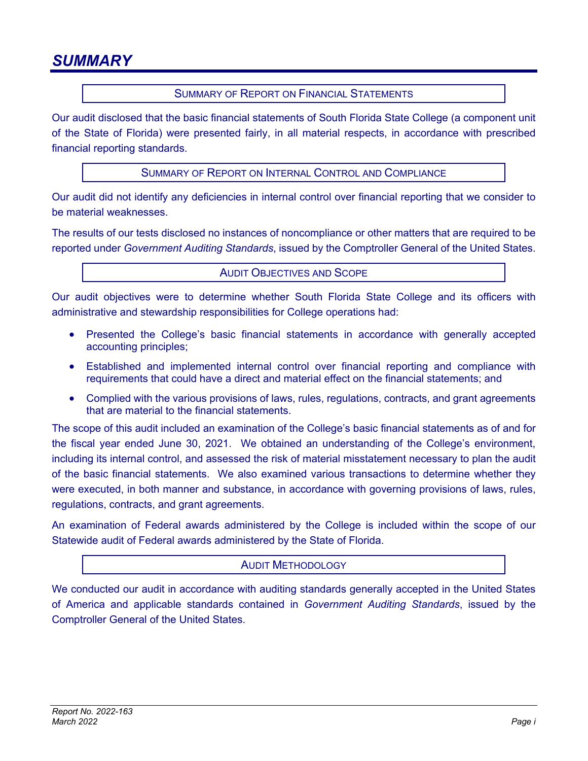# SUMMARY

## Summary of Report on Financial Statements

Our audit disclosed that the basic financial statements of South Florida State College (a component unit of the State of Florida) were presented fairly, in all material respects, in accordance with prescribed financial reporting standards.

## Summary of Report on Internal Control and Compliance

Our audit did not identify any deficiencies in internal control over financial reporting that we consider to be material weaknesses.

The results of our tests disclosed no instances of noncompliance or other matters that are required to be reported under *Government Auditing Standards*, issued by the Comptroller General of the United States.

## Audit Objectives and Scope

Our audit objectives were to determine whether South Florida State College and its officers with administrative and stewardship responsibilities for College operations had:

- Presented the College's basic financial statements in accordance with generally accepted accounting principles;
- Established and implemented internal control over financial reporting and compliance with requirements that could have a direct and material effect on the financial statements; and
- Complied with the various provisions of laws, rules, regulations, contracts, and grant agreements that are material to the financial statements.

The scope of this audit included an examination of the College's basic financial statements as of and for the fiscal year ended June 30, 2021. We obtained an understanding of the College's environment, including its internal control, and assessed the risk of material misstatement necessary to plan the audit of the basic financial statements. We also examined various transactions to determine whether they were executed, in both manner and substance, in accordance with governing provisions of laws, rules, regulations, contracts, and grant agreements.

An examination of Federal awards administered by the College is included within the scope of our Statewide audit of Federal awards administered by the State of Florida.

## Audit Methodology

We conducted our audit in accordance with auditing standards generally accepted in the United States of America and applicable standards contained in *Government Auditing Standards*, issued by the Comptroller General of the United States.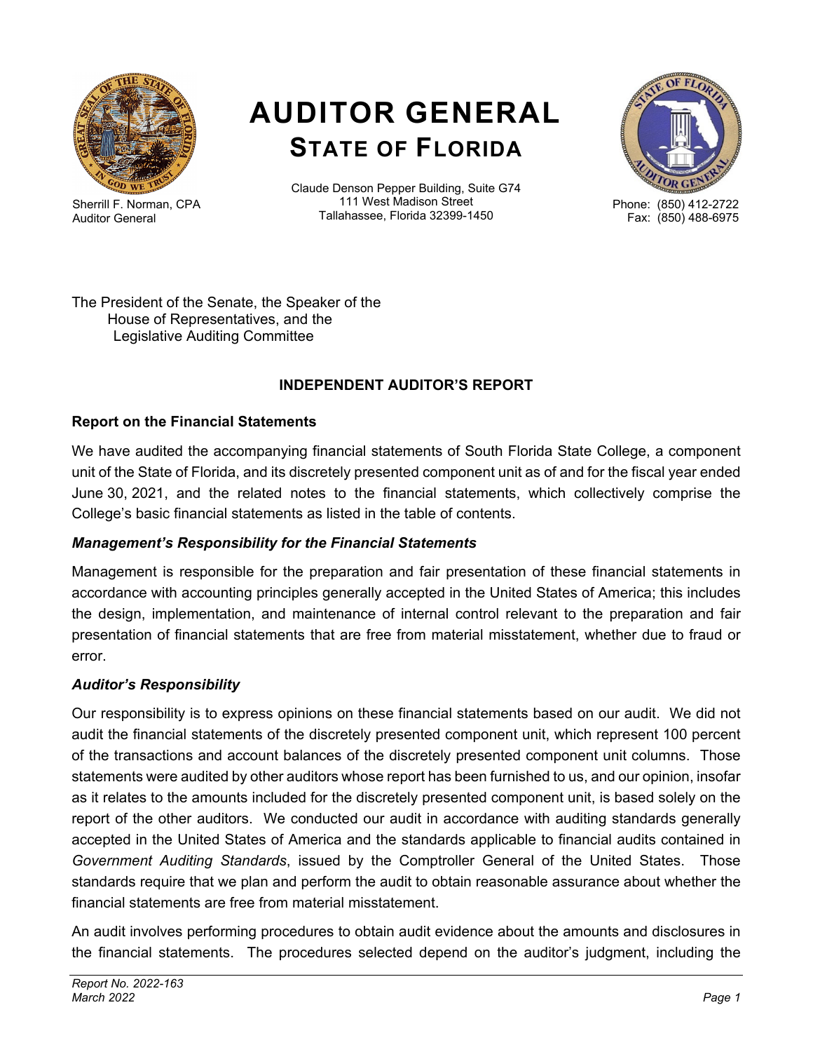# AUDITOR GENERAL
## STATE OF FLORIDA

Sherrill F. Norman, CPA
Auditor General

Claude Denson Pepper Building, Suite G74
111 West Madison Street
Tallahassee, Florida 32399-1450

Phone: (850) 412-2722
Fax: (850) 488-6975

The President of the Senate, the Speaker of the
House of Representatives, and the
Legislative Auditing Committee

### INDEPENDENT AUDITOR'S REPORT

**Report on the Financial Statements**

We have audited the accompanying financial statements of South Florida State College, a component unit of the State of Florida, and its discretely presented component unit as of and for the fiscal year ended June 30, 2021, and the related notes to the financial statements, which collectively comprise the College's basic financial statements as listed in the table of contents.

***Management's Responsibility for the Financial Statements***

Management is responsible for the preparation and fair presentation of these financial statements in accordance with accounting principles generally accepted in the United States of America; this includes the design, implementation, and maintenance of internal control relevant to the preparation and fair presentation of financial statements that are free from material misstatement, whether due to fraud or error.

***Auditor's Responsibility***

Our responsibility is to express opinions on these financial statements based on our audit. We did not audit the financial statements of the discretely presented component unit, which represent 100 percent of the transactions and account balances of the discretely presented component unit columns. Those statements were audited by other auditors whose report has been furnished to us, and our opinion, insofar as it relates to the amounts included for the discretely presented component unit, is based solely on the report of the other auditors. We conducted our audit in accordance with auditing standards generally accepted in the United States of America and the standards applicable to financial audits contained in *Government Auditing Standards*, issued by the Comptroller General of the United States. Those standards require that we plan and perform the audit to obtain reasonable assurance about whether the financial statements are free from material misstatement.

An audit involves performing procedures to obtain audit evidence about the amounts and disclosures in the financial statements. The procedures selected depend on the auditor's judgment, including the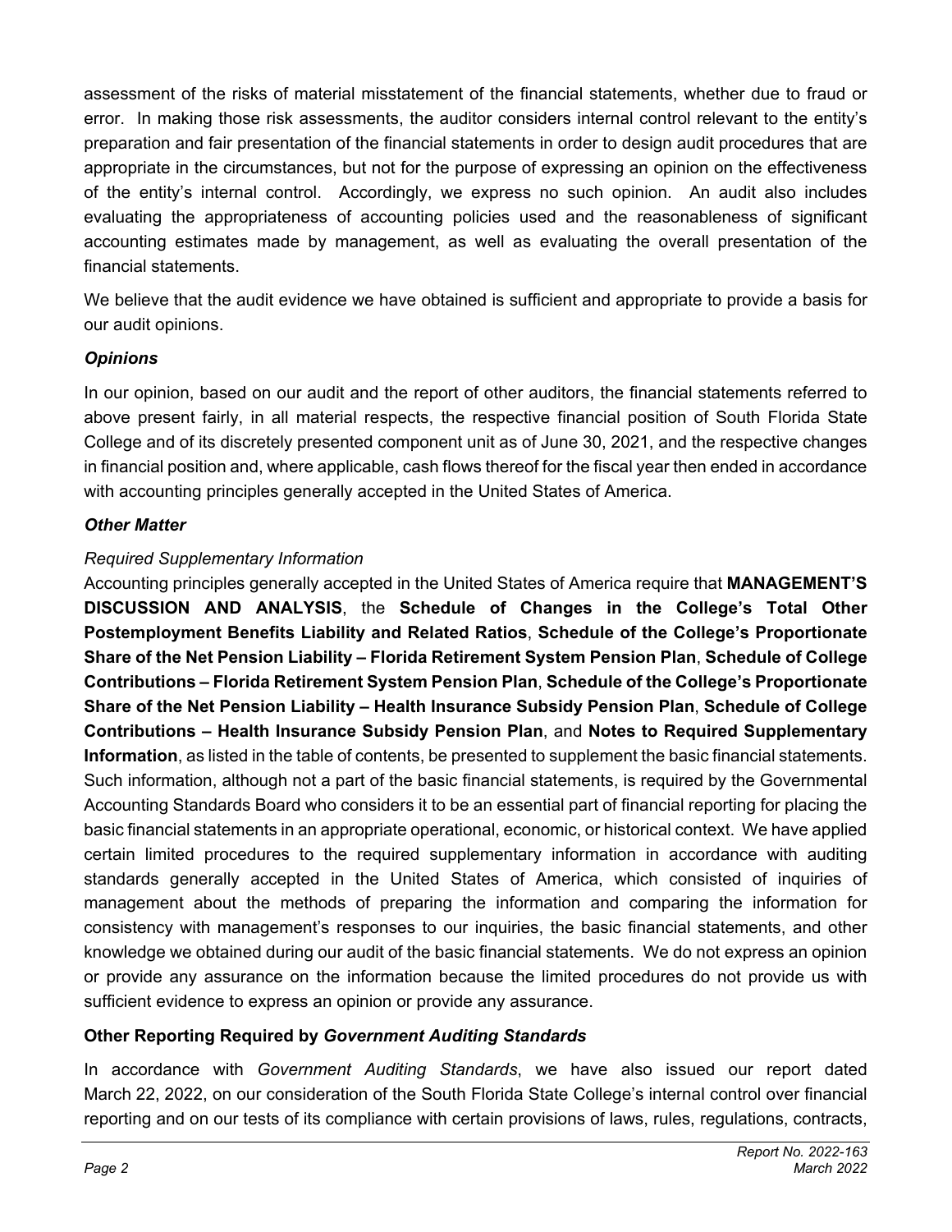assessment of the risks of material misstatement of the financial statements, whether due to fraud or error. In making those risk assessments, the auditor considers internal control relevant to the entity's preparation and fair presentation of the financial statements in order to design audit procedures that are appropriate in the circumstances, but not for the purpose of expressing an opinion on the effectiveness of the entity's internal control. Accordingly, we express no such opinion. An audit also includes evaluating the appropriateness of accounting policies used and the reasonableness of significant accounting estimates made by management, as well as evaluating the overall presentation of the financial statements.

We believe that the audit evidence we have obtained is sufficient and appropriate to provide a basis for our audit opinions.

### *Opinions*

In our opinion, based on our audit and the report of other auditors, the financial statements referred to above present fairly, in all material respects, the respective financial position of South Florida State College and of its discretely presented component unit as of June 30, 2021, and the respective changes in financial position and, where applicable, cash flows thereof for the fiscal year then ended in accordance with accounting principles generally accepted in the United States of America.

### *Other Matter*

*Required Supplementary Information*

Accounting principles generally accepted in the United States of America require that **MANAGEMENT'S DISCUSSION AND ANALYSIS**, the **Schedule of Changes in the College's Total Other Postemployment Benefits Liability and Related Ratios**, **Schedule of the College's Proportionate Share of the Net Pension Liability – Florida Retirement System Pension Plan**, **Schedule of College Contributions – Florida Retirement System Pension Plan**, **Schedule of the College's Proportionate Share of the Net Pension Liability – Health Insurance Subsidy Pension Plan**, **Schedule of College Contributions – Health Insurance Subsidy Pension Plan**, and **Notes to Required Supplementary Information**, as listed in the table of contents, be presented to supplement the basic financial statements. Such information, although not a part of the basic financial statements, is required by the Governmental Accounting Standards Board who considers it to be an essential part of financial reporting for placing the basic financial statements in an appropriate operational, economic, or historical context. We have applied certain limited procedures to the required supplementary information in accordance with auditing standards generally accepted in the United States of America, which consisted of inquiries of management about the methods of preparing the information and comparing the information for consistency with management's responses to our inquiries, the basic financial statements, and other knowledge we obtained during our audit of the basic financial statements. We do not express an opinion or provide any assurance on the information because the limited procedures do not provide us with sufficient evidence to express an opinion or provide any assurance.

### Other Reporting Required by *Government Auditing Standards*

In accordance with *Government Auditing Standards*, we have also issued our report dated March 22, 2022, on our consideration of the South Florida State College's internal control over financial reporting and on our tests of its compliance with certain provisions of laws, rules, regulations, contracts,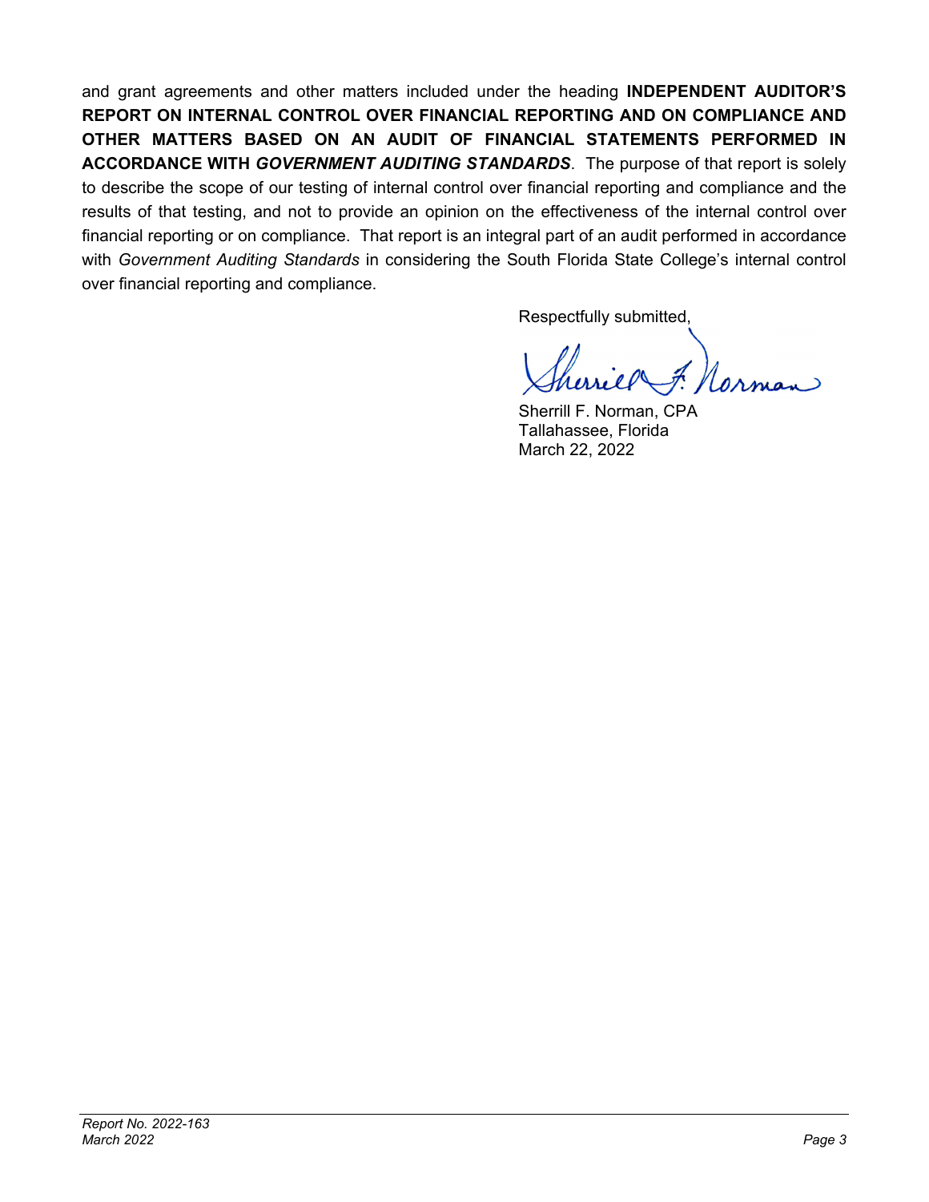and grant agreements and other matters included under the heading **INDEPENDENT AUDITOR'S REPORT ON INTERNAL CONTROL OVER FINANCIAL REPORTING AND ON COMPLIANCE AND OTHER MATTERS BASED ON AN AUDIT OF FINANCIAL STATEMENTS PERFORMED IN ACCORDANCE WITH *GOVERNMENT AUDITING STANDARDS***. The purpose of that report is solely to describe the scope of our testing of internal control over financial reporting and compliance and the results of that testing, and not to provide an opinion on the effectiveness of the internal control over financial reporting or on compliance. That report is an integral part of an audit performed in accordance with *Government Auditing Standards* in considering the South Florida State College's internal control over financial reporting and compliance.

Respectfully submitted,

Sherrill F. Norman, CPA
Tallahassee, Florida
March 22, 2022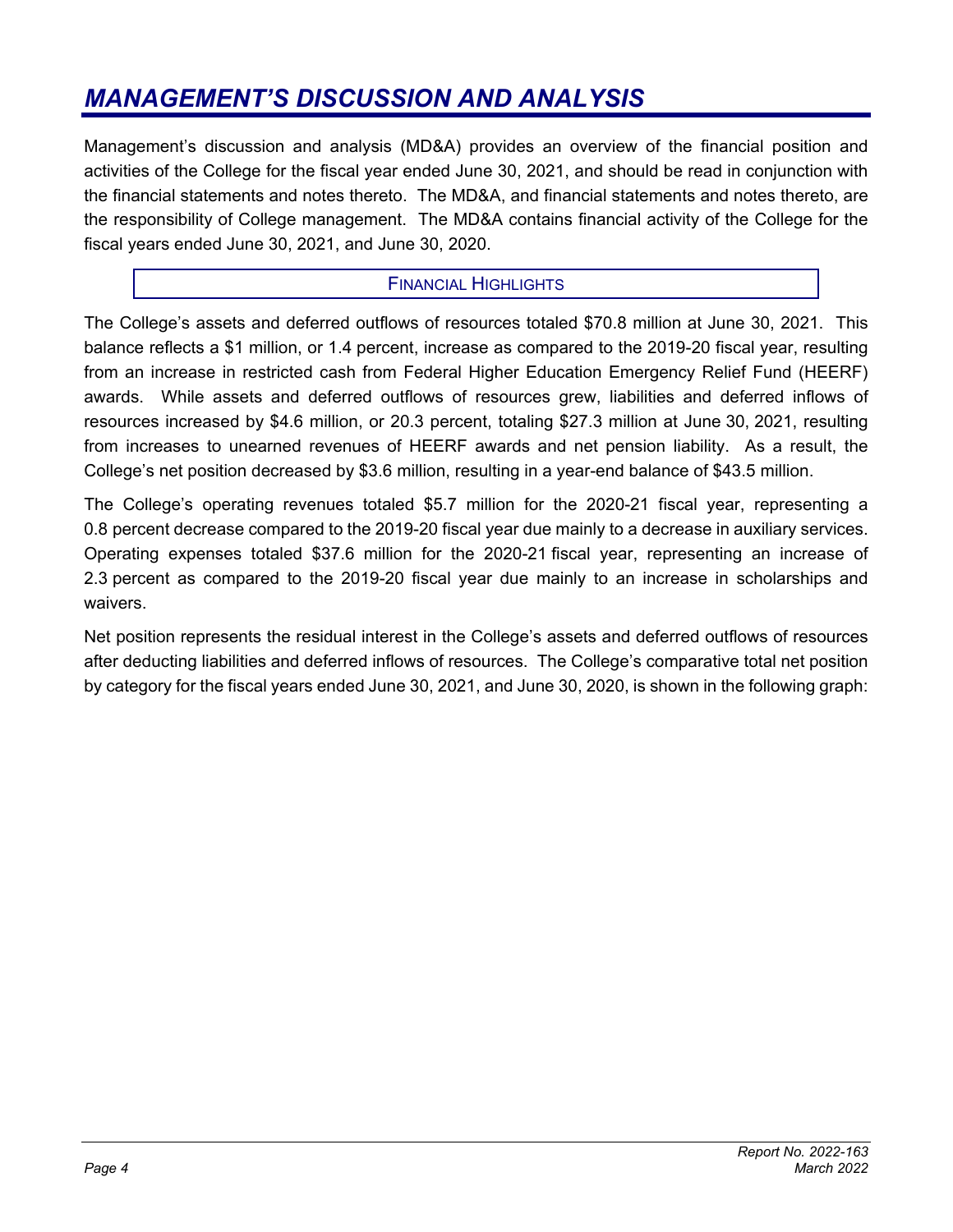# *MANAGEMENT'S DISCUSSION AND ANALYSIS*

Management's discussion and analysis (MD&A) provides an overview of the financial position and activities of the College for the fiscal year ended June 30, 2021, and should be read in conjunction with the financial statements and notes thereto. The MD&A, and financial statements and notes thereto, are the responsibility of College management. The MD&A contains financial activity of the College for the fiscal years ended June 30, 2021, and June 30, 2020.

## FINANCIAL HIGHLIGHTS

The College's assets and deferred outflows of resources totaled $70.8 million at June 30, 2021. This balance reflects a $1 million, or 1.4 percent, increase as compared to the 2019-20 fiscal year, resulting from an increase in restricted cash from Federal Higher Education Emergency Relief Fund (HEERF) awards. While assets and deferred outflows of resources grew, liabilities and deferred inflows of resources increased by $4.6 million, or 20.3 percent, totaling $27.3 million at June 30, 2021, resulting from increases to unearned revenues of HEERF awards and net pension liability. As a result, the College's net position decreased by $3.6 million, resulting in a year-end balance of $43.5 million.

The College's operating revenues totaled $5.7 million for the 2020-21 fiscal year, representing a 0.8 percent decrease compared to the 2019-20 fiscal year due mainly to a decrease in auxiliary services. Operating expenses totaled $37.6 million for the 2020-21 fiscal year, representing an increase of 2.3 percent as compared to the 2019-20 fiscal year due mainly to an increase in scholarships and waivers.

Net position represents the residual interest in the College's assets and deferred outflows of resources after deducting liabilities and deferred inflows of resources. The College's comparative total net position by category for the fiscal years ended June 30, 2021, and June 30, 2020, is shown in the following graph: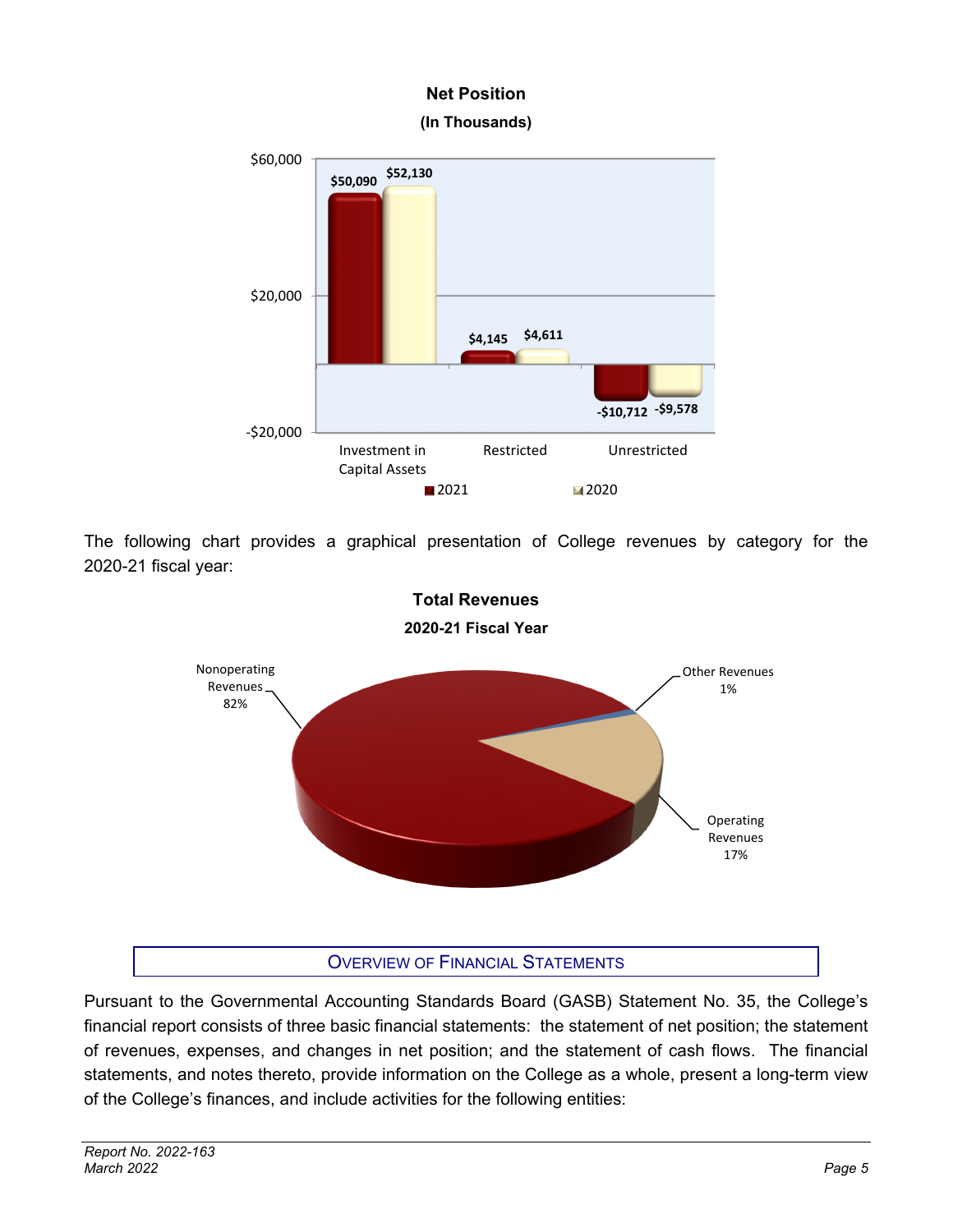**Net Position**
**(In Thousands)**

| | 2021 | 2020 |
|---|---|---|
| Investment in Capital Assets | $50,090 | $52,130 |
| Restricted | $4,145 | $4,611 |
| Unrestricted | -$10,712 | -$9,578 |

The following chart provides a graphical presentation of College revenues by category for the 2020-21 fiscal year:

**Total Revenues**
**2020-21 Fiscal Year**

| Category | Percentage |
|---|---|
| Nonoperating Revenues | 82% |
| Operating Revenues | 17% |
| Other Revenues | 1% |

## Overview of Financial Statements

Pursuant to the Governmental Accounting Standards Board (GASB) Statement No. 35, the College's financial report consists of three basic financial statements: the statement of net position; the statement of revenues, expenses, and changes in net position; and the statement of cash flows. The financial statements, and notes thereto, provide information on the College as a whole, present a long-term view of the College's finances, and include activities for the following entities: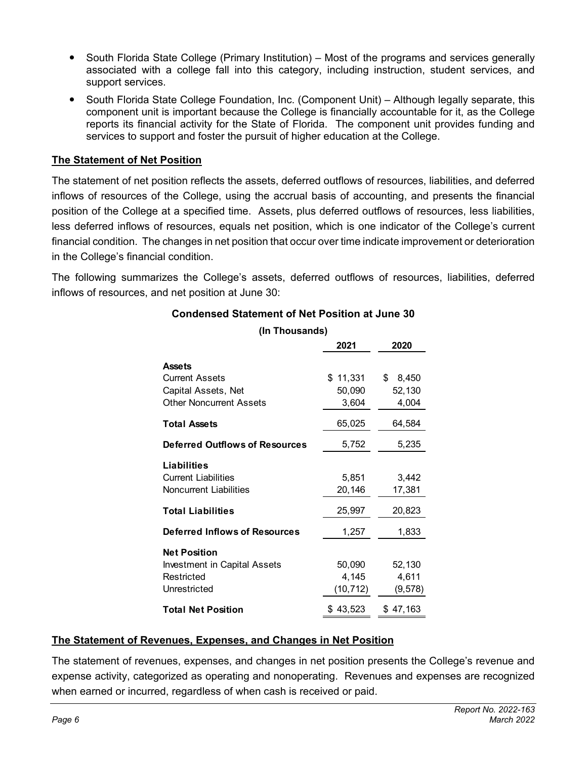- South Florida State College (Primary Institution) – Most of the programs and services generally associated with a college fall into this category, including instruction, student services, and support services.
- South Florida State College Foundation, Inc. (Component Unit) – Although legally separate, this component unit is important because the College is financially accountable for it, as the College reports its financial activity for the State of Florida. The component unit provides funding and services to support and foster the pursuit of higher education at the College.

## The Statement of Net Position

The statement of net position reflects the assets, deferred outflows of resources, liabilities, and deferred inflows of resources of the College, using the accrual basis of accounting, and presents the financial position of the College at a specified time. Assets, plus deferred outflows of resources, less liabilities, less deferred inflows of resources, equals net position, which is one indicator of the College's current financial condition. The changes in net position that occur over time indicate improvement or deterioration in the College's financial condition.

The following summarizes the College's assets, deferred outflows of resources, liabilities, deferred inflows of resources, and net position at June 30:

**Condensed Statement of Net Position at June 30**

**(In Thousands)**

| | 2021 | 2020 |
|---|---|---|
| **Assets** | | |
| Current Assets | $ 11,331 | $ 8,450 |
| Capital Assets, Net | 50,090 | 52,130 |
| Other Noncurrent Assets | 3,604 | 4,004 |
| **Total Assets** | 65,025 | 64,584 |
| **Deferred Outflows of Resources** | 5,752 | 5,235 |
| **Liabilities** | | |
| Current Liabilities | 5,851 | 3,442 |
| Noncurrent Liabilities | 20,146 | 17,381 |
| **Total Liabilities** | 25,997 | 20,823 |
| **Deferred Inflows of Resources** | 1,257 | 1,833 |
| **Net Position** | | |
| Investment in Capital Assets | 50,090 | 52,130 |
| Restricted | 4,145 | 4,611 |
| Unrestricted | (10,712) | (9,578) |
| **Total Net Position** | $ 43,523 | $ 47,163 |

## The Statement of Revenues, Expenses, and Changes in Net Position

The statement of revenues, expenses, and changes in net position presents the College's revenue and expense activity, categorized as operating and nonoperating. Revenues and expenses are recognized when earned or incurred, regardless of when cash is received or paid.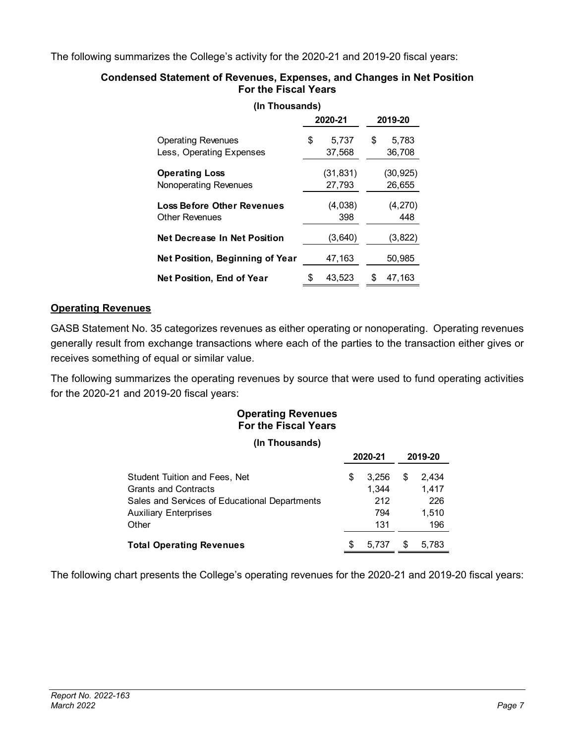The following summarizes the College's activity for the 2020-21 and 2019-20 fiscal years:

**Condensed Statement of Revenues, Expenses, and Changes in Net Position**
**For the Fiscal Years**

**(In Thousands)**

| | 2020-21 | 2019-20 |
|---|---|---|
| Operating Revenues | $ 5,737 | $ 5,783 |
| Less, Operating Expenses | 37,568 | 36,708 |
| **Operating Loss** | (31,831) | (30,925) |
| Nonoperating Revenues | 27,793 | 26,655 |
| **Loss Before Other Revenues** | (4,038) | (4,270) |
| Other Revenues | 398 | 448 |
| **Net Decrease In Net Position** | (3,640) | (3,822) |
| **Net Position, Beginning of Year** | 47,163 | 50,985 |
| **Net Position, End of Year** | $ 43,523 | $ 47,163 |

## Operating Revenues

GASB Statement No. 35 categorizes revenues as either operating or nonoperating. Operating revenues generally result from exchange transactions where each of the parties to the transaction either gives or receives something of equal or similar value.

The following summarizes the operating revenues by source that were used to fund operating activities for the 2020-21 and 2019-20 fiscal years:

**Operating Revenues**
**For the Fiscal Years**

**(In Thousands)**

| | 2020-21 | 2019-20 |
|---|---|---|
| Student Tuition and Fees, Net | $ 3,256 | $ 2,434 |
| Grants and Contracts | 1,344 | 1,417 |
| Sales and Services of Educational Departments | 212 | 226 |
| Auxiliary Enterprises | 794 | 1,510 |
| Other | 131 | 196 |
| **Total Operating Revenues** | $ 5,737 | $ 5,783 |

The following chart presents the College's operating revenues for the 2020-21 and 2019-20 fiscal years: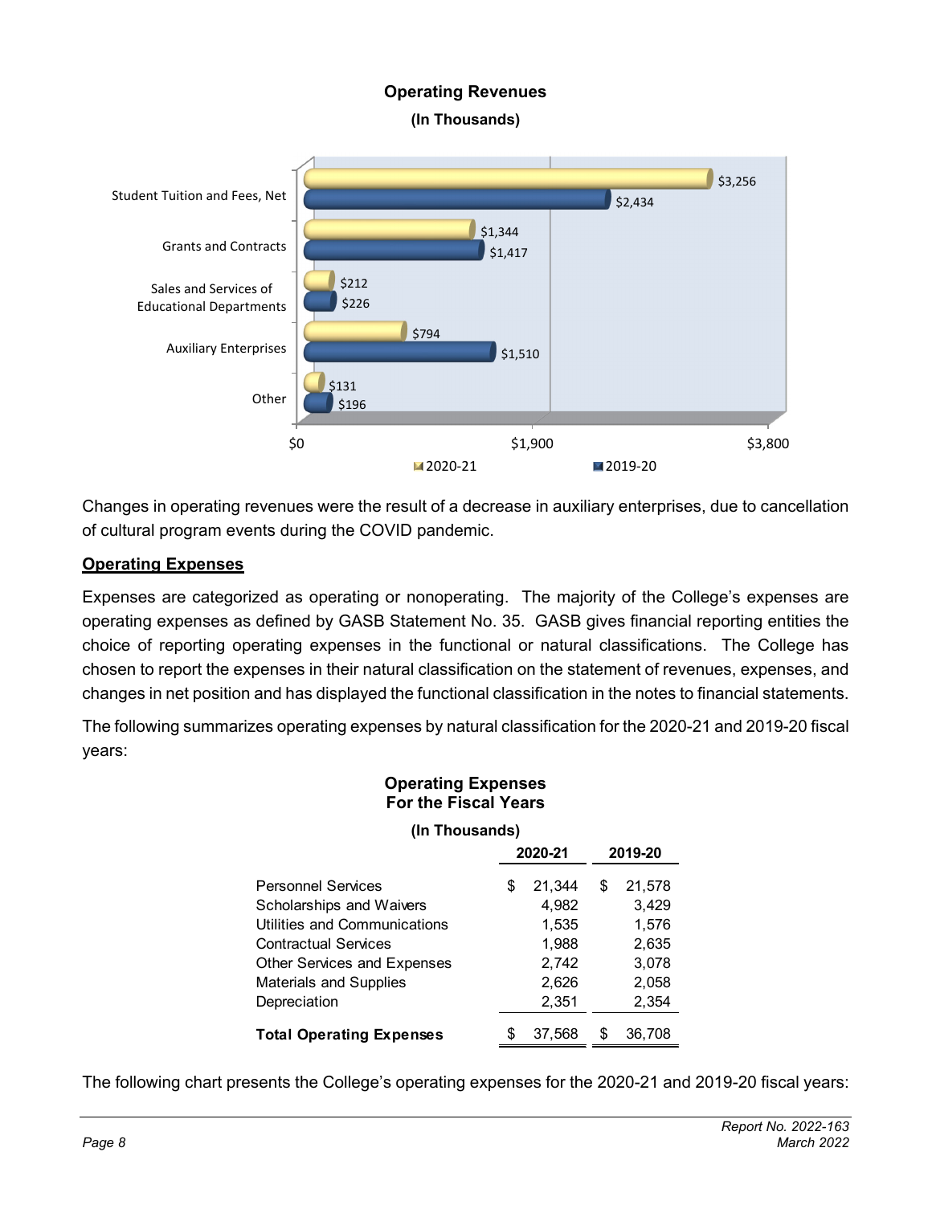**Operating Revenues**

**(In Thousands)**

| | 2020-21 | 2019-20 |
|---|---|---|
| Student Tuition and Fees, Net | $3,256 | $2,434 |
| Grants and Contracts | $1,344 | $1,417 |
| Sales and Services of Educational Departments | $212 | $226 |
| Auxiliary Enterprises | $794 | $1,510 |
| Other | $131 | $196 |

Changes in operating revenues were the result of a decrease in auxiliary enterprises, due to cancellation of cultural program events during the COVID pandemic.

## Operating Expenses

Expenses are categorized as operating or nonoperating. The majority of the College's expenses are operating expenses as defined by GASB Statement No. 35. GASB gives financial reporting entities the choice of reporting operating expenses in the functional or natural classifications. The College has chosen to report the expenses in their natural classification on the statement of revenues, expenses, and changes in net position and has displayed the functional classification in the notes to financial statements.

The following summarizes operating expenses by natural classification for the 2020-21 and 2019-20 fiscal years:

**Operating Expenses**
**For the Fiscal Years**

**(In Thousands)**

| | 2020-21 | 2019-20 |
|---|---|---|
| Personnel Services | $ 21,344 | $ 21,578 |
| Scholarships and Waivers | 4,982 | 3,429 |
| Utilities and Communications | 1,535 | 1,576 |
| Contractual Services | 1,988 | 2,635 |
| Other Services and Expenses | 2,742 | 3,078 |
| Materials and Supplies | 2,626 | 2,058 |
| Depreciation | 2,351 | 2,354 |
| **Total Operating Expenses** | $ 37,568 | $ 36,708 |

The following chart presents the College's operating expenses for the 2020-21 and 2019-20 fiscal years: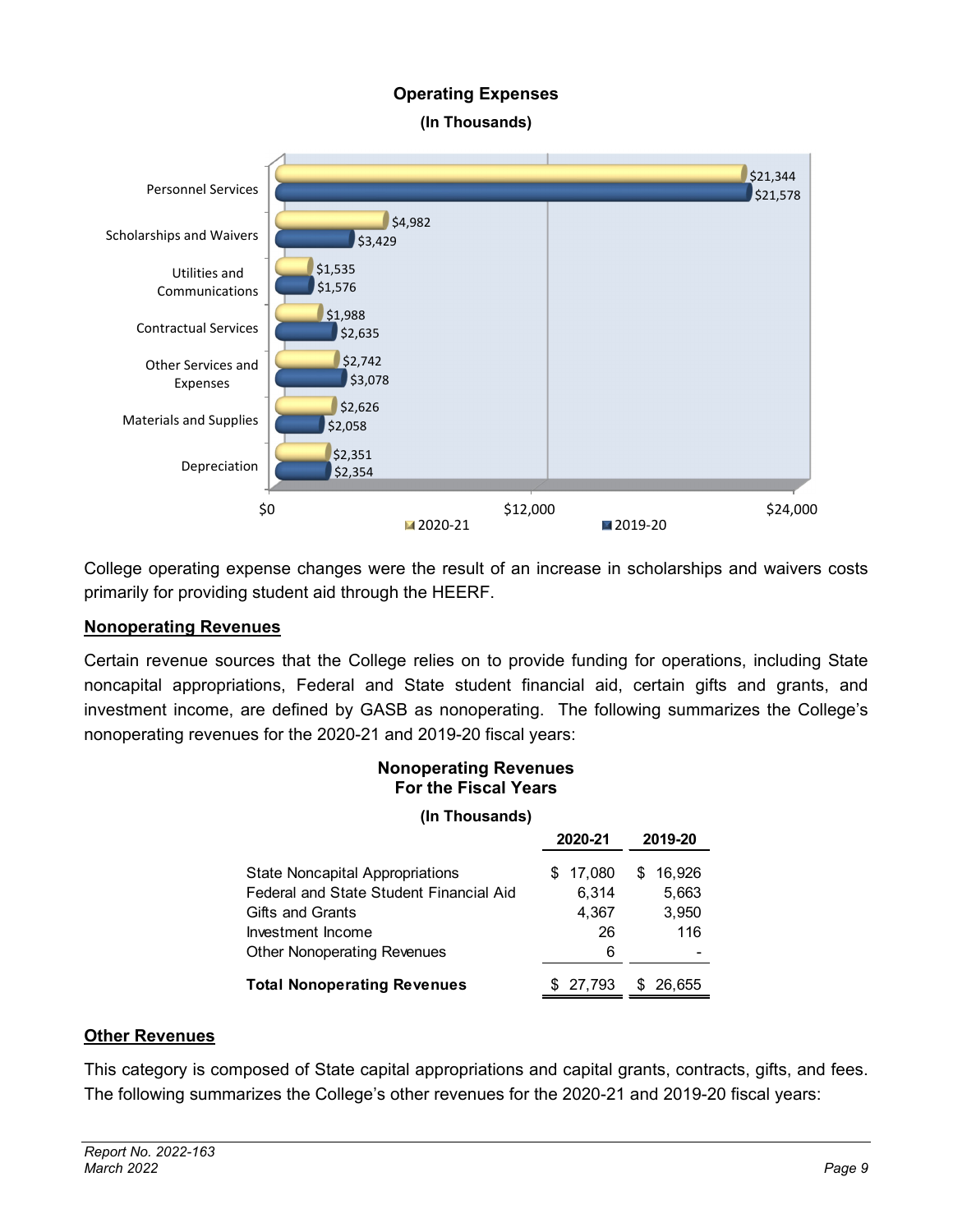**Operating Expenses**

**(In Thousands)**

| | 2020-21 | 2019-20 |
|---|---|---|
| Personnel Services | $21,344 | $21,578 |
| Scholarships and Waivers | $4,982 | $3,429 |
| Utilities and Communications | $1,535 | $1,576 |
| Contractual Services | $1,988 | $2,635 |
| Other Services and Expenses | $2,742 | $3,078 |
| Materials and Supplies | $2,626 | $2,058 |
| Depreciation | $2,351 | $2,354 |

College operating expense changes were the result of an increase in scholarships and waivers costs primarily for providing student aid through the HEERF.

## Nonoperating Revenues

Certain revenue sources that the College relies on to provide funding for operations, including State noncapital appropriations, Federal and State student financial aid, certain gifts and grants, and investment income, are defined by GASB as nonoperating. The following summarizes the College's nonoperating revenues for the 2020-21 and 2019-20 fiscal years:

**Nonoperating Revenues**
**For the Fiscal Years**

**(In Thousands)**

| | 2020-21 | 2019-20 |
|---|---|---|
| State Noncapital Appropriations | $ 17,080 | $ 16,926 |
| Federal and State Student Financial Aid | 6,314 | 5,663 |
| Gifts and Grants | 4,367 | 3,950 |
| Investment Income | 26 | 116 |
| Other Nonoperating Revenues | 6 | - |
| **Total Nonoperating Revenues** | $ 27,793 | $ 26,655 |

## Other Revenues

This category is composed of State capital appropriations and capital grants, contracts, gifts, and fees. The following summarizes the College's other revenues for the 2020-21 and 2019-20 fiscal years: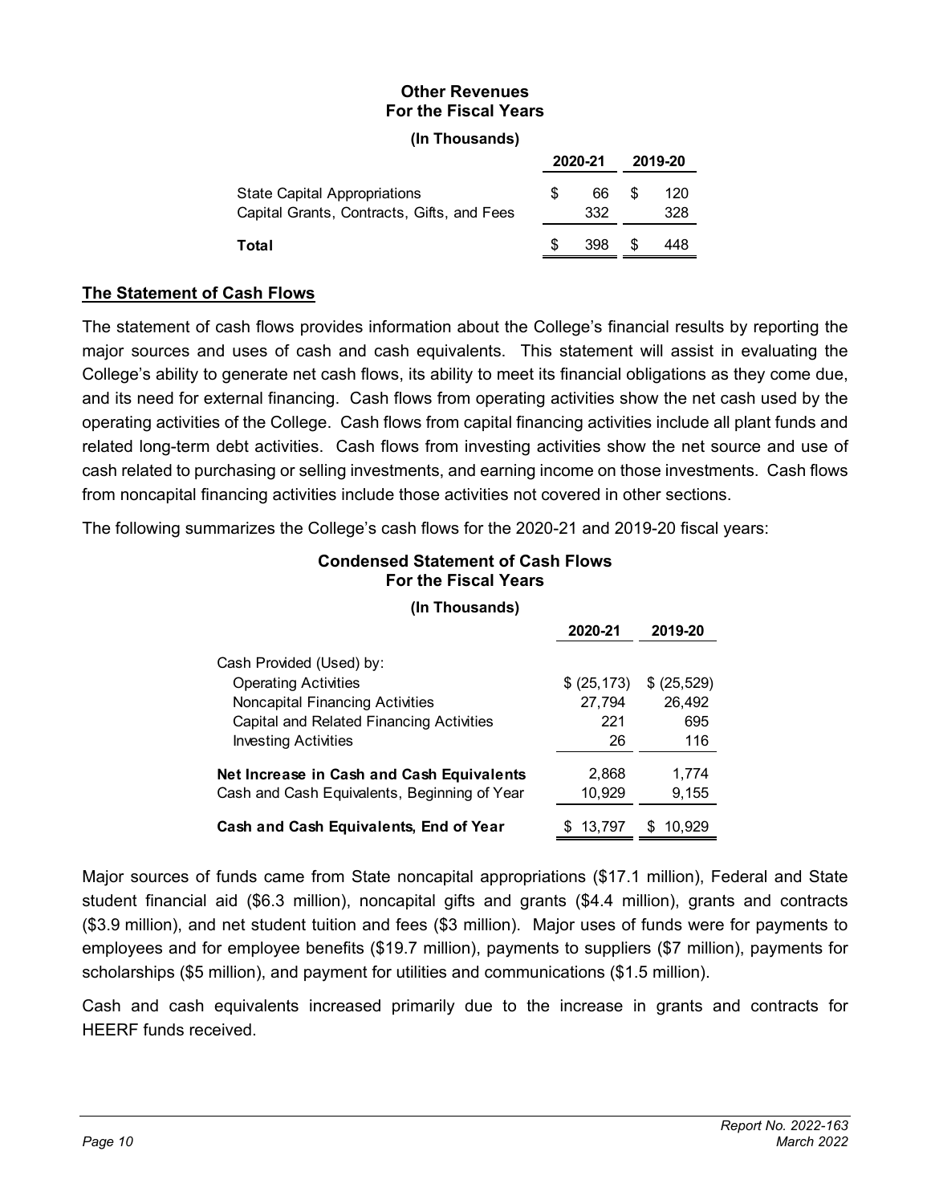**Other Revenues For the Fiscal Years**

**(In Thousands)**

| | 2020-21 | 2019-20 |
|---|---|---|
| State Capital Appropriations | $ 66 | $ 120 |
| Capital Grants, Contracts, Gifts, and Fees | 332 | 328 |
| **Total** | $ 398 | $ 448 |

## The Statement of Cash Flows

The statement of cash flows provides information about the College's financial results by reporting the major sources and uses of cash and cash equivalents. This statement will assist in evaluating the College's ability to generate net cash flows, its ability to meet its financial obligations as they come due, and its need for external financing. Cash flows from operating activities show the net cash used by the operating activities of the College. Cash flows from capital financing activities include all plant funds and related long-term debt activities. Cash flows from investing activities show the net source and use of cash related to purchasing or selling investments, and earning income on those investments. Cash flows from noncapital financing activities include those activities not covered in other sections.

The following summarizes the College's cash flows for the 2020-21 and 2019-20 fiscal years:

**Condensed Statement of Cash Flows For the Fiscal Years**

**(In Thousands)**

| | 2020-21 | 2019-20 |
|---|---|---|
| Cash Provided (Used) by: | | |
| Operating Activities | $ (25,173) | $ (25,529) |
| Noncapital Financing Activities | 27,794 | 26,492 |
| Capital and Related Financing Activities | 221 | 695 |
| Investing Activities | 26 | 116 |
| **Net Increase in Cash and Cash Equivalents** | 2,868 | 1,774 |
| Cash and Cash Equivalents, Beginning of Year | 10,929 | 9,155 |
| **Cash and Cash Equivalents, End of Year** | $ 13,797 | $ 10,929 |

Major sources of funds came from State noncapital appropriations ($17.1 million), Federal and State student financial aid ($6.3 million), noncapital gifts and grants ($4.4 million), grants and contracts ($3.9 million), and net student tuition and fees ($3 million). Major uses of funds were for payments to employees and for employee benefits ($19.7 million), payments to suppliers ($7 million), payments for scholarships ($5 million), and payment for utilities and communications ($1.5 million).

Cash and cash equivalents increased primarily due to the increase in grants and contracts for HEERF funds received.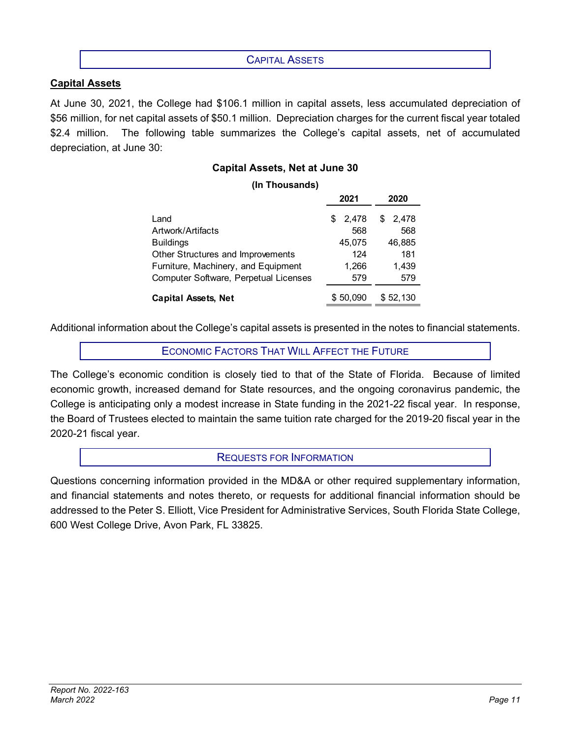## Capital Assets

### Capital Assets

At June 30, 2021, the College had $106.1 million in capital assets, less accumulated depreciation of $56 million, for net capital assets of $50.1 million. Depreciation charges for the current fiscal year totaled $2.4 million. The following table summarizes the College's capital assets, net of accumulated depreciation, at June 30:

**Capital Assets, Net at June 30**

**(In Thousands)**

| | 2021 | 2020 |
|---|---|---|
| Land | $ 2,478 | $ 2,478 |
| Artwork/Artifacts | 568 | 568 |
| Buildings | 45,075 | 46,885 |
| Other Structures and Improvements | 124 | 181 |
| Furniture, Machinery, and Equipment | 1,266 | 1,439 |
| Computer Software, Perpetual Licenses | 579 | 579 |
| **Capital Assets, Net** | $ 50,090 | $ 52,130 |

Additional information about the College's capital assets is presented in the notes to financial statements.

## Economic Factors That Will Affect the Future

The College's economic condition is closely tied to that of the State of Florida. Because of limited economic growth, increased demand for State resources, and the ongoing coronavirus pandemic, the College is anticipating only a modest increase in State funding in the 2021-22 fiscal year. In response, the Board of Trustees elected to maintain the same tuition rate charged for the 2019-20 fiscal year in the 2020-21 fiscal year.

## Requests for Information

Questions concerning information provided in the MD&A or other required supplementary information, and financial statements and notes thereto, or requests for additional financial information should be addressed to the Peter S. Elliott, Vice President for Administrative Services, South Florida State College, 600 West College Drive, Avon Park, FL 33825.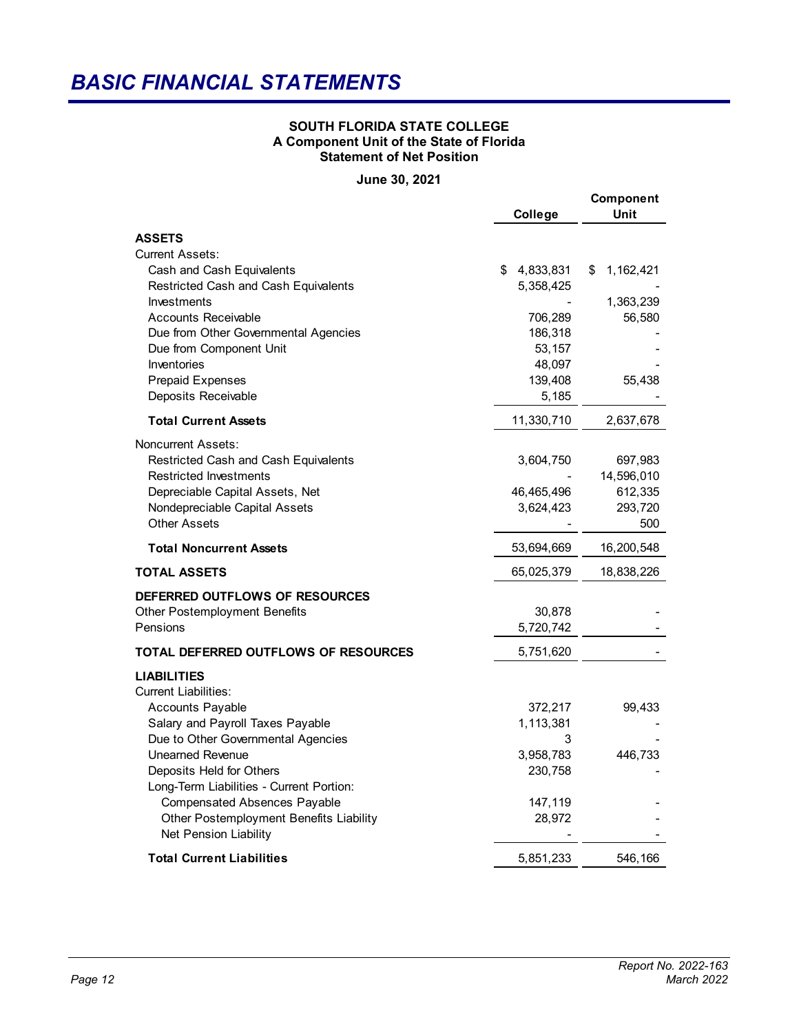# BASIC FINANCIAL STATEMENTS

**SOUTH FLORIDA STATE COLLEGE**
**A Component Unit of the State of Florida**
**Statement of Net Position**

**June 30, 2021**

| | College | Component Unit |
|---|---|---|
| **ASSETS** | | |
| Current Assets: | | |
| Cash and Cash Equivalents | $ 4,833,831 | $ 1,162,421 |
| Restricted Cash and Cash Equivalents | 5,358,425 | - |
| Investments | - | 1,363,239 |
| Accounts Receivable | 706,289 | 56,580 |
| Due from Other Governmental Agencies | 186,318 | - |
| Due from Component Unit | 53,157 | - |
| Inventories | 48,097 | - |
| Prepaid Expenses | 139,408 | 55,438 |
| Deposits Receivable | 5,185 | - |
| **Total Current Assets** | 11,330,710 | 2,637,678 |
| Noncurrent Assets: | | |
| Restricted Cash and Cash Equivalents | 3,604,750 | 697,983 |
| Restricted Investments | - | 14,596,010 |
| Depreciable Capital Assets, Net | 46,465,496 | 612,335 |
| Nondepreciable Capital Assets | 3,624,423 | 293,720 |
| Other Assets | - | 500 |
| **Total Noncurrent Assets** | 53,694,669 | 16,200,548 |
| **TOTAL ASSETS** | 65,025,379 | 18,838,226 |
| **DEFERRED OUTFLOWS OF RESOURCES** | | |
| Other Postemployment Benefits | 30,878 | - |
| Pensions | 5,720,742 | - |
| **TOTAL DEFERRED OUTFLOWS OF RESOURCES** | 5,751,620 | - |
| **LIABILITIES** | | |
| Current Liabilities: | | |
| Accounts Payable | 372,217 | 99,433 |
| Salary and Payroll Taxes Payable | 1,113,381 | - |
| Due to Other Governmental Agencies | 3 | - |
| Unearned Revenue | 3,958,783 | 446,733 |
| Deposits Held for Others | 230,758 | - |
| Long-Term Liabilities - Current Portion: | | |
| Compensated Absences Payable | 147,119 | - |
| Other Postemployment Benefits Liability | 28,972 | - |
| Net Pension Liability | - | - |
| **Total Current Liabilities** | 5,851,233 | 546,166 |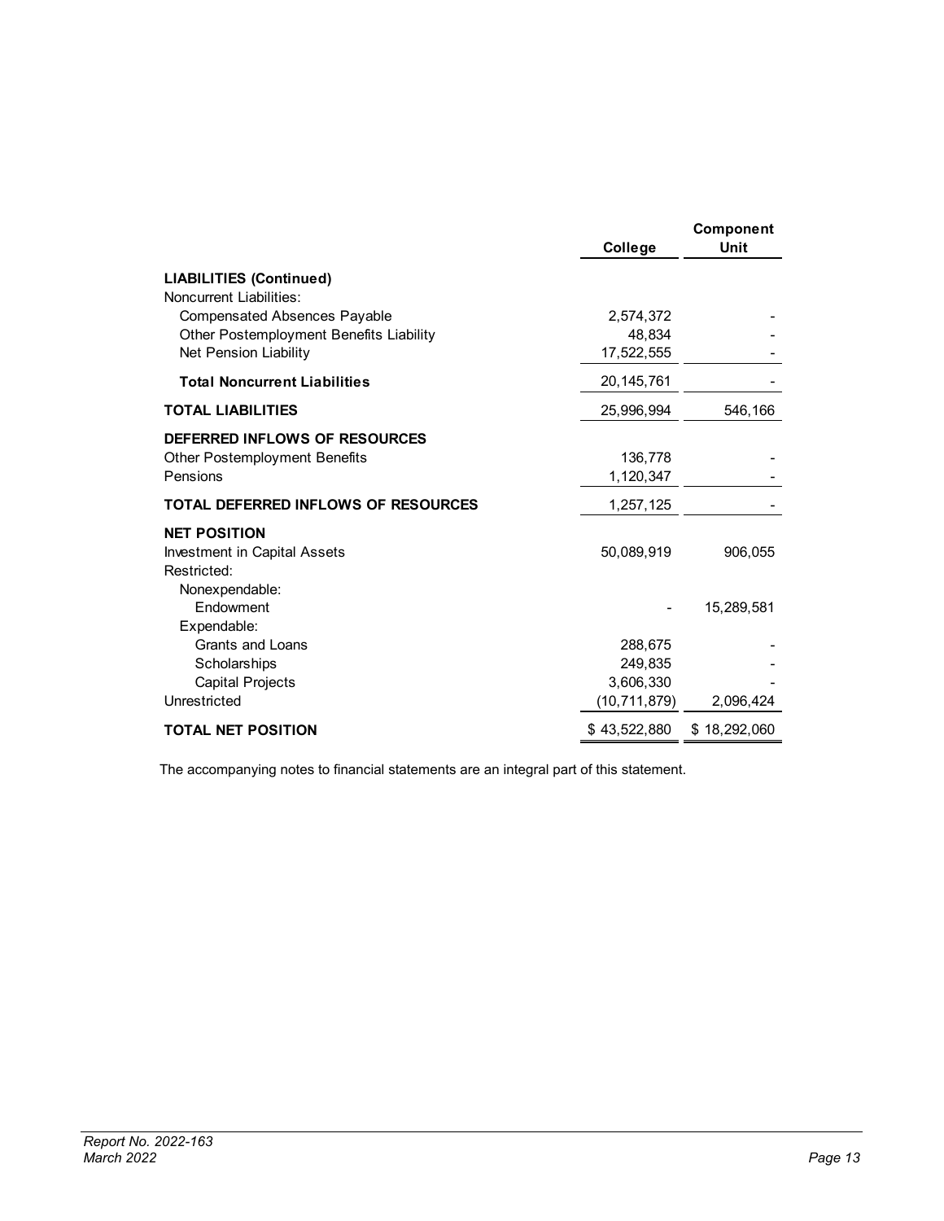| | College | Component Unit |
|---|---|---|
| **LIABILITIES (Continued)** | | |
| Noncurrent Liabilities: | | |
| Compensated Absences Payable | 2,574,372 | - |
| Other Postemployment Benefits Liability | 48,834 | - |
| Net Pension Liability | 17,522,555 | - |
| **Total Noncurrent Liabilities** | 20,145,761 | - |
| **TOTAL LIABILITIES** | 25,996,994 | 546,166 |
| **DEFERRED INFLOWS OF RESOURCES** | | |
| Other Postemployment Benefits | 136,778 | - |
| Pensions | 1,120,347 | - |
| **TOTAL DEFERRED INFLOWS OF RESOURCES** | 1,257,125 | - |
| **NET POSITION** | | |
| Investment in Capital Assets | 50,089,919 | 906,055 |
| Restricted: | | |
| Nonexpendable: | | |
| Endowment | - | 15,289,581 |
| Expendable: | | |
| Grants and Loans | 288,675 | - |
| Scholarships | 249,835 | - |
| Capital Projects | 3,606,330 | - |
| Unrestricted | (10,711,879) | 2,096,424 |
| **TOTAL NET POSITION** | $ 43,522,880 | $ 18,292,060 |

The accompanying notes to financial statements are an integral part of this statement.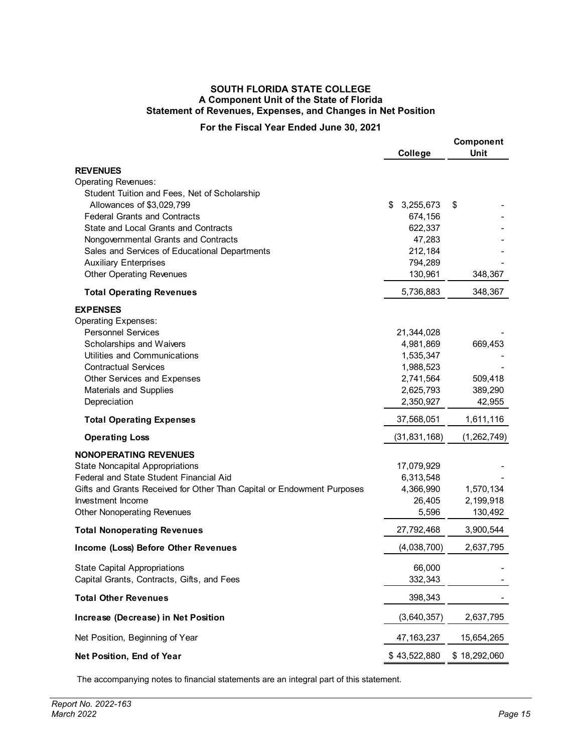# SOUTH FLORIDA STATE COLLEGE
## A Component Unit of the State of Florida
## Statement of Revenues, Expenses, and Changes in Net Position

**For the Fiscal Year Ended June 30, 2021**

| | College | Component Unit |
|---|---|---|
| **REVENUES** | | |
| Operating Revenues: | | |
| Student Tuition and Fees, Net of Scholarship Allowances of $3,029,799 | $ 3,255,673 | $ - |
| Federal Grants and Contracts | 674,156 | - |
| State and Local Grants and Contracts | 622,337 | - |
| Nongovernmental Grants and Contracts | 47,283 | - |
| Sales and Services of Educational Departments | 212,184 | - |
| Auxiliary Enterprises | 794,289 | - |
| Other Operating Revenues | 130,961 | 348,367 |
| **Total Operating Revenues** | 5,736,883 | 348,367 |
| **EXPENSES** | | |
| Operating Expenses: | | |
| Personnel Services | 21,344,028 | - |
| Scholarships and Waivers | 4,981,869 | 669,453 |
| Utilities and Communications | 1,535,347 | - |
| Contractual Services | 1,988,523 | - |
| Other Services and Expenses | 2,741,564 | 509,418 |
| Materials and Supplies | 2,625,793 | 389,290 |
| Depreciation | 2,350,927 | 42,955 |
| **Total Operating Expenses** | 37,568,051 | 1,611,116 |
| **Operating Loss** | (31,831,168) | (1,262,749) |
| **NONOPERATING REVENUES** | | |
| State Noncapital Appropriations | 17,079,929 | - |
| Federal and State Student Financial Aid | 6,313,548 | - |
| Gifts and Grants Received for Other Than Capital or Endowment Purposes | 4,366,990 | 1,570,134 |
| Investment Income | 26,405 | 2,199,918 |
| Other Nonoperating Revenues | 5,596 | 130,492 |
| **Total Nonoperating Revenues** | 27,792,468 | 3,900,544 |
| **Income (Loss) Before Other Revenues** | (4,038,700) | 2,637,795 |
| State Capital Appropriations | 66,000 | - |
| Capital Grants, Contracts, Gifts, and Fees | 332,343 | - |
| **Total Other Revenues** | 398,343 | - |
| **Increase (Decrease) in Net Position** | (3,640,357) | 2,637,795 |
| Net Position, Beginning of Year | 47,163,237 | 15,654,265 |
| **Net Position, End of Year** | $ 43,522,880 | $ 18,292,060 |

The accompanying notes to financial statements are an integral part of this statement.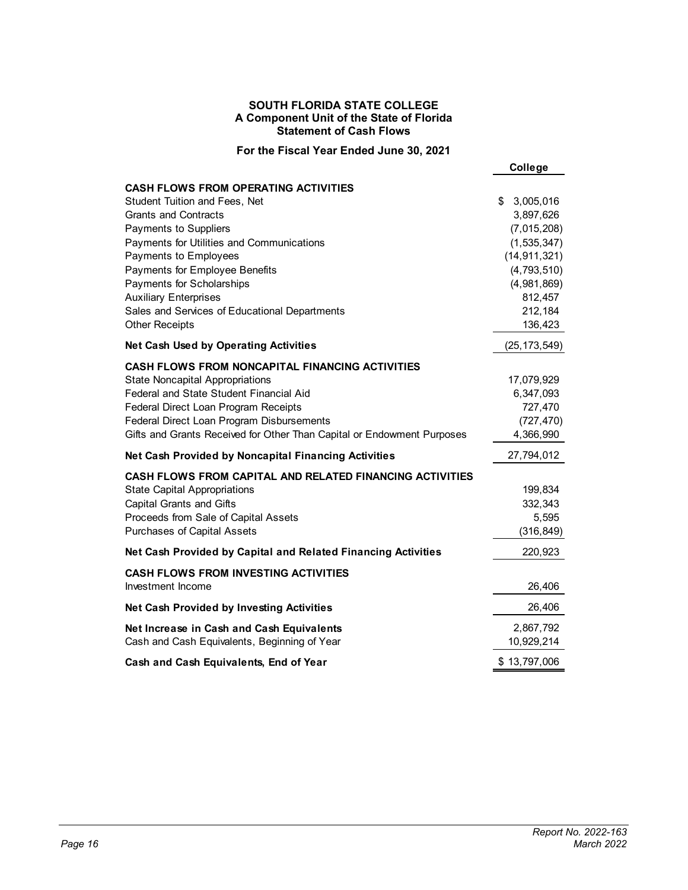**SOUTH FLORIDA STATE COLLEGE**
**A Component Unit of the State of Florida**
**Statement of Cash Flows**

**For the Fiscal Year Ended June 30, 2021**

| | College |
|---|---|
| **CASH FLOWS FROM OPERATING ACTIVITIES** | |
| Student Tuition and Fees, Net | $ 3,005,016 |
| Grants and Contracts | 3,897,626 |
| Payments to Suppliers | (7,015,208) |
| Payments for Utilities and Communications | (1,535,347) |
| Payments to Employees | (14,911,321) |
| Payments for Employee Benefits | (4,793,510) |
| Payments for Scholarships | (4,981,869) |
| Auxiliary Enterprises | 812,457 |
| Sales and Services of Educational Departments | 212,184 |
| Other Receipts | 136,423 |
| **Net Cash Used by Operating Activities** | (25,173,549) |
| **CASH FLOWS FROM NONCAPITAL FINANCING ACTIVITIES** | |
| State Noncapital Appropriations | 17,079,929 |
| Federal and State Student Financial Aid | 6,347,093 |
| Federal Direct Loan Program Receipts | 727,470 |
| Federal Direct Loan Program Disbursements | (727,470) |
| Gifts and Grants Received for Other Than Capital or Endowment Purposes | 4,366,990 |
| **Net Cash Provided by Noncapital Financing Activities** | 27,794,012 |
| **CASH FLOWS FROM CAPITAL AND RELATED FINANCING ACTIVITIES** | |
| State Capital Appropriations | 199,834 |
| Capital Grants and Gifts | 332,343 |
| Proceeds from Sale of Capital Assets | 5,595 |
| Purchases of Capital Assets | (316,849) |
| **Net Cash Provided by Capital and Related Financing Activities** | 220,923 |
| **CASH FLOWS FROM INVESTING ACTIVITIES** | |
| Investment Income | 26,406 |
| **Net Cash Provided by Investing Activities** | 26,406 |
| **Net Increase in Cash and Cash Equivalents** | 2,867,792 |
| Cash and Cash Equivalents, Beginning of Year | 10,929,214 |
| **Cash and Cash Equivalents, End of Year** | $ 13,797,006 |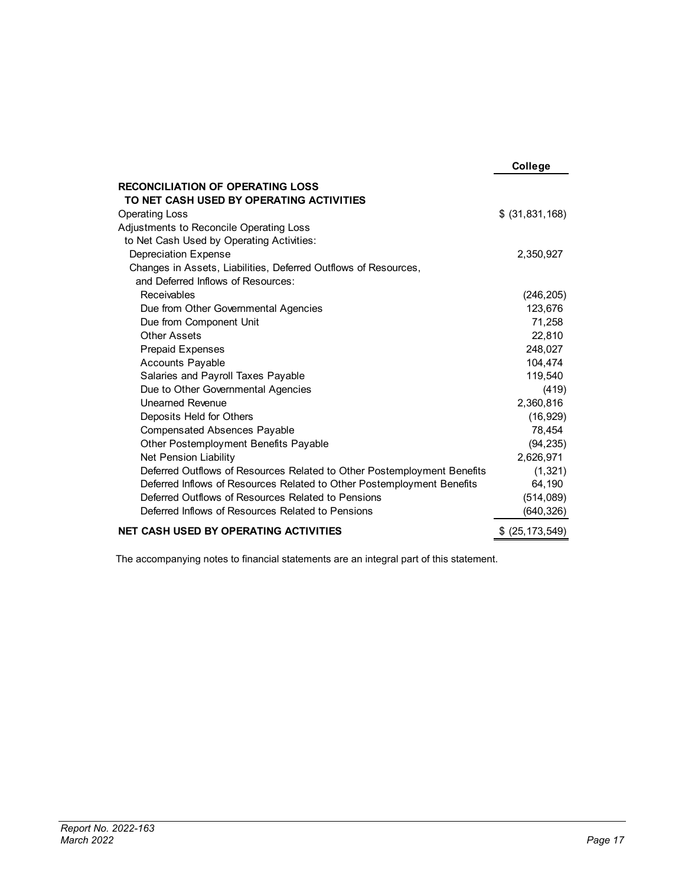| | College |
|---|---|
| **RECONCILIATION OF OPERATING LOSS TO NET CASH USED BY OPERATING ACTIVITIES** | |
| Operating Loss | $ (31,831,168) |
| Adjustments to Reconcile Operating Loss to Net Cash Used by Operating Activities: | |
| Depreciation Expense | 2,350,927 |
| Changes in Assets, Liabilities, Deferred Outflows of Resources, and Deferred Inflows of Resources: | |
| Receivables | (246,205) |
| Due from Other Governmental Agencies | 123,676 |
| Due from Component Unit | 71,258 |
| Other Assets | 22,810 |
| Prepaid Expenses | 248,027 |
| Accounts Payable | 104,474 |
| Salaries and Payroll Taxes Payable | 119,540 |
| Due to Other Governmental Agencies | (419) |
| Unearned Revenue | 2,360,816 |
| Deposits Held for Others | (16,929) |
| Compensated Absences Payable | 78,454 |
| Other Postemployment Benefits Payable | (94,235) |
| Net Pension Liability | 2,626,971 |
| Deferred Outflows of Resources Related to Other Postemployment Benefits | (1,321) |
| Deferred Inflows of Resources Related to Other Postemployment Benefits | 64,190 |
| Deferred Outflows of Resources Related to Pensions | (514,089) |
| Deferred Inflows of Resources Related to Pensions | (640,326) |
| **NET CASH USED BY OPERATING ACTIVITIES** | $ (25,173,549) |

The accompanying notes to financial statements are an integral part of this statement.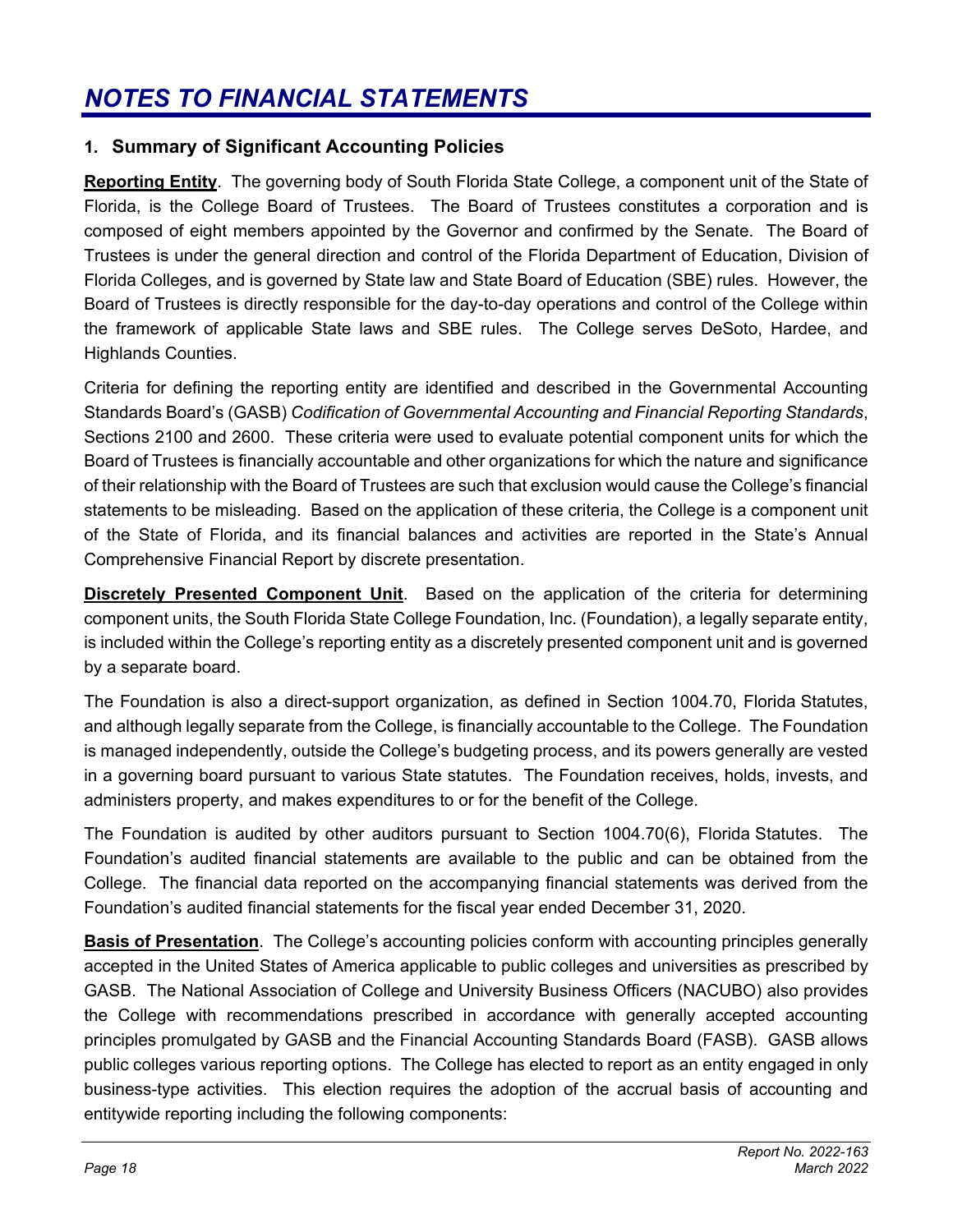# *NOTES TO FINANCIAL STATEMENTS*

## 1. Summary of Significant Accounting Policies

**Reporting Entity**. The governing body of South Florida State College, a component unit of the State of Florida, is the College Board of Trustees. The Board of Trustees constitutes a corporation and is composed of eight members appointed by the Governor and confirmed by the Senate. The Board of Trustees is under the general direction and control of the Florida Department of Education, Division of Florida Colleges, and is governed by State law and State Board of Education (SBE) rules. However, the Board of Trustees is directly responsible for the day-to-day operations and control of the College within the framework of applicable State laws and SBE rules. The College serves DeSoto, Hardee, and Highlands Counties.

Criteria for defining the reporting entity are identified and described in the Governmental Accounting Standards Board's (GASB) *Codification of Governmental Accounting and Financial Reporting Standards*, Sections 2100 and 2600. These criteria were used to evaluate potential component units for which the Board of Trustees is financially accountable and other organizations for which the nature and significance of their relationship with the Board of Trustees are such that exclusion would cause the College's financial statements to be misleading. Based on the application of these criteria, the College is a component unit of the State of Florida, and its financial balances and activities are reported in the State's Annual Comprehensive Financial Report by discrete presentation.

**Discretely Presented Component Unit**. Based on the application of the criteria for determining component units, the South Florida State College Foundation, Inc. (Foundation), a legally separate entity, is included within the College's reporting entity as a discretely presented component unit and is governed by a separate board.

The Foundation is also a direct-support organization, as defined in Section 1004.70, Florida Statutes, and although legally separate from the College, is financially accountable to the College. The Foundation is managed independently, outside the College's budgeting process, and its powers generally are vested in a governing board pursuant to various State statutes. The Foundation receives, holds, invests, and administers property, and makes expenditures to or for the benefit of the College.

The Foundation is audited by other auditors pursuant to Section 1004.70(6), Florida Statutes. The Foundation's audited financial statements are available to the public and can be obtained from the College. The financial data reported on the accompanying financial statements was derived from the Foundation's audited financial statements for the fiscal year ended December 31, 2020.

**Basis of Presentation**. The College's accounting policies conform with accounting principles generally accepted in the United States of America applicable to public colleges and universities as prescribed by GASB. The National Association of College and University Business Officers (NACUBO) also provides the College with recommendations prescribed in accordance with generally accepted accounting principles promulgated by GASB and the Financial Accounting Standards Board (FASB). GASB allows public colleges various reporting options. The College has elected to report as an entity engaged in only business-type activities. This election requires the adoption of the accrual basis of accounting and entitywide reporting including the following components: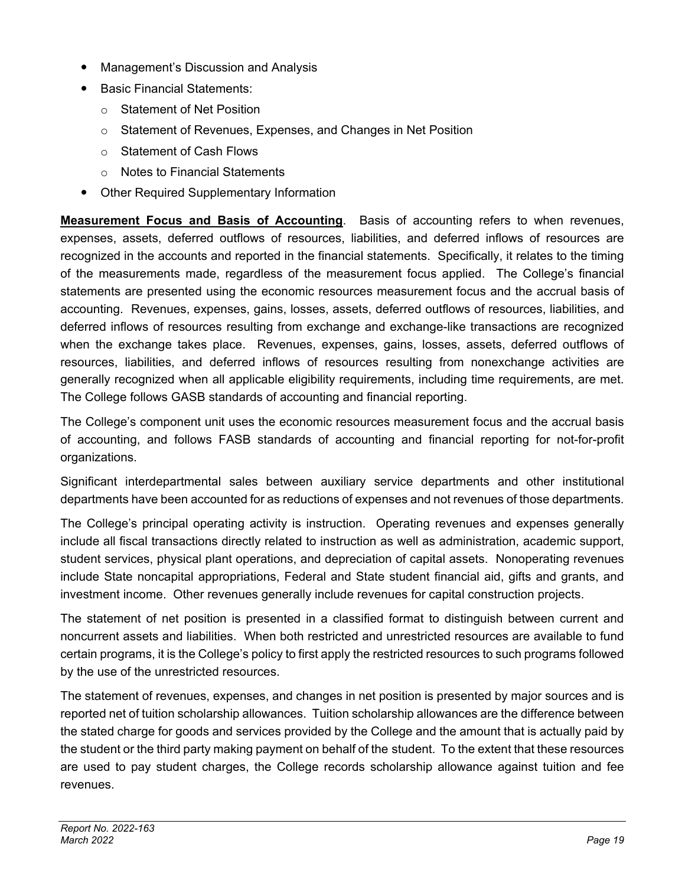- Management's Discussion and Analysis
- Basic Financial Statements:
  - Statement of Net Position
  - Statement of Revenues, Expenses, and Changes in Net Position
  - Statement of Cash Flows
  - Notes to Financial Statements
- Other Required Supplementary Information

**Measurement Focus and Basis of Accounting**. Basis of accounting refers to when revenues, expenses, assets, deferred outflows of resources, liabilities, and deferred inflows of resources are recognized in the accounts and reported in the financial statements. Specifically, it relates to the timing of the measurements made, regardless of the measurement focus applied. The College's financial statements are presented using the economic resources measurement focus and the accrual basis of accounting. Revenues, expenses, gains, losses, assets, deferred outflows of resources, liabilities, and deferred inflows of resources resulting from exchange and exchange-like transactions are recognized when the exchange takes place. Revenues, expenses, gains, losses, assets, deferred outflows of resources, liabilities, and deferred inflows of resources resulting from nonexchange activities are generally recognized when all applicable eligibility requirements, including time requirements, are met. The College follows GASB standards of accounting and financial reporting.

The College's component unit uses the economic resources measurement focus and the accrual basis of accounting, and follows FASB standards of accounting and financial reporting for not-for-profit organizations.

Significant interdepartmental sales between auxiliary service departments and other institutional departments have been accounted for as reductions of expenses and not revenues of those departments.

The College's principal operating activity is instruction. Operating revenues and expenses generally include all fiscal transactions directly related to instruction as well as administration, academic support, student services, physical plant operations, and depreciation of capital assets. Nonoperating revenues include State noncapital appropriations, Federal and State student financial aid, gifts and grants, and investment income. Other revenues generally include revenues for capital construction projects.

The statement of net position is presented in a classified format to distinguish between current and noncurrent assets and liabilities. When both restricted and unrestricted resources are available to fund certain programs, it is the College's policy to first apply the restricted resources to such programs followed by the use of the unrestricted resources.

The statement of revenues, expenses, and changes in net position is presented by major sources and is reported net of tuition scholarship allowances. Tuition scholarship allowances are the difference between the stated charge for goods and services provided by the College and the amount that is actually paid by the student or the third party making payment on behalf of the student. To the extent that these resources are used to pay student charges, the College records scholarship allowance against tuition and fee revenues.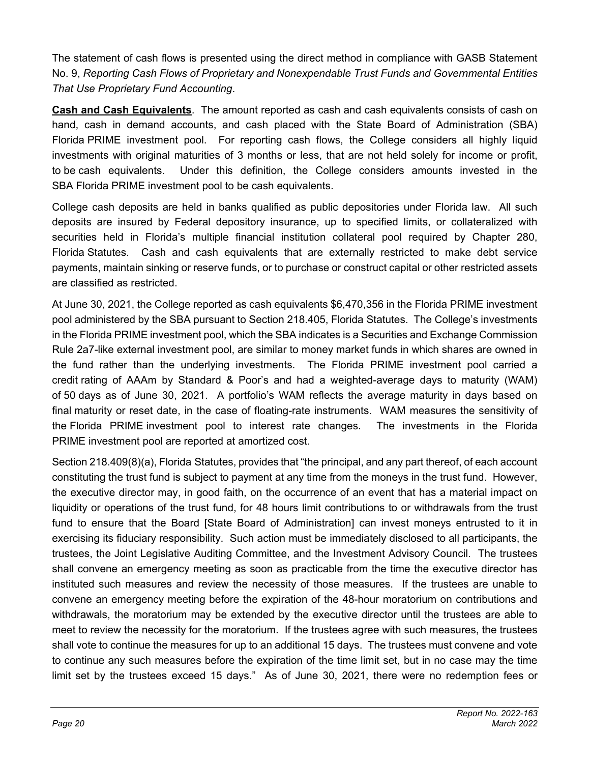The statement of cash flows is presented using the direct method in compliance with GASB Statement No. 9, *Reporting Cash Flows of Proprietary and Nonexpendable Trust Funds and Governmental Entities That Use Proprietary Fund Accounting*.

**Cash and Cash Equivalents**. The amount reported as cash and cash equivalents consists of cash on hand, cash in demand accounts, and cash placed with the State Board of Administration (SBA) Florida PRIME investment pool. For reporting cash flows, the College considers all highly liquid investments with original maturities of 3 months or less, that are not held solely for income or profit, to be cash equivalents. Under this definition, the College considers amounts invested in the SBA Florida PRIME investment pool to be cash equivalents.

College cash deposits are held in banks qualified as public depositories under Florida law. All such deposits are insured by Federal depository insurance, up to specified limits, or collateralized with securities held in Florida's multiple financial institution collateral pool required by Chapter 280, Florida Statutes. Cash and cash equivalents that are externally restricted to make debt service payments, maintain sinking or reserve funds, or to purchase or construct capital or other restricted assets are classified as restricted.

At June 30, 2021, the College reported as cash equivalents $6,470,356 in the Florida PRIME investment pool administered by the SBA pursuant to Section 218.405, Florida Statutes. The College's investments in the Florida PRIME investment pool, which the SBA indicates is a Securities and Exchange Commission Rule 2a7-like external investment pool, are similar to money market funds in which shares are owned in the fund rather than the underlying investments. The Florida PRIME investment pool carried a credit rating of AAAm by Standard & Poor's and had a weighted-average days to maturity (WAM) of 50 days as of June 30, 2021. A portfolio's WAM reflects the average maturity in days based on final maturity or reset date, in the case of floating-rate instruments. WAM measures the sensitivity of the Florida PRIME investment pool to interest rate changes. The investments in the Florida PRIME investment pool are reported at amortized cost.

Section 218.409(8)(a), Florida Statutes, provides that "the principal, and any part thereof, of each account constituting the trust fund is subject to payment at any time from the moneys in the trust fund. However, the executive director may, in good faith, on the occurrence of an event that has a material impact on liquidity or operations of the trust fund, for 48 hours limit contributions to or withdrawals from the trust fund to ensure that the Board [State Board of Administration] can invest moneys entrusted to it in exercising its fiduciary responsibility. Such action must be immediately disclosed to all participants, the trustees, the Joint Legislative Auditing Committee, and the Investment Advisory Council. The trustees shall convene an emergency meeting as soon as practicable from the time the executive director has instituted such measures and review the necessity of those measures. If the trustees are unable to convene an emergency meeting before the expiration of the 48-hour moratorium on contributions and withdrawals, the moratorium may be extended by the executive director until the trustees are able to meet to review the necessity for the moratorium. If the trustees agree with such measures, the trustees shall vote to continue the measures for up to an additional 15 days. The trustees must convene and vote to continue any such measures before the expiration of the time limit set, but in no case may the time limit set by the trustees exceed 15 days." As of June 30, 2021, there were no redemption fees or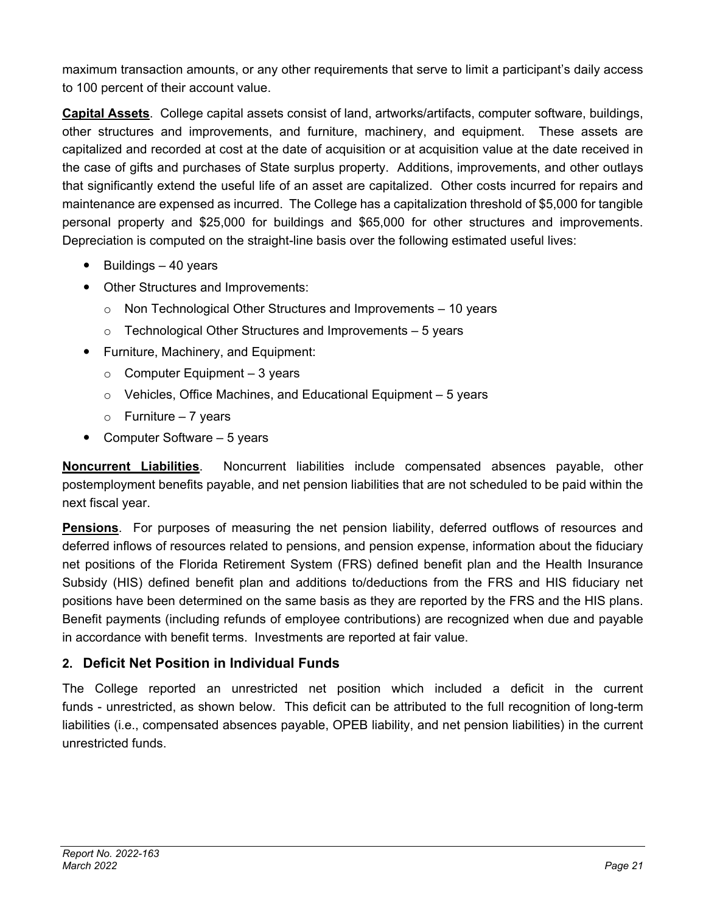maximum transaction amounts, or any other requirements that serve to limit a participant's daily access to 100 percent of their account value.

**Capital Assets**. College capital assets consist of land, artworks/artifacts, computer software, buildings, other structures and improvements, and furniture, machinery, and equipment. These assets are capitalized and recorded at cost at the date of acquisition or at acquisition value at the date received in the case of gifts and purchases of State surplus property. Additions, improvements, and other outlays that significantly extend the useful life of an asset are capitalized. Other costs incurred for repairs and maintenance are expensed as incurred. The College has a capitalization threshold of $5,000 for tangible personal property and $25,000 for buildings and $65,000 for other structures and improvements. Depreciation is computed on the straight-line basis over the following estimated useful lives:

- Buildings – 40 years
- Other Structures and Improvements:
  - Non Technological Other Structures and Improvements – 10 years
  - Technological Other Structures and Improvements – 5 years
- Furniture, Machinery, and Equipment:
  - Computer Equipment – 3 years
  - Vehicles, Office Machines, and Educational Equipment – 5 years
  - Furniture – 7 years
- Computer Software – 5 years

**Noncurrent Liabilities**. Noncurrent liabilities include compensated absences payable, other postemployment benefits payable, and net pension liabilities that are not scheduled to be paid within the next fiscal year.

**Pensions**. For purposes of measuring the net pension liability, deferred outflows of resources and deferred inflows of resources related to pensions, and pension expense, information about the fiduciary net positions of the Florida Retirement System (FRS) defined benefit plan and the Health Insurance Subsidy (HIS) defined benefit plan and additions to/deductions from the FRS and HIS fiduciary net positions have been determined on the same basis as they are reported by the FRS and the HIS plans. Benefit payments (including refunds of employee contributions) are recognized when due and payable in accordance with benefit terms. Investments are reported at fair value.

## 2. Deficit Net Position in Individual Funds

The College reported an unrestricted net position which included a deficit in the current funds - unrestricted, as shown below. This deficit can be attributed to the full recognition of long-term liabilities (i.e., compensated absences payable, OPEB liability, and net pension liabilities) in the current unrestricted funds.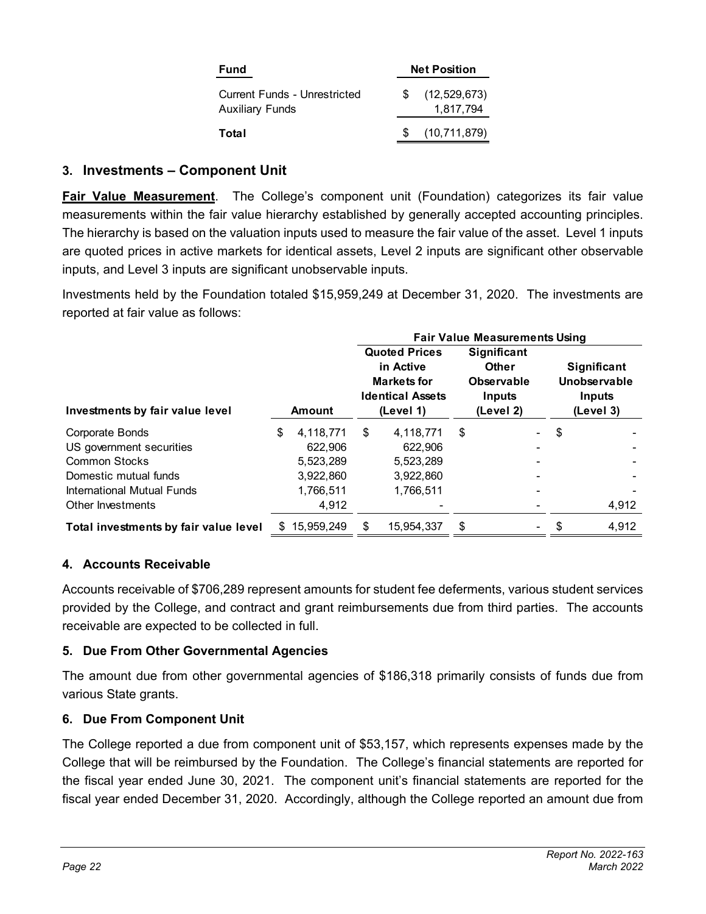| Fund | Net Position |
|---|---|
| Current Funds - Unrestricted | $ (12,529,673) |
| Auxiliary Funds | 1,817,794 |
| **Total** | $ (10,711,879) |

### 3. Investments – Component Unit

**Fair Value Measurement**. The College's component unit (Foundation) categorizes its fair value measurements within the fair value hierarchy established by generally accepted accounting principles. The hierarchy is based on the valuation inputs used to measure the fair value of the asset. Level 1 inputs are quoted prices in active markets for identical assets, Level 2 inputs are significant other observable inputs, and Level 3 inputs are significant unobservable inputs.

Investments held by the Foundation totaled $15,959,249 at December 31, 2020. The investments are reported at fair value as follows:

| | | Fair Value Measurements Using | | |
|---|---|---|---|---|
| **Investments by fair value level** | **Amount** | **Quoted Prices in Active Markets for Identical Assets (Level 1)** | **Significant Other Observable Inputs (Level 2)** | **Significant Unobservable Inputs (Level 3)** |
| Corporate Bonds | $ 4,118,771 | $ 4,118,771 | $ - | $ - |
| US government securities | 622,906 | 622,906 | - | - |
| Common Stocks | 5,523,289 | 5,523,289 | - | - |
| Domestic mutual funds | 3,922,860 | 3,922,860 | - | - |
| International Mutual Funds | 1,766,511 | 1,766,511 | - | - |
| Other Investments | 4,912 | - | - | 4,912 |
| **Total investments by fair value level** | $ 15,959,249 | $ 15,954,337 | $ - | $ 4,912 |

### 4. Accounts Receivable

Accounts receivable of $706,289 represent amounts for student fee deferments, various student services provided by the College, and contract and grant reimbursements due from third parties. The accounts receivable are expected to be collected in full.

### 5. Due From Other Governmental Agencies

The amount due from other governmental agencies of $186,318 primarily consists of funds due from various State grants.

### 6. Due From Component Unit

The College reported a due from component unit of $53,157, which represents expenses made by the College that will be reimbursed by the Foundation. The College's financial statements are reported for the fiscal year ended June 30, 2021. The component unit's financial statements are reported for the fiscal year ended December 31, 2020. Accordingly, although the College reported an amount due from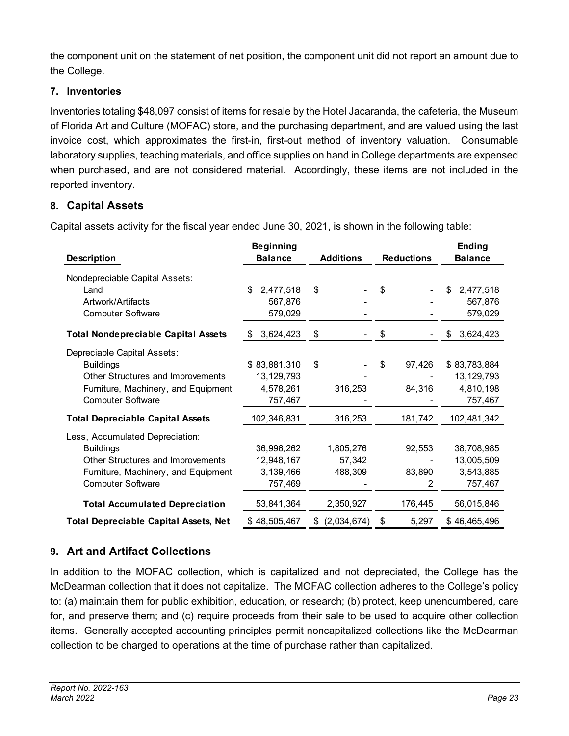the component unit on the statement of net position, the component unit did not report an amount due to the College.

### 7. Inventories

Inventories totaling $48,097 consist of items for resale by the Hotel Jacaranda, the cafeteria, the Museum of Florida Art and Culture (MOFAC) store, and the purchasing department, and are valued using the last invoice cost, which approximates the first-in, first-out method of inventory valuation. Consumable laboratory supplies, teaching materials, and office supplies on hand in College departments are expensed when purchased, and are not considered material. Accordingly, these items are not included in the reported inventory.

## 8. Capital Assets

Capital assets activity for the fiscal year ended June 30, 2021, is shown in the following table:

| Description | Beginning Balance | Additions | Reductions | Ending Balance |
|---|---|---|---|---|
| Nondepreciable Capital Assets: | | | | |
| Land | $ 2,477,518 | $ - | $ - | $ 2,477,518 |
| Artwork/Artifacts | 567,876 | - | - | 567,876 |
| Computer Software | 579,029 | - | - | 579,029 |
| **Total Nondepreciable Capital Assets** | $ 3,624,423 | $ - | $ - | $ 3,624,423 |
| Depreciable Capital Assets: | | | | |
| Buildings | $ 83,881,310 | $ - | $ 97,426 | $ 83,783,884 |
| Other Structures and Improvements | 13,129,793 | - | - | 13,129,793 |
| Furniture, Machinery, and Equipment | 4,578,261 | 316,253 | 84,316 | 4,810,198 |
| Computer Software | 757,467 | - | - | 757,467 |
| **Total Depreciable Capital Assets** | 102,346,831 | 316,253 | 181,742 | 102,481,342 |
| Less, Accumulated Depreciation: | | | | |
| Buildings | 36,996,262 | 1,805,276 | 92,553 | 38,708,985 |
| Other Structures and Improvements | 12,948,167 | 57,342 | - | 13,005,509 |
| Furniture, Machinery, and Equipment | 3,139,466 | 488,309 | 83,890 | 3,543,885 |
| Computer Software | 757,469 | - | 2 | 757,467 |
| **Total Accumulated Depreciation** | 53,841,364 | 2,350,927 | 176,445 | 56,015,846 |
| **Total Depreciable Capital Assets, Net** | $ 48,505,467 | $ (2,034,674) | $ 5,297 | $ 46,465,496 |

## 9. Art and Artifact Collections

In addition to the MOFAC collection, which is capitalized and not depreciated, the College has the McDearman collection that it does not capitalize. The MOFAC collection adheres to the College's policy to: (a) maintain them for public exhibition, education, or research; (b) protect, keep unencumbered, care for, and preserve them; and (c) require proceeds from their sale to be used to acquire other collection items. Generally accepted accounting principles permit noncapitalized collections like the McDearman collection to be charged to operations at the time of purchase rather than capitalized.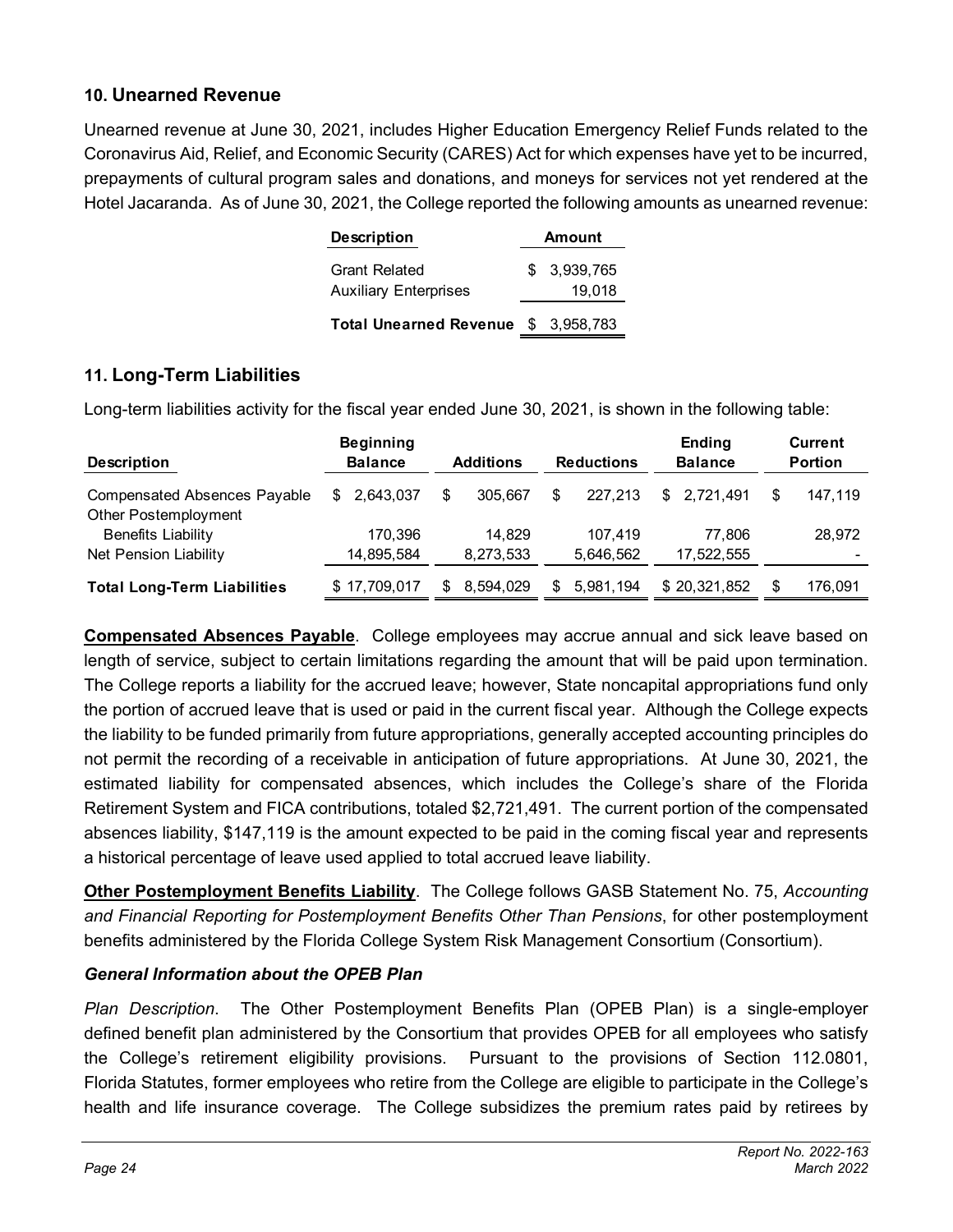## 10. Unearned Revenue

Unearned revenue at June 30, 2021, includes Higher Education Emergency Relief Funds related to the Coronavirus Aid, Relief, and Economic Security (CARES) Act for which expenses have yet to be incurred, prepayments of cultural program sales and donations, and moneys for services not yet rendered at the Hotel Jacaranda. As of June 30, 2021, the College reported the following amounts as unearned revenue:

| Description | Amount |
|---|---|
| Grant Related | $ 3,939,765 |
| Auxiliary Enterprises | 19,018 |
| **Total Unearned Revenue** | $ 3,958,783 |

## 11. Long-Term Liabilities

Long-term liabilities activity for the fiscal year ended June 30, 2021, is shown in the following table:

| Description | Beginning Balance | Additions | Reductions | Ending Balance | Current Portion |
|---|---|---|---|---|---|
| Compensated Absences Payable | $ 2,643,037 | $ 305,667 | $ 227,213 | $ 2,721,491 | $ 147,119 |
| Other Postemployment Benefits Liability | 170,396 | 14,829 | 107,419 | 77,806 | 28,972 |
| Net Pension Liability | 14,895,584 | 8,273,533 | 5,646,562 | 17,522,555 | - |
| **Total Long-Term Liabilities** | $ 17,709,017 | $ 8,594,029 | $ 5,981,194 | $ 20,321,852 | $ 176,091 |

**Compensated Absences Payable**. College employees may accrue annual and sick leave based on length of service, subject to certain limitations regarding the amount that will be paid upon termination. The College reports a liability for the accrued leave; however, State noncapital appropriations fund only the portion of accrued leave that is used or paid in the current fiscal year. Although the College expects the liability to be funded primarily from future appropriations, generally accepted accounting principles do not permit the recording of a receivable in anticipation of future appropriations. At June 30, 2021, the estimated liability for compensated absences, which includes the College's share of the Florida Retirement System and FICA contributions, totaled $2,721,491. The current portion of the compensated absences liability, $147,119 is the amount expected to be paid in the coming fiscal year and represents a historical percentage of leave used applied to total accrued leave liability.

**Other Postemployment Benefits Liability**. The College follows GASB Statement No. 75, *Accounting and Financial Reporting for Postemployment Benefits Other Than Pensions*, for other postemployment benefits administered by the Florida College System Risk Management Consortium (Consortium).

### *General Information about the OPEB Plan*

*Plan Description*. The Other Postemployment Benefits Plan (OPEB Plan) is a single-employer defined benefit plan administered by the Consortium that provides OPEB for all employees who satisfy the College's retirement eligibility provisions. Pursuant to the provisions of Section 112.0801, Florida Statutes, former employees who retire from the College are eligible to participate in the College's health and life insurance coverage. The College subsidizes the premium rates paid by retirees by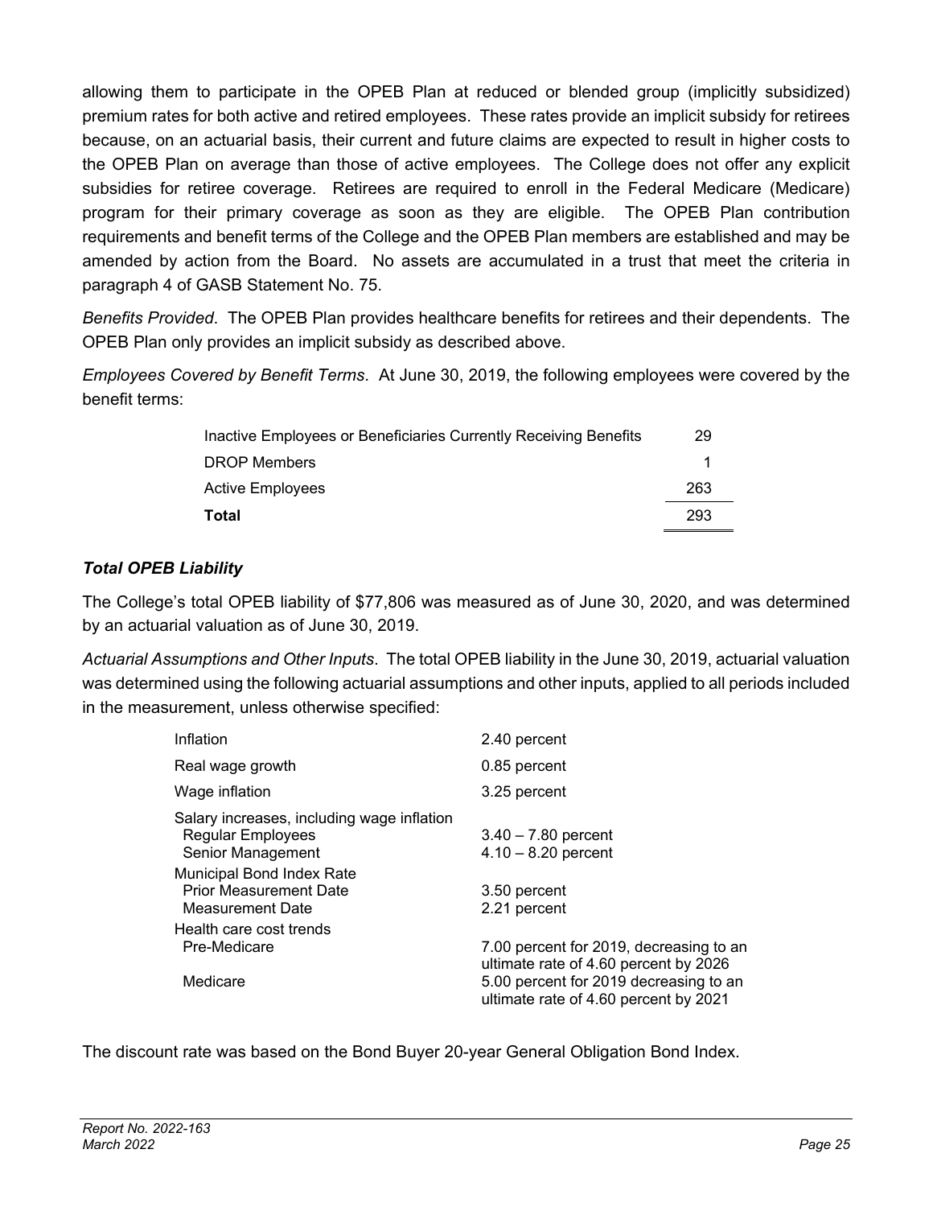allowing them to participate in the OPEB Plan at reduced or blended group (implicitly subsidized) premium rates for both active and retired employees. These rates provide an implicit subsidy for retirees because, on an actuarial basis, their current and future claims are expected to result in higher costs to the OPEB Plan on average than those of active employees. The College does not offer any explicit subsidies for retiree coverage. Retirees are required to enroll in the Federal Medicare (Medicare) program for their primary coverage as soon as they are eligible. The OPEB Plan contribution requirements and benefit terms of the College and the OPEB Plan members are established and may be amended by action from the Board. No assets are accumulated in a trust that meet the criteria in paragraph 4 of GASB Statement No. 75.

*Benefits Provided*. The OPEB Plan provides healthcare benefits for retirees and their dependents. The OPEB Plan only provides an implicit subsidy as described above.

*Employees Covered by Benefit Terms*. At June 30, 2019, the following employees were covered by the benefit terms:

| | |
|---|---|
| Inactive Employees or Beneficiaries Currently Receiving Benefits | 29 |
| DROP Members | 1 |
| Active Employees | 263 |
| **Total** | 293 |

### *Total OPEB Liability*

The College's total OPEB liability of $77,806 was measured as of June 30, 2020, and was determined by an actuarial valuation as of June 30, 2019.

*Actuarial Assumptions and Other Inputs*. The total OPEB liability in the June 30, 2019, actuarial valuation was determined using the following actuarial assumptions and other inputs, applied to all periods included in the measurement, unless otherwise specified:

| | |
|---|---|
| Inflation | 2.40 percent |
| Real wage growth | 0.85 percent |
| Wage inflation | 3.25 percent |
| Salary increases, including wage inflation | |
| Regular Employees | 3.40 – 7.80 percent |
| Senior Management | 4.10 – 8.20 percent |
| Municipal Bond Index Rate | |
| Prior Measurement Date | 3.50 percent |
| Measurement Date | 2.21 percent |
| Health care cost trends | |
| Pre-Medicare | 7.00 percent for 2019, decreasing to an ultimate rate of 4.60 percent by 2026 |
| Medicare | 5.00 percent for 2019 decreasing to an ultimate rate of 4.60 percent by 2021 |

The discount rate was based on the Bond Buyer 20-year General Obligation Bond Index.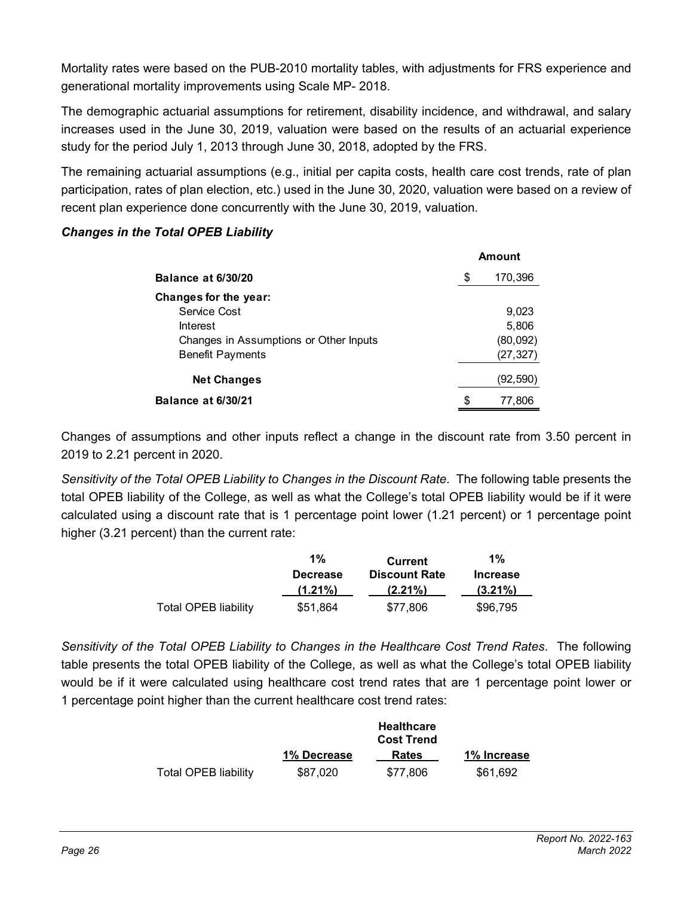Mortality rates were based on the PUB-2010 mortality tables, with adjustments for FRS experience and generational mortality improvements using Scale MP- 2018.

The demographic actuarial assumptions for retirement, disability incidence, and withdrawal, and salary increases used in the June 30, 2019, valuation were based on the results of an actuarial experience study for the period July 1, 2013 through June 30, 2018, adopted by the FRS.

The remaining actuarial assumptions (e.g., initial per capita costs, health care cost trends, rate of plan participation, rates of plan election, etc.) used in the June 30, 2020, valuation were based on a review of recent plan experience done concurrently with the June 30, 2019, valuation.

***Changes in the Total OPEB Liability***

| | Amount |
|---|---|
| **Balance at 6/30/20** | $ 170,396 |
| **Changes for the year:** | |
| Service Cost | 9,023 |
| Interest | 5,806 |
| Changes in Assumptions or Other Inputs | (80,092) |
| Benefit Payments | (27,327) |
| **Net Changes** | (92,590) |
| **Balance at 6/30/21** | $ 77,806 |

Changes of assumptions and other inputs reflect a change in the discount rate from 3.50 percent in 2019 to 2.21 percent in 2020.

*Sensitivity of the Total OPEB Liability to Changes in the Discount Rate*. The following table presents the total OPEB liability of the College, as well as what the College's total OPEB liability would be if it were calculated using a discount rate that is 1 percentage point lower (1.21 percent) or 1 percentage point higher (3.21 percent) than the current rate:

| | 1% Decrease (1.21%) | Current Discount Rate (2.21%) | 1% Increase (3.21%) |
|---|---|---|---|
| Total OPEB liability | $51,864 | $77,806 | $96,795 |

*Sensitivity of the Total OPEB Liability to Changes in the Healthcare Cost Trend Rates*. The following table presents the total OPEB liability of the College, as well as what the College's total OPEB liability would be if it were calculated using healthcare cost trend rates that are 1 percentage point lower or 1 percentage point higher than the current healthcare cost trend rates:

| | 1% Decrease | Healthcare Cost Trend Rates | 1% Increase |
|---|---|---|---|
| Total OPEB liability | $87,020 | $77,806 | $61,692 |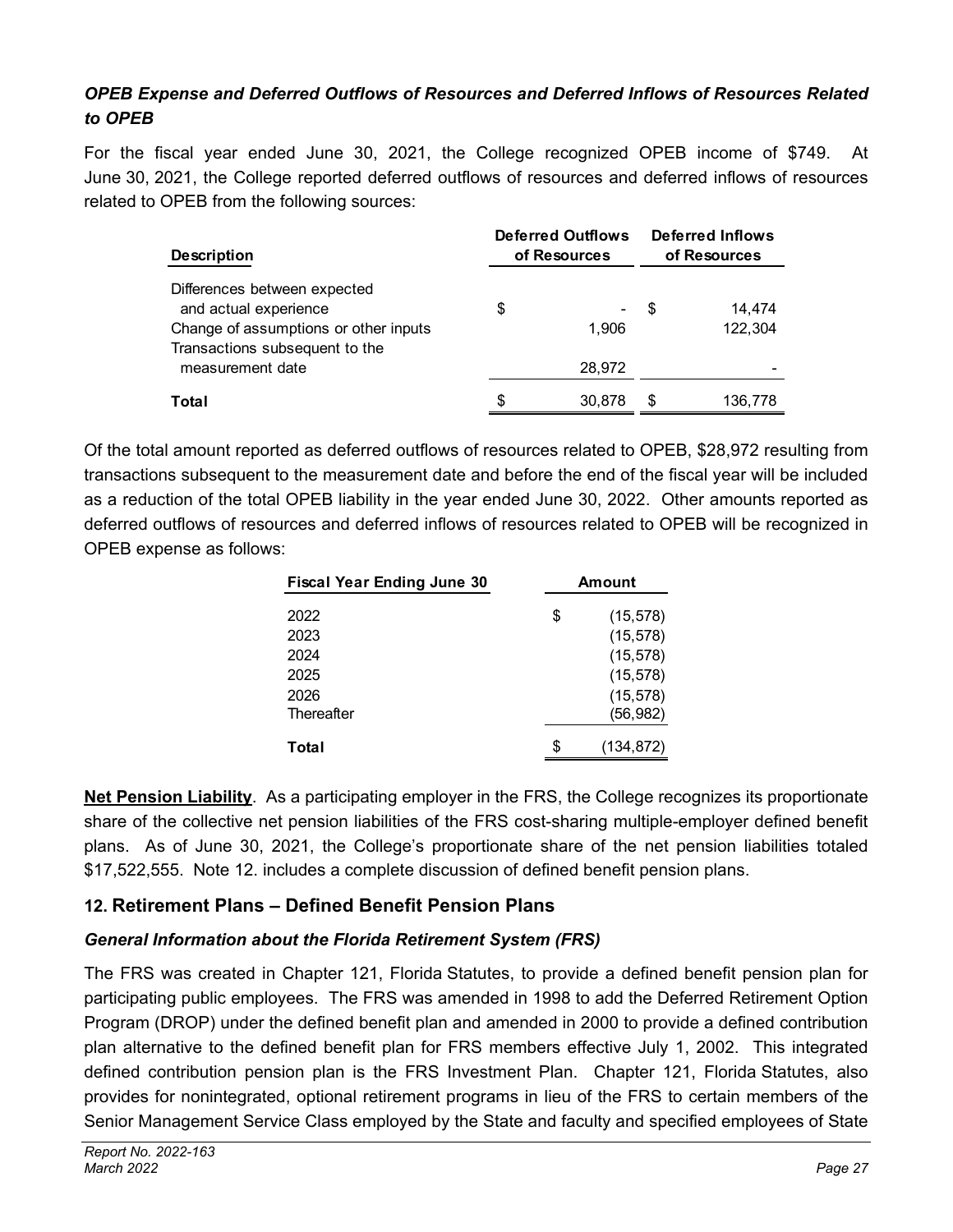### *OPEB Expense and Deferred Outflows of Resources and Deferred Inflows of Resources Related to OPEB*

For the fiscal year ended June 30, 2021, the College recognized OPEB income of $749. At June 30, 2021, the College reported deferred outflows of resources and deferred inflows of resources related to OPEB from the following sources:

| Description | Deferred Outflows of Resources | Deferred Inflows of Resources |
|---|---|---|
| Differences between expected and actual experience | $ - | $ 14,474 |
| Change of assumptions or other inputs | 1,906 | 122,304 |
| Transactions subsequent to the measurement date | 28,972 | - |
| **Total** | $ 30,878 | $ 136,778 |

Of the total amount reported as deferred outflows of resources related to OPEB, $28,972 resulting from transactions subsequent to the measurement date and before the end of the fiscal year will be included as a reduction of the total OPEB liability in the year ended June 30, 2022. Other amounts reported as deferred outflows of resources and deferred inflows of resources related to OPEB will be recognized in OPEB expense as follows:

| Fiscal Year Ending June 30 | Amount |
|---|---|
| 2022 | $ (15,578) |
| 2023 | (15,578) |
| 2024 | (15,578) |
| 2025 | (15,578) |
| 2026 | (15,578) |
| Thereafter | (56,982) |
| **Total** | $ (134,872) |

**Net Pension Liability**. As a participating employer in the FRS, the College recognizes its proportionate share of the collective net pension liabilities of the FRS cost-sharing multiple-employer defined benefit plans. As of June 30, 2021, the College's proportionate share of the net pension liabilities totaled $17,522,555. Note 12. includes a complete discussion of defined benefit pension plans.

## 12. Retirement Plans – Defined Benefit Pension Plans

### *General Information about the Florida Retirement System (FRS)*

The FRS was created in Chapter 121, Florida Statutes, to provide a defined benefit pension plan for participating public employees. The FRS was amended in 1998 to add the Deferred Retirement Option Program (DROP) under the defined benefit plan and amended in 2000 to provide a defined contribution plan alternative to the defined benefit plan for FRS members effective July 1, 2002. This integrated defined contribution pension plan is the FRS Investment Plan. Chapter 121, Florida Statutes, also provides for nonintegrated, optional retirement programs in lieu of the FRS to certain members of the Senior Management Service Class employed by the State and faculty and specified employees of State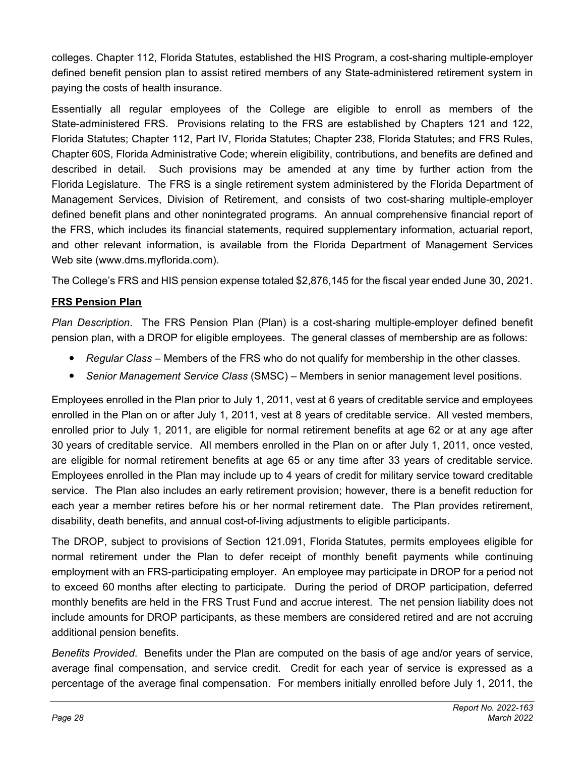colleges. Chapter 112, Florida Statutes, established the HIS Program, a cost-sharing multiple-employer defined benefit pension plan to assist retired members of any State-administered retirement system in paying the costs of health insurance.

Essentially all regular employees of the College are eligible to enroll as members of the State-administered FRS. Provisions relating to the FRS are established by Chapters 121 and 122, Florida Statutes; Chapter 112, Part IV, Florida Statutes; Chapter 238, Florida Statutes; and FRS Rules, Chapter 60S, Florida Administrative Code; wherein eligibility, contributions, and benefits are defined and described in detail. Such provisions may be amended at any time by further action from the Florida Legislature. The FRS is a single retirement system administered by the Florida Department of Management Services, Division of Retirement, and consists of two cost-sharing multiple-employer defined benefit plans and other nonintegrated programs. An annual comprehensive financial report of the FRS, which includes its financial statements, required supplementary information, actuarial report, and other relevant information, is available from the Florida Department of Management Services Web site (www.dms.myflorida.com).

The College's FRS and HIS pension expense totaled $2,876,145 for the fiscal year ended June 30, 2021.

**FRS Pension Plan**

*Plan Description*. The FRS Pension Plan (Plan) is a cost-sharing multiple-employer defined benefit pension plan, with a DROP for eligible employees. The general classes of membership are as follows:

- *Regular Class* – Members of the FRS who do not qualify for membership in the other classes.
- *Senior Management Service Class* (SMSC) – Members in senior management level positions.

Employees enrolled in the Plan prior to July 1, 2011, vest at 6 years of creditable service and employees enrolled in the Plan on or after July 1, 2011, vest at 8 years of creditable service. All vested members, enrolled prior to July 1, 2011, are eligible for normal retirement benefits at age 62 or at any age after 30 years of creditable service. All members enrolled in the Plan on or after July 1, 2011, once vested, are eligible for normal retirement benefits at age 65 or any time after 33 years of creditable service. Employees enrolled in the Plan may include up to 4 years of credit for military service toward creditable service. The Plan also includes an early retirement provision; however, there is a benefit reduction for each year a member retires before his or her normal retirement date. The Plan provides retirement, disability, death benefits, and annual cost-of-living adjustments to eligible participants.

The DROP, subject to provisions of Section 121.091, Florida Statutes, permits employees eligible for normal retirement under the Plan to defer receipt of monthly benefit payments while continuing employment with an FRS-participating employer. An employee may participate in DROP for a period not to exceed 60 months after electing to participate. During the period of DROP participation, deferred monthly benefits are held in the FRS Trust Fund and accrue interest. The net pension liability does not include amounts for DROP participants, as these members are considered retired and are not accruing additional pension benefits.

*Benefits Provided*. Benefits under the Plan are computed on the basis of age and/or years of service, average final compensation, and service credit. Credit for each year of service is expressed as a percentage of the average final compensation. For members initially enrolled before July 1, 2011, the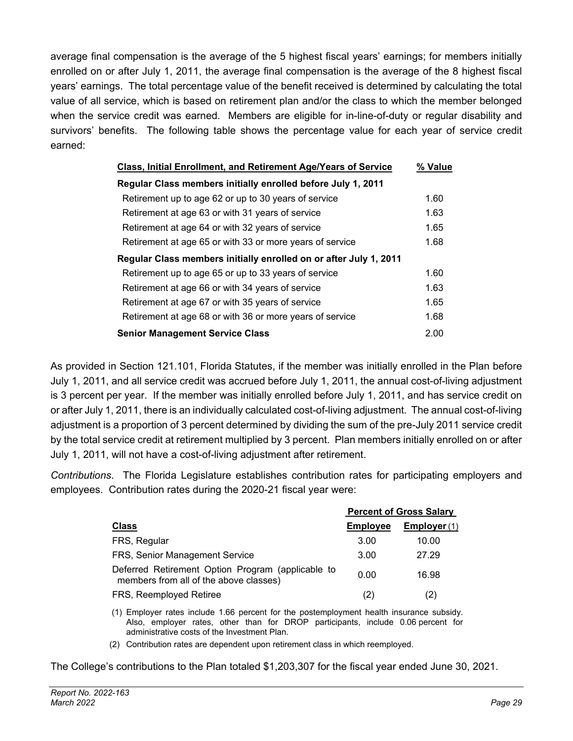average final compensation is the average of the 5 highest fiscal years' earnings; for members initially enrolled on or after July 1, 2011, the average final compensation is the average of the 8 highest fiscal years' earnings. The total percentage value of the benefit received is determined by calculating the total value of all service, which is based on retirement plan and/or the class to which the member belonged when the service credit was earned. Members are eligible for in-line-of-duty or regular disability and survivors' benefits. The following table shows the percentage value for each year of service credit earned:

| Class, Initial Enrollment, and Retirement Age/Years of Service | % Value |
|---|---|
| **Regular Class members initially enrolled before July 1, 2011** | |
| Retirement up to age 62 or up to 30 years of service | 1.60 |
| Retirement at age 63 or with 31 years of service | 1.63 |
| Retirement at age 64 or with 32 years of service | 1.65 |
| Retirement at age 65 or with 33 or more years of service | 1.68 |
| **Regular Class members initially enrolled on or after July 1, 2011** | |
| Retirement up to age 65 or up to 33 years of service | 1.60 |
| Retirement at age 66 or with 34 years of service | 1.63 |
| Retirement at age 67 or with 35 years of service | 1.65 |
| Retirement at age 68 or with 36 or more years of service | 1.68 |
| **Senior Management Service Class** | 2.00 |

As provided in Section 121.101, Florida Statutes, if the member was initially enrolled in the Plan before July 1, 2011, and all service credit was accrued before July 1, 2011, the annual cost-of-living adjustment is 3 percent per year. If the member was initially enrolled before July 1, 2011, and has service credit on or after July 1, 2011, there is an individually calculated cost-of-living adjustment. The annual cost-of-living adjustment is a proportion of 3 percent determined by dividing the sum of the pre-July 2011 service credit by the total service credit at retirement multiplied by 3 percent. Plan members initially enrolled on or after July 1, 2011, will not have a cost-of-living adjustment after retirement.

*Contributions*. The Florida Legislature establishes contribution rates for participating employers and employees. Contribution rates during the 2020-21 fiscal year were:

| | Percent of Gross Salary | |
|---|---|---|
| **Class** | **Employee** | **Employer (1)** |
| FRS, Regular | 3.00 | 10.00 |
| FRS, Senior Management Service | 3.00 | 27.29 |
| Deferred Retirement Option Program (applicable to members from all of the above classes) | 0.00 | 16.98 |
| FRS, Reemployed Retiree | (2) | (2) |

(1) Employer rates include 1.66 percent for the postemployment health insurance subsidy. Also, employer rates, other than for DROP participants, include 0.06 percent for administrative costs of the Investment Plan.

(2) Contribution rates are dependent upon retirement class in which reemployed.

The College's contributions to the Plan totaled $1,203,307 for the fiscal year ended June 30, 2021.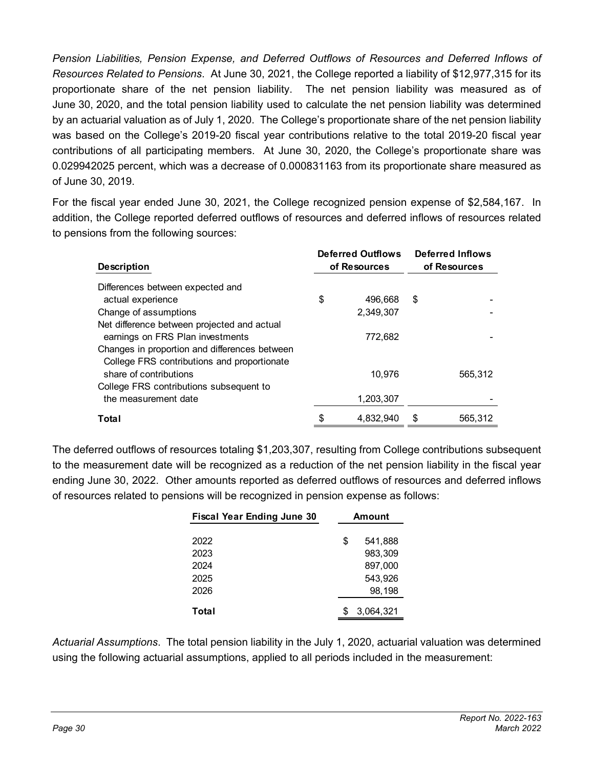*Pension Liabilities, Pension Expense, and Deferred Outflows of Resources and Deferred Inflows of Resources Related to Pensions*. At June 30, 2021, the College reported a liability of $12,977,315 for its proportionate share of the net pension liability. The net pension liability was measured as of June 30, 2020, and the total pension liability used to calculate the net pension liability was determined by an actuarial valuation as of July 1, 2020. The College's proportionate share of the net pension liability was based on the College's 2019-20 fiscal year contributions relative to the total 2019-20 fiscal year contributions of all participating members. At June 30, 2020, the College's proportionate share was 0.029942025 percent, which was a decrease of 0.000831163 from its proportionate share measured as of June 30, 2019.

For the fiscal year ended June 30, 2021, the College recognized pension expense of $2,584,167. In addition, the College reported deferred outflows of resources and deferred inflows of resources related to pensions from the following sources:

| Description | Deferred Outflows of Resources | Deferred Inflows of Resources |
|---|---|---|
| Differences between expected and actual experience | $ 496,668 | $ - |
| Change of assumptions | 2,349,307 | - |
| Net difference between projected and actual earnings on FRS Plan investments | 772,682 | - |
| Changes in proportion and differences between College FRS contributions and proportionate share of contributions | 10,976 | 565,312 |
| College FRS contributions subsequent to the measurement date | 1,203,307 | - |
| **Total** | $ 4,832,940 | $ 565,312 |

The deferred outflows of resources totaling $1,203,307, resulting from College contributions subsequent to the measurement date will be recognized as a reduction of the net pension liability in the fiscal year ending June 30, 2022. Other amounts reported as deferred outflows of resources and deferred inflows of resources related to pensions will be recognized in pension expense as follows:

| Fiscal Year Ending June 30 | Amount |
|---|---|
| 2022 | $ 541,888 |
| 2023 | 983,309 |
| 2024 | 897,000 |
| 2025 | 543,926 |
| 2026 | 98,198 |
| **Total** | $ 3,064,321 |

*Actuarial Assumptions*. The total pension liability in the July 1, 2020, actuarial valuation was determined using the following actuarial assumptions, applied to all periods included in the measurement: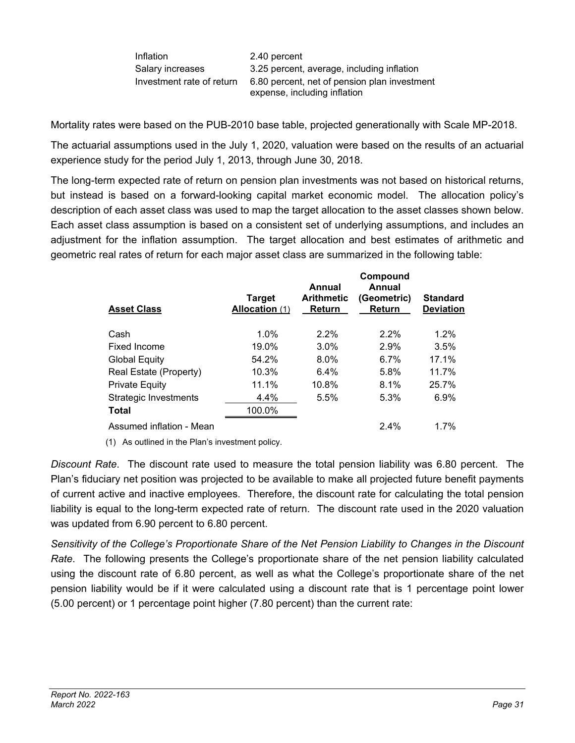| | |
|---|---|
| Inflation | 2.40 percent |
| Salary increases | 3.25 percent, average, including inflation |
| Investment rate of return | 6.80 percent, net of pension plan investment expense, including inflation |

Mortality rates were based on the PUB-2010 base table, projected generationally with Scale MP-2018.

The actuarial assumptions used in the July 1, 2020, valuation were based on the results of an actuarial experience study for the period July 1, 2013, through June 30, 2018.

The long-term expected rate of return on pension plan investments was not based on historical returns, but instead is based on a forward-looking capital market economic model. The allocation policy's description of each asset class was used to map the target allocation to the asset classes shown below. Each asset class assumption is based on a consistent set of underlying assumptions, and includes an adjustment for the inflation assumption. The target allocation and best estimates of arithmetic and geometric real rates of return for each major asset class are summarized in the following table:

| Asset Class | Target Allocation (1) | Annual Arithmetic Return | Compound Annual (Geometric) Return | Standard Deviation |
|---|---|---|---|---|
| Cash | 1.0% | 2.2% | 2.2% | 1.2% |
| Fixed Income | 19.0% | 3.0% | 2.9% | 3.5% |
| Global Equity | 54.2% | 8.0% | 6.7% | 17.1% |
| Real Estate (Property) | 10.3% | 6.4% | 5.8% | 11.7% |
| Private Equity | 11.1% | 10.8% | 8.1% | 25.7% |
| Strategic Investments | 4.4% | 5.5% | 5.3% | 6.9% |
| **Total** | 100.0% | | | |
| Assumed inflation - Mean | | | 2.4% | 1.7% |

(1) As outlined in the Plan's investment policy.

*Discount Rate*. The discount rate used to measure the total pension liability was 6.80 percent. The Plan's fiduciary net position was projected to be available to make all projected future benefit payments of current active and inactive employees. Therefore, the discount rate for calculating the total pension liability is equal to the long-term expected rate of return. The discount rate used in the 2020 valuation was updated from 6.90 percent to 6.80 percent.

*Sensitivity of the College's Proportionate Share of the Net Pension Liability to Changes in the Discount Rate*. The following presents the College's proportionate share of the net pension liability calculated using the discount rate of 6.80 percent, as well as what the College's proportionate share of the net pension liability would be if it were calculated using a discount rate that is 1 percentage point lower (5.00 percent) or 1 percentage point higher (7.80 percent) than the current rate: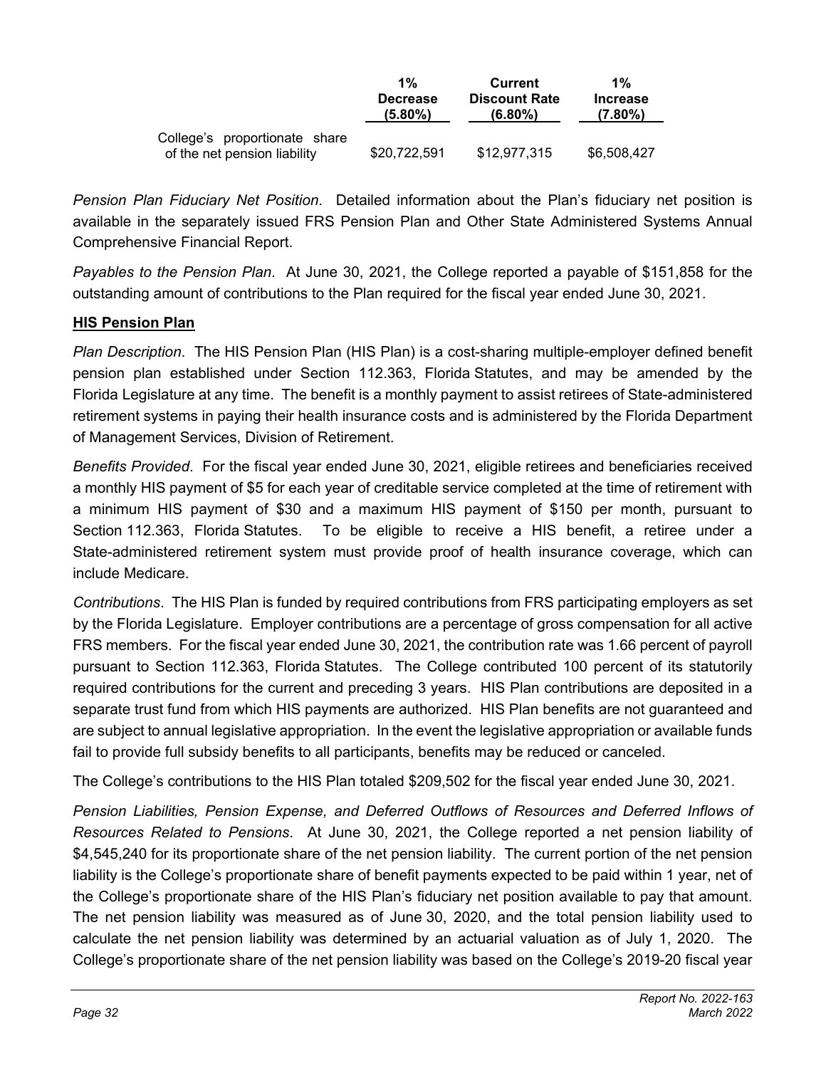| | 1% Decrease (5.80%) | Current Discount Rate (6.80%) | 1% Increase (7.80%) |
|---|---|---|---|
| College's proportionate share of the net pension liability | $20,722,591 | $12,977,315 | $6,508,427 |

*Pension Plan Fiduciary Net Position*. Detailed information about the Plan's fiduciary net position is available in the separately issued FRS Pension Plan and Other State Administered Systems Annual Comprehensive Financial Report.

*Payables to the Pension Plan*. At June 30, 2021, the College reported a payable of $151,858 for the outstanding amount of contributions to the Plan required for the fiscal year ended June 30, 2021.

**HIS Pension Plan**

*Plan Description*. The HIS Pension Plan (HIS Plan) is a cost-sharing multiple-employer defined benefit pension plan established under Section 112.363, Florida Statutes, and may be amended by the Florida Legislature at any time. The benefit is a monthly payment to assist retirees of State-administered retirement systems in paying their health insurance costs and is administered by the Florida Department of Management Services, Division of Retirement.

*Benefits Provided*. For the fiscal year ended June 30, 2021, eligible retirees and beneficiaries received a monthly HIS payment of $5 for each year of creditable service completed at the time of retirement with a minimum HIS payment of $30 and a maximum HIS payment of $150 per month, pursuant to Section 112.363, Florida Statutes. To be eligible to receive a HIS benefit, a retiree under a State-administered retirement system must provide proof of health insurance coverage, which can include Medicare.

*Contributions*. The HIS Plan is funded by required contributions from FRS participating employers as set by the Florida Legislature. Employer contributions are a percentage of gross compensation for all active FRS members. For the fiscal year ended June 30, 2021, the contribution rate was 1.66 percent of payroll pursuant to Section 112.363, Florida Statutes. The College contributed 100 percent of its statutorily required contributions for the current and preceding 3 years. HIS Plan contributions are deposited in a separate trust fund from which HIS payments are authorized. HIS Plan benefits are not guaranteed and are subject to annual legislative appropriation. In the event the legislative appropriation or available funds fail to provide full subsidy benefits to all participants, benefits may be reduced or canceled.

The College's contributions to the HIS Plan totaled $209,502 for the fiscal year ended June 30, 2021.

*Pension Liabilities, Pension Expense, and Deferred Outflows of Resources and Deferred Inflows of Resources Related to Pensions*. At June 30, 2021, the College reported a net pension liability of $4,545,240 for its proportionate share of the net pension liability. The current portion of the net pension liability is the College's proportionate share of benefit payments expected to be paid within 1 year, net of the College's proportionate share of the HIS Plan's fiduciary net position available to pay that amount. The net pension liability was measured as of June 30, 2020, and the total pension liability used to calculate the net pension liability was determined by an actuarial valuation as of July 1, 2020. The College's proportionate share of the net pension liability was based on the College's 2019-20 fiscal year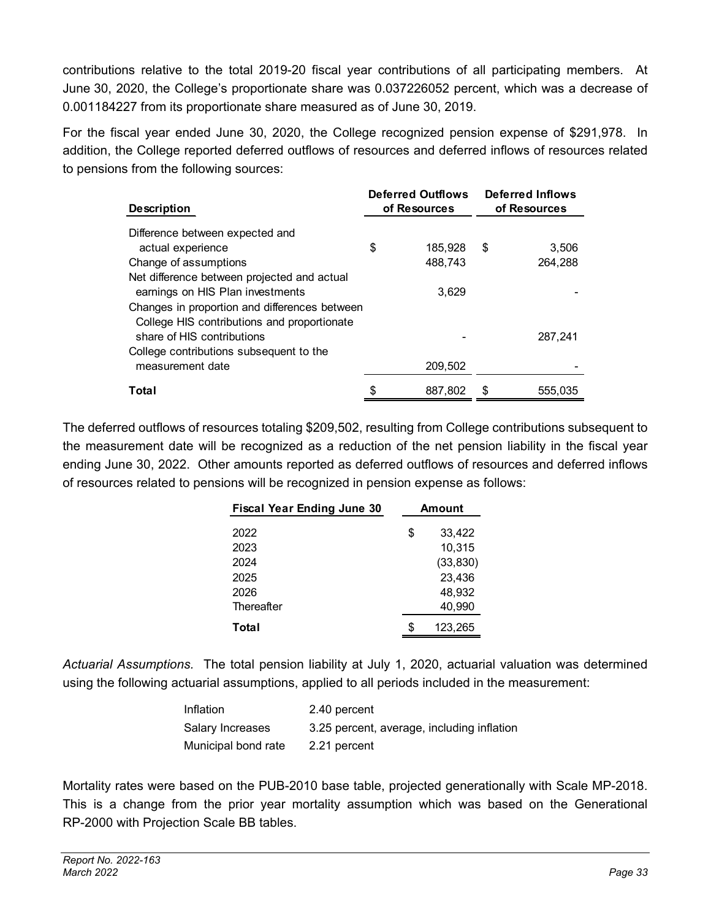contributions relative to the total 2019-20 fiscal year contributions of all participating members. At June 30, 2020, the College's proportionate share was 0.037226052 percent, which was a decrease of 0.001184227 from its proportionate share measured as of June 30, 2019.

For the fiscal year ended June 30, 2020, the College recognized pension expense of $291,978. In addition, the College reported deferred outflows of resources and deferred inflows of resources related to pensions from the following sources:

| Description | Deferred Outflows of Resources | Deferred Inflows of Resources |
|---|---|---|
| Difference between expected and actual experience | $ 185,928 | $ 3,506 |
| Change of assumptions | 488,743 | 264,288 |
| Net difference between projected and actual earnings on HIS Plan investments | 3,629 | - |
| Changes in proportion and differences between College HIS contributions and proportionate share of HIS contributions | - | 287,241 |
| College contributions subsequent to the measurement date | 209,502 | - |
| **Total** | $ 887,802 | $ 555,035 |

The deferred outflows of resources totaling $209,502, resulting from College contributions subsequent to the measurement date will be recognized as a reduction of the net pension liability in the fiscal year ending June 30, 2022. Other amounts reported as deferred outflows of resources and deferred inflows of resources related to pensions will be recognized in pension expense as follows:

| Fiscal Year Ending June 30 | Amount |
|---|---|
| 2022 | $ 33,422 |
| 2023 | 10,315 |
| 2024 | (33,830) |
| 2025 | 23,436 |
| 2026 | 48,932 |
| Thereafter | 40,990 |
| **Total** | $ 123,265 |

*Actuarial Assumptions.* The total pension liability at July 1, 2020, actuarial valuation was determined using the following actuarial assumptions, applied to all periods included in the measurement:

| | |
|---|---|
| Inflation | 2.40 percent |
| Salary Increases | 3.25 percent, average, including inflation |
| Municipal bond rate | 2.21 percent |

Mortality rates were based on the PUB-2010 base table, projected generationally with Scale MP-2018. This is a change from the prior year mortality assumption which was based on the Generational RP-2000 with Projection Scale BB tables.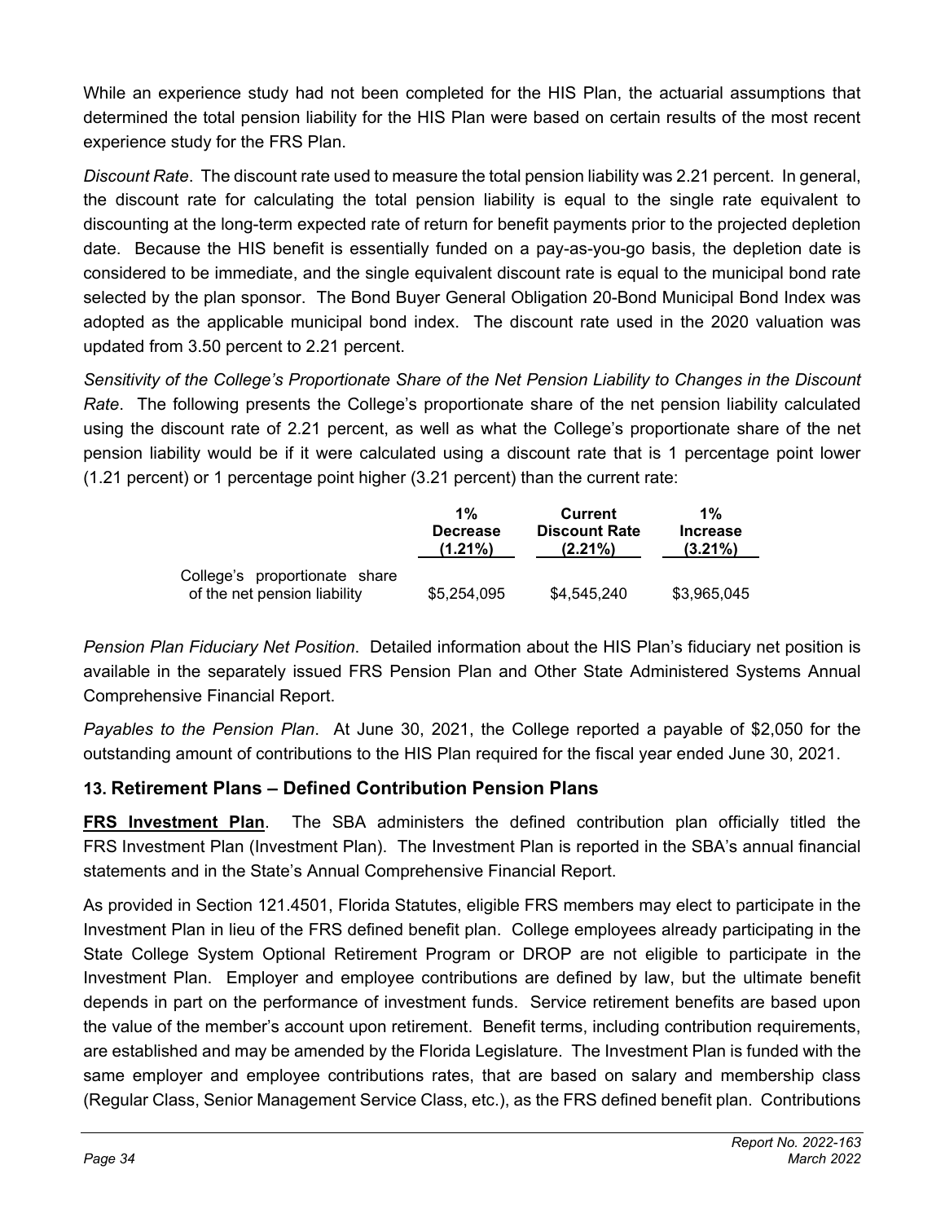While an experience study had not been completed for the HIS Plan, the actuarial assumptions that determined the total pension liability for the HIS Plan were based on certain results of the most recent experience study for the FRS Plan.

*Discount Rate*. The discount rate used to measure the total pension liability was 2.21 percent. In general, the discount rate for calculating the total pension liability is equal to the single rate equivalent to discounting at the long-term expected rate of return for benefit payments prior to the projected depletion date. Because the HIS benefit is essentially funded on a pay-as-you-go basis, the depletion date is considered to be immediate, and the single equivalent discount rate is equal to the municipal bond rate selected by the plan sponsor. The Bond Buyer General Obligation 20-Bond Municipal Bond Index was adopted as the applicable municipal bond index. The discount rate used in the 2020 valuation was updated from 3.50 percent to 2.21 percent.

*Sensitivity of the College's Proportionate Share of the Net Pension Liability to Changes in the Discount Rate*. The following presents the College's proportionate share of the net pension liability calculated using the discount rate of 2.21 percent, as well as what the College's proportionate share of the net pension liability would be if it were calculated using a discount rate that is 1 percentage point lower (1.21 percent) or 1 percentage point higher (3.21 percent) than the current rate:

| | 1% Decrease (1.21%) | Current Discount Rate (2.21%) | 1% Increase (3.21%) |
|---|---|---|---|
| College's proportionate share of the net pension liability | $5,254,095 | $4,545,240 | $3,965,045 |

*Pension Plan Fiduciary Net Position*. Detailed information about the HIS Plan's fiduciary net position is available in the separately issued FRS Pension Plan and Other State Administered Systems Annual Comprehensive Financial Report.

*Payables to the Pension Plan*. At June 30, 2021, the College reported a payable of $2,050 for the outstanding amount of contributions to the HIS Plan required for the fiscal year ended June 30, 2021.

## 13. Retirement Plans – Defined Contribution Pension Plans

**FRS Investment Plan**. The SBA administers the defined contribution plan officially titled the FRS Investment Plan (Investment Plan). The Investment Plan is reported in the SBA's annual financial statements and in the State's Annual Comprehensive Financial Report.

As provided in Section 121.4501, Florida Statutes, eligible FRS members may elect to participate in the Investment Plan in lieu of the FRS defined benefit plan. College employees already participating in the State College System Optional Retirement Program or DROP are not eligible to participate in the Investment Plan. Employer and employee contributions are defined by law, but the ultimate benefit depends in part on the performance of investment funds. Service retirement benefits are based upon the value of the member's account upon retirement. Benefit terms, including contribution requirements, are established and may be amended by the Florida Legislature. The Investment Plan is funded with the same employer and employee contributions rates, that are based on salary and membership class (Regular Class, Senior Management Service Class, etc.), as the FRS defined benefit plan. Contributions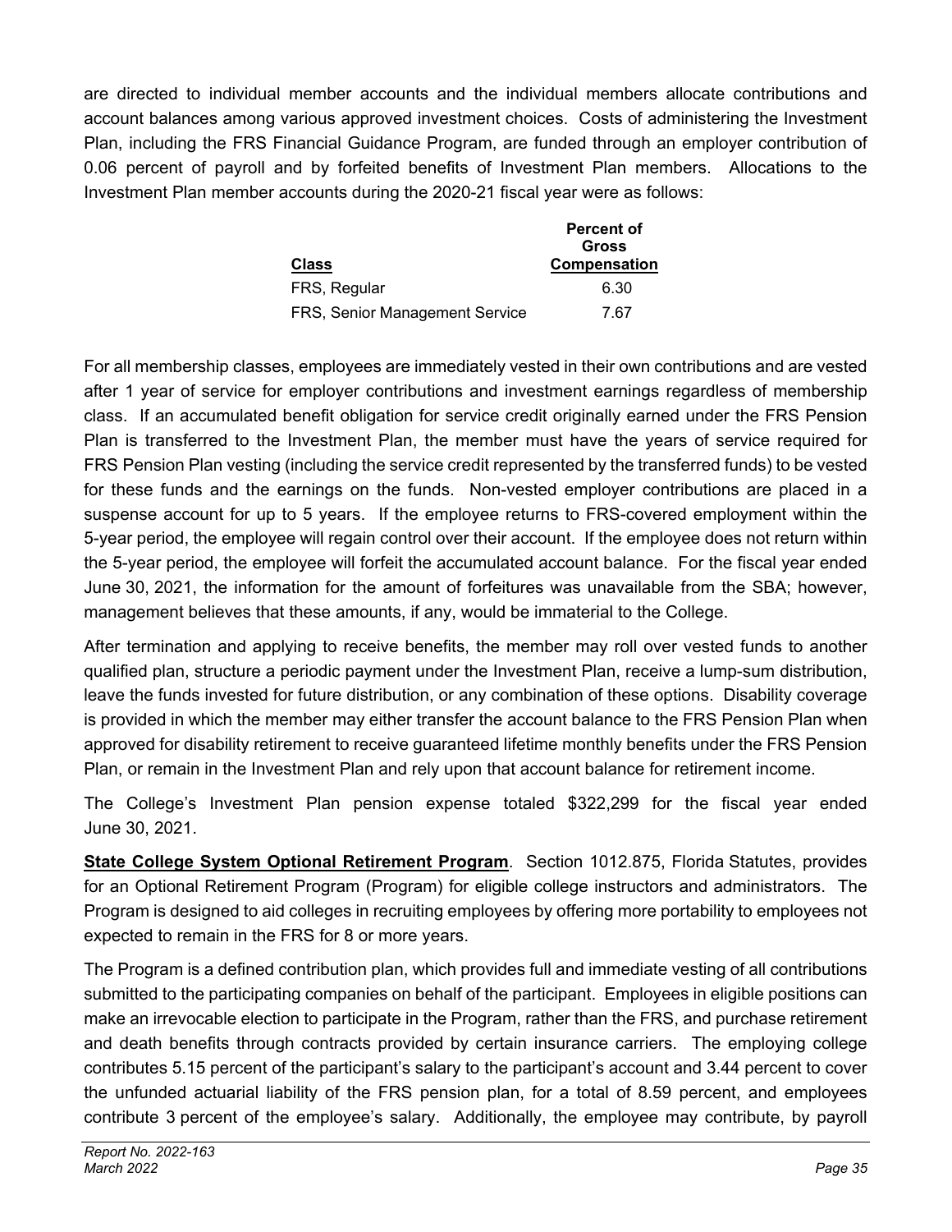are directed to individual member accounts and the individual members allocate contributions and account balances among various approved investment choices. Costs of administering the Investment Plan, including the FRS Financial Guidance Program, are funded through an employer contribution of 0.06 percent of payroll and by forfeited benefits of Investment Plan members. Allocations to the Investment Plan member accounts during the 2020-21 fiscal year were as follows:

| Class | Percent of Gross Compensation |
|---|---|
| FRS, Regular | 6.30 |
| FRS, Senior Management Service | 7.67 |

For all membership classes, employees are immediately vested in their own contributions and are vested after 1 year of service for employer contributions and investment earnings regardless of membership class. If an accumulated benefit obligation for service credit originally earned under the FRS Pension Plan is transferred to the Investment Plan, the member must have the years of service required for FRS Pension Plan vesting (including the service credit represented by the transferred funds) to be vested for these funds and the earnings on the funds. Non-vested employer contributions are placed in a suspense account for up to 5 years. If the employee returns to FRS-covered employment within the 5-year period, the employee will regain control over their account. If the employee does not return within the 5-year period, the employee will forfeit the accumulated account balance. For the fiscal year ended June 30, 2021, the information for the amount of forfeitures was unavailable from the SBA; however, management believes that these amounts, if any, would be immaterial to the College.

After termination and applying to receive benefits, the member may roll over vested funds to another qualified plan, structure a periodic payment under the Investment Plan, receive a lump-sum distribution, leave the funds invested for future distribution, or any combination of these options. Disability coverage is provided in which the member may either transfer the account balance to the FRS Pension Plan when approved for disability retirement to receive guaranteed lifetime monthly benefits under the FRS Pension Plan, or remain in the Investment Plan and rely upon that account balance for retirement income.

The College's Investment Plan pension expense totaled $322,299 for the fiscal year ended June 30, 2021.

**State College System Optional Retirement Program**. Section 1012.875, Florida Statutes, provides for an Optional Retirement Program (Program) for eligible college instructors and administrators. The Program is designed to aid colleges in recruiting employees by offering more portability to employees not expected to remain in the FRS for 8 or more years.

The Program is a defined contribution plan, which provides full and immediate vesting of all contributions submitted to the participating companies on behalf of the participant. Employees in eligible positions can make an irrevocable election to participate in the Program, rather than the FRS, and purchase retirement and death benefits through contracts provided by certain insurance carriers. The employing college contributes 5.15 percent of the participant's salary to the participant's account and 3.44 percent to cover the unfunded actuarial liability of the FRS pension plan, for a total of 8.59 percent, and employees contribute 3 percent of the employee's salary. Additionally, the employee may contribute, by payroll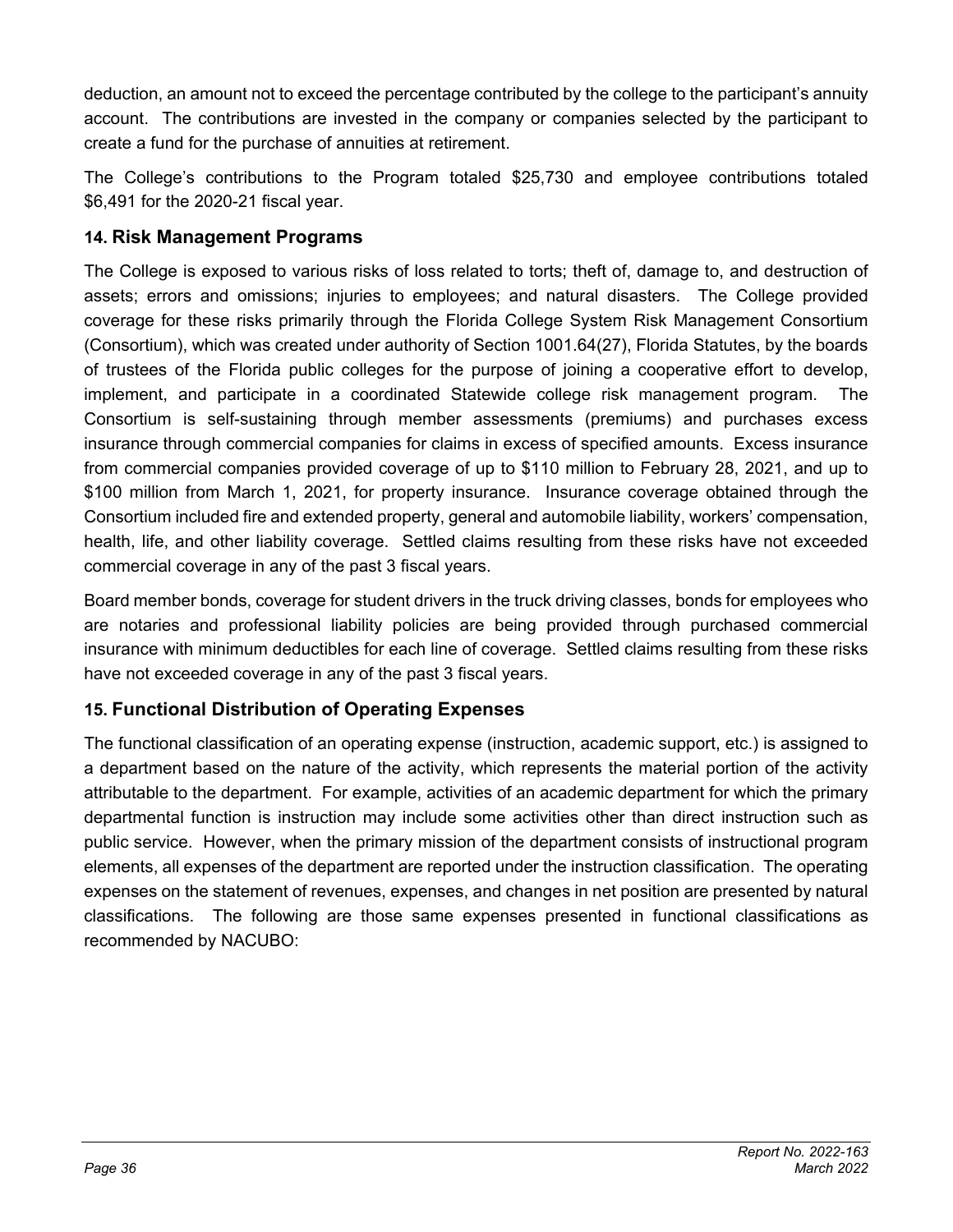deduction, an amount not to exceed the percentage contributed by the college to the participant's annuity account. The contributions are invested in the company or companies selected by the participant to create a fund for the purchase of annuities at retirement.

The College's contributions to the Program totaled $25,730 and employee contributions totaled $6,491 for the 2020-21 fiscal year.

## 14. Risk Management Programs

The College is exposed to various risks of loss related to torts; theft of, damage to, and destruction of assets; errors and omissions; injuries to employees; and natural disasters. The College provided coverage for these risks primarily through the Florida College System Risk Management Consortium (Consortium), which was created under authority of Section 1001.64(27), Florida Statutes, by the boards of trustees of the Florida public colleges for the purpose of joining a cooperative effort to develop, implement, and participate in a coordinated Statewide college risk management program. The Consortium is self-sustaining through member assessments (premiums) and purchases excess insurance through commercial companies for claims in excess of specified amounts. Excess insurance from commercial companies provided coverage of up to $110 million to February 28, 2021, and up to $100 million from March 1, 2021, for property insurance. Insurance coverage obtained through the Consortium included fire and extended property, general and automobile liability, workers' compensation, health, life, and other liability coverage. Settled claims resulting from these risks have not exceeded commercial coverage in any of the past 3 fiscal years.

Board member bonds, coverage for student drivers in the truck driving classes, bonds for employees who are notaries and professional liability policies are being provided through purchased commercial insurance with minimum deductibles for each line of coverage. Settled claims resulting from these risks have not exceeded coverage in any of the past 3 fiscal years.

## 15. Functional Distribution of Operating Expenses

The functional classification of an operating expense (instruction, academic support, etc.) is assigned to a department based on the nature of the activity, which represents the material portion of the activity attributable to the department. For example, activities of an academic department for which the primary departmental function is instruction may include some activities other than direct instruction such as public service. However, when the primary mission of the department consists of instructional program elements, all expenses of the department are reported under the instruction classification. The operating expenses on the statement of revenues, expenses, and changes in net position are presented by natural classifications. The following are those same expenses presented in functional classifications as recommended by NACUBO: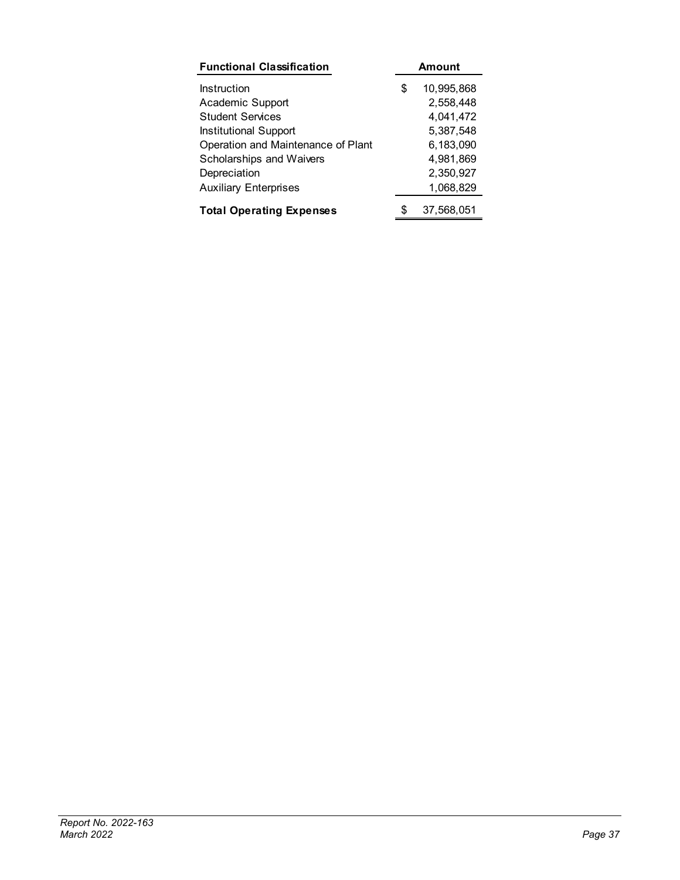| Functional Classification | Amount |
|---|---|
| Instruction | $ 10,995,868 |
| Academic Support | 2,558,448 |
| Student Services | 4,041,472 |
| Institutional Support | 5,387,548 |
| Operation and Maintenance of Plant | 6,183,090 |
| Scholarships and Waivers | 4,981,869 |
| Depreciation | 2,350,927 |
| Auxiliary Enterprises | 1,068,829 |
| **Total Operating Expenses** | $ 37,568,051 |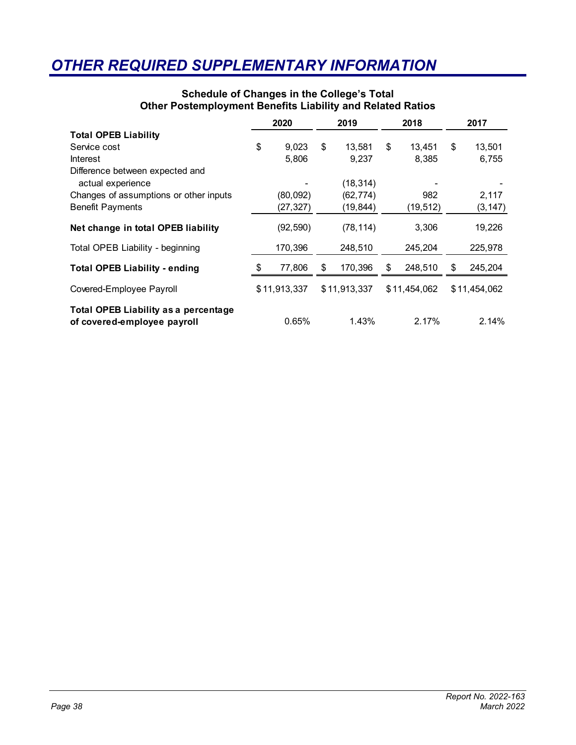# OTHER REQUIRED SUPPLEMENTARY INFORMATION

### Schedule of Changes in the College's Total Other Postemployment Benefits Liability and Related Ratios

| | 2020 | 2019 | 2018 | 2017 |
|---|---|---|---|---|
| **Total OPEB Liability** | | | | |
| Service cost | $ 9,023 | $ 13,581 | $ 13,451 | $ 13,501 |
| Interest | 5,806 | 9,237 | 8,385 | 6,755 |
| Difference between expected and actual experience | - | (18,314) | - | - |
| Changes of assumptions or other inputs | (80,092) | (62,774) | 982 | 2,117 |
| Benefit Payments | (27,327) | (19,844) | (19,512) | (3,147) |
| **Net change in total OPEB liability** | (92,590) | (78,114) | 3,306 | 19,226 |
| Total OPEB Liability - beginning | 170,396 | 248,510 | 245,204 | 225,978 |
| **Total OPEB Liability - ending** | $ 77,806 | $ 170,396 | $ 248,510 | $ 245,204 |
| Covered-Employee Payroll | $ 11,913,337 | $ 11,913,337 | $ 11,454,062 | $ 11,454,062 |
| **Total OPEB Liability as a percentage of covered-employee payroll** | 0.65% | 1.43% | 2.17% | 2.14% |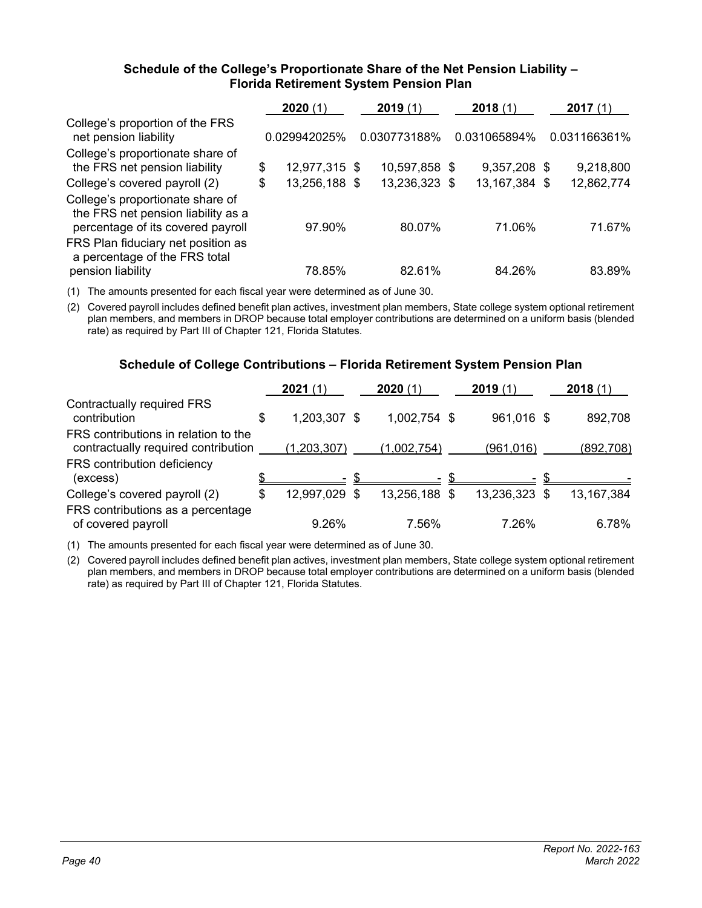### Schedule of the College's Proportionate Share of the Net Pension Liability – Florida Retirement System Pension Plan

| | **2020** (1) | **2019** (1) | **2018** (1) | **2017** (1) |
|---|---|---|---|---|
| College's proportion of the FRS net pension liability | 0.029942025% | 0.030773188% | 0.031065894% | 0.031166361% |
| College's proportionate share of the FRS net pension liability | $ 12,977,315 | $ 10,597,858 | $ 9,357,208 | $ 9,218,800 |
| College's covered payroll (2) | $ 13,256,188 | $ 13,236,323 | $ 13,167,384 | $ 12,862,774 |
| College's proportionate share of the FRS net pension liability as a percentage of its covered payroll | 97.90% | 80.07% | 71.06% | 71.67% |
| FRS Plan fiduciary net position as a percentage of the FRS total pension liability | 78.85% | 82.61% | 84.26% | 83.89% |

(1) The amounts presented for each fiscal year were determined as of June 30.

(2) Covered payroll includes defined benefit plan actives, investment plan members, State college system optional retirement plan members, and members in DROP because total employer contributions are determined on a uniform basis (blended rate) as required by Part III of Chapter 121, Florida Statutes.

### Schedule of College Contributions – Florida Retirement System Pension Plan

| | **2021** (1) | **2020** (1) | **2019** (1) | **2018** (1) |
|---|---|---|---|---|
| Contractually required FRS contribution | $ 1,203,307 | $ 1,002,754 | $ 961,016 | $ 892,708 |
| FRS contributions in relation to the contractually required contribution | (1,203,307) | (1,002,754) | (961,016) | (892,708) |
| FRS contribution deficiency (excess) | $ - | $ - | $ - | $ - |
| College's covered payroll (2) | $ 12,997,029 | $ 13,256,188 | $ 13,236,323 | $ 13,167,384 |
| FRS contributions as a percentage of covered payroll | 9.26% | 7.56% | 7.26% | 6.78% |

(1) The amounts presented for each fiscal year were determined as of June 30.

(2) Covered payroll includes defined benefit plan actives, investment plan members, State college system optional retirement plan members, and members in DROP because total employer contributions are determined on a uniform basis (blended rate) as required by Part III of Chapter 121, Florida Statutes.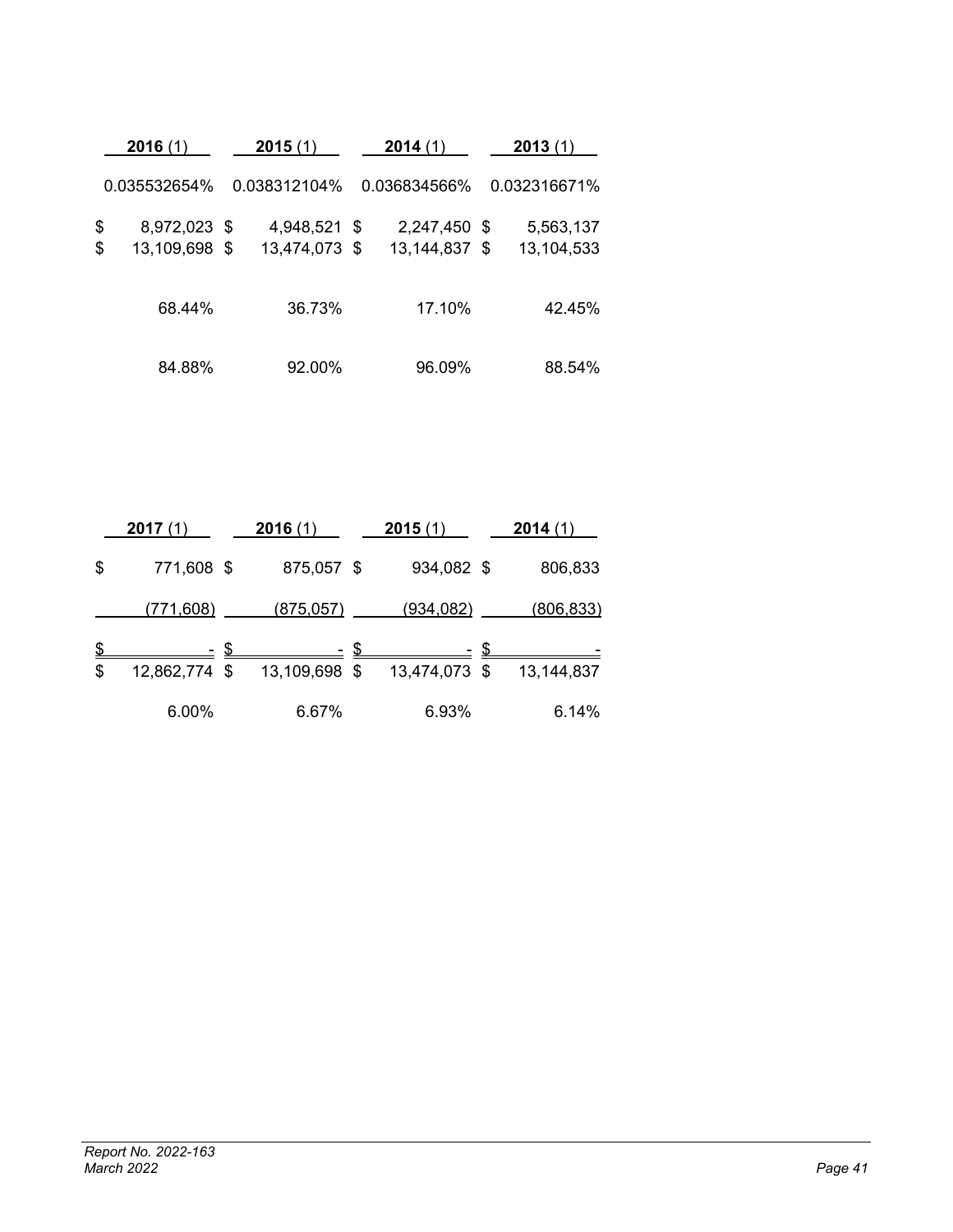| 2016 (1) | 2015 (1) | 2014 (1) | 2013 (1) |
|---|---|---|---|
| 0.035532654% | 0.038312104% | 0.036834566% | 0.032316671% |
| $ 8,972,023 | $ 4,948,521 | $ 2,247,450 | $ 5,563,137 |
| $ 13,109,698 | $ 13,474,073 | $ 13,144,837 | $ 13,104,533 |
| 68.44% | 36.73% | 17.10% | 42.45% |
| 84.88% | 92.00% | 96.09% | 88.54% |

| 2017 (1) | 2016 (1) | 2015 (1) | 2014 (1) |
|---|---|---|---|
| $ 771,608 | $ 875,057 | $ 934,082 | $ 806,833 |
| (771,608) | (875,057) | (934,082) | (806,833) |
| $ - | $ - | $ - | $ - |
| $ 12,862,774 | $ 13,109,698 | $ 13,474,073 | $ 13,144,837 |
| 6.00% | 6.67% | 6.93% | 6.14% |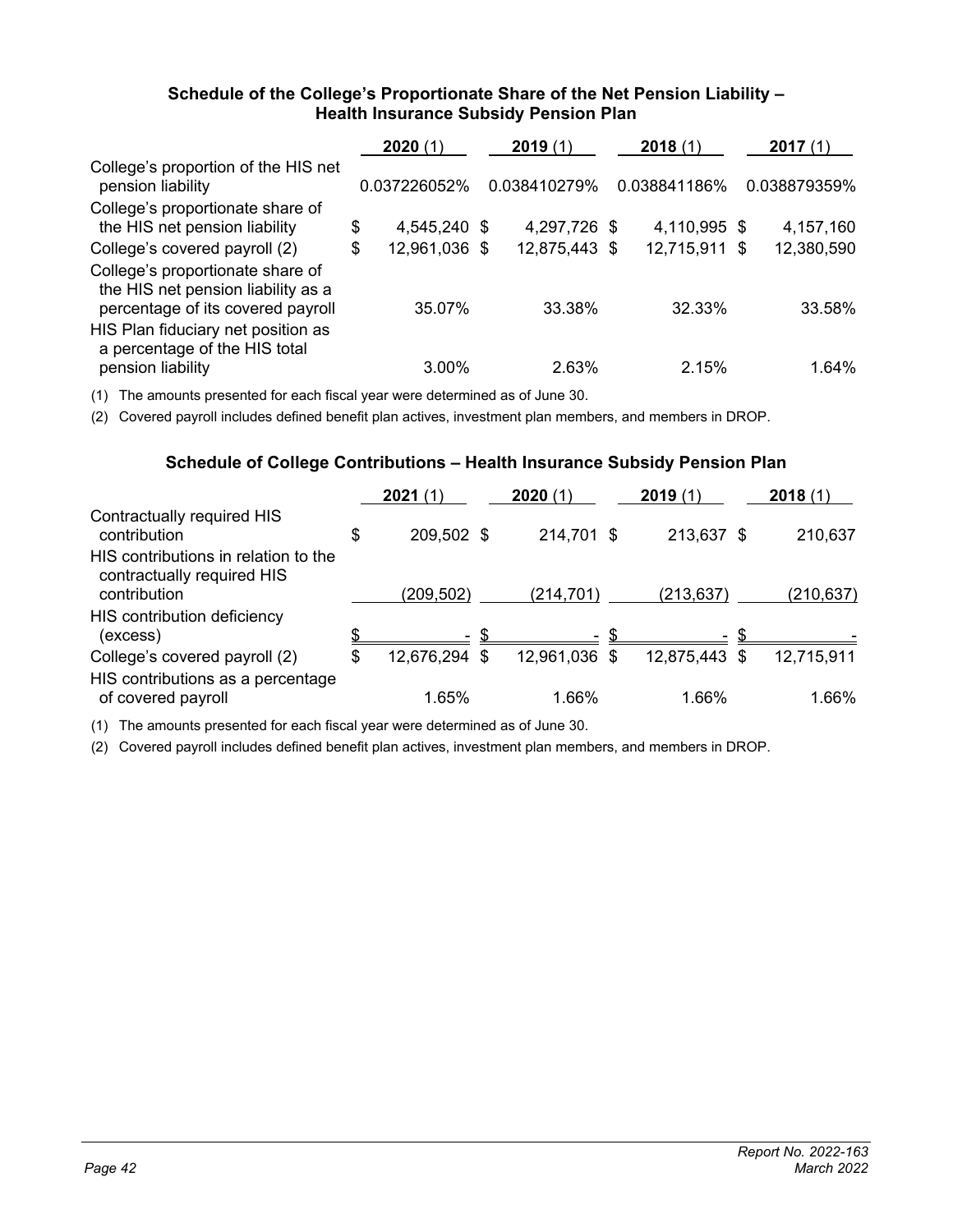### Schedule of the College's Proportionate Share of the Net Pension Liability – Health Insurance Subsidy Pension Plan

| | **2020** (1) | **2019** (1) | **2018** (1) | **2017** (1) |
|---|---|---|---|---|
| College's proportion of the HIS net pension liability | 0.037226052% | 0.038410279% | 0.038841186% | 0.038879359% |
| College's proportionate share of the HIS net pension liability | $ 4,545,240 | $ 4,297,726 | $ 4,110,995 | $ 4,157,160 |
| College's covered payroll (2) | $ 12,961,036 | $ 12,875,443 | $ 12,715,911 | $ 12,380,590 |
| College's proportionate share of the HIS net pension liability as a percentage of its covered payroll | 35.07% | 33.38% | 32.33% | 33.58% |
| HIS Plan fiduciary net position as a percentage of the HIS total pension liability | 3.00% | 2.63% | 2.15% | 1.64% |

(1) The amounts presented for each fiscal year were determined as of June 30.

(2) Covered payroll includes defined benefit plan actives, investment plan members, and members in DROP.

### Schedule of College Contributions – Health Insurance Subsidy Pension Plan

| | **2021** (1) | **2020** (1) | **2019** (1) | **2018** (1) |
|---|---|---|---|---|
| Contractually required HIS contribution | $ 209,502 | $ 214,701 | $ 213,637 | $ 210,637 |
| HIS contributions in relation to the contractually required HIS contribution | (209,502) | (214,701) | (213,637) | (210,637) |
| HIS contribution deficiency (excess) | $ - | $ - | $ - | $ - |
| College's covered payroll (2) | $ 12,676,294 | $ 12,961,036 | $ 12,875,443 | $ 12,715,911 |
| HIS contributions as a percentage of covered payroll | 1.65% | 1.66% | 1.66% | 1.66% |

(1) The amounts presented for each fiscal year were determined as of June 30.

(2) Covered payroll includes defined benefit plan actives, investment plan members, and members in DROP.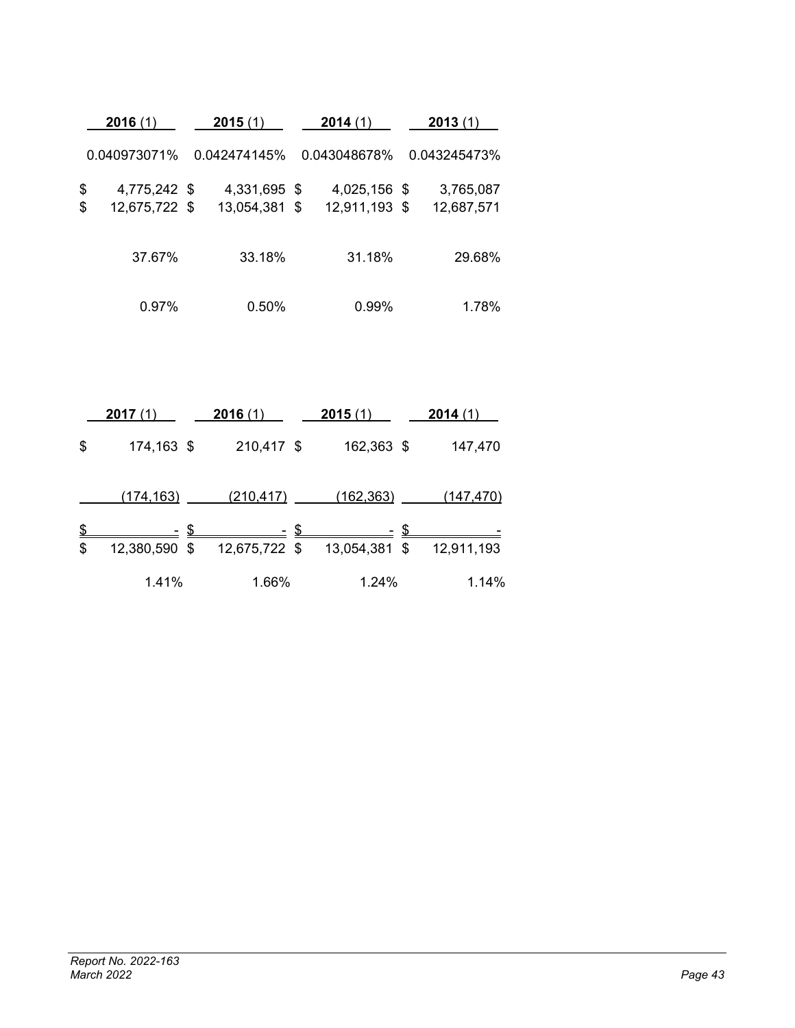| 2016 (1) | 2015 (1) | 2014 (1) | 2013 (1) |
|---|---|---|---|
| 0.040973071% | 0.042474145% | 0.043048678% | 0.043245473% |
| $ 4,775,242 | $ 4,331,695 | $ 4,025,156 | $ 3,765,087 |
| $ 12,675,722 | $ 13,054,381 | $ 12,911,193 | $ 12,687,571 |
| 37.67% | 33.18% | 31.18% | 29.68% |
| 0.97% | 0.50% | 0.99% | 1.78% |

| 2017 (1) | 2016 (1) | 2015 (1) | 2014 (1) |
|---|---|---|---|
| $ 174,163 | $ 210,417 | $ 162,363 | $ 147,470 |
| (174,163) | (210,417) | (162,363) | (147,470) |
| $ - | $ - | $ - | $ - |
| $ 12,380,590 | $ 12,675,722 | $ 13,054,381 | $ 12,911,193 |
| 1.41% | 1.66% | 1.24% | 1.14% |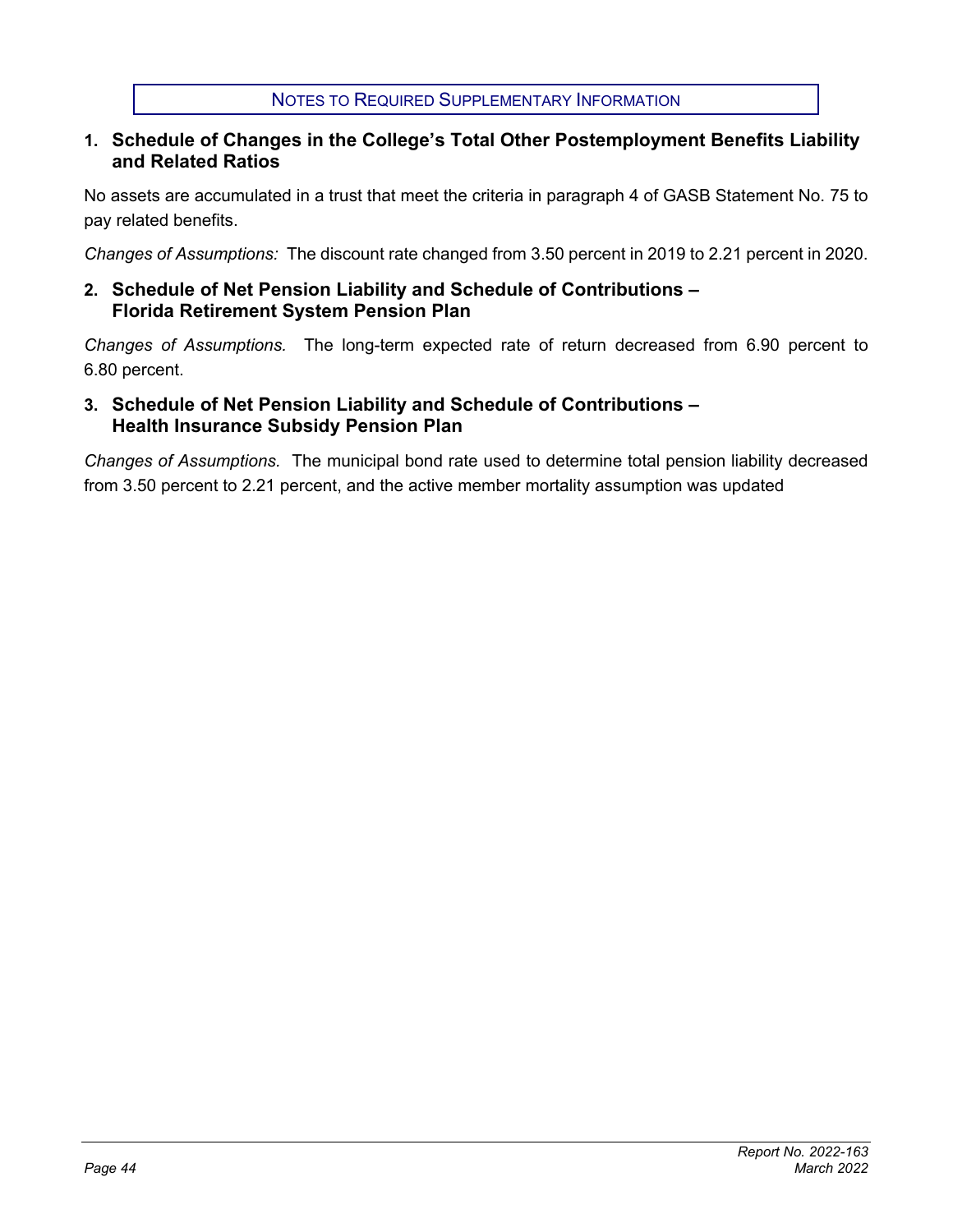# NOTES TO REQUIRED SUPPLEMENTARY INFORMATION

## 1. Schedule of Changes in the College's Total Other Postemployment Benefits Liability and Related Ratios

No assets are accumulated in a trust that meet the criteria in paragraph 4 of GASB Statement No. 75 to pay related benefits.

*Changes of Assumptions:* The discount rate changed from 3.50 percent in 2019 to 2.21 percent in 2020.

## 2. Schedule of Net Pension Liability and Schedule of Contributions – Florida Retirement System Pension Plan

*Changes of Assumptions.* The long-term expected rate of return decreased from 6.90 percent to 6.80 percent.

## 3. Schedule of Net Pension Liability and Schedule of Contributions – Health Insurance Subsidy Pension Plan

*Changes of Assumptions.* The municipal bond rate used to determine total pension liability decreased from 3.50 percent to 2.21 percent, and the active member mortality assumption was updated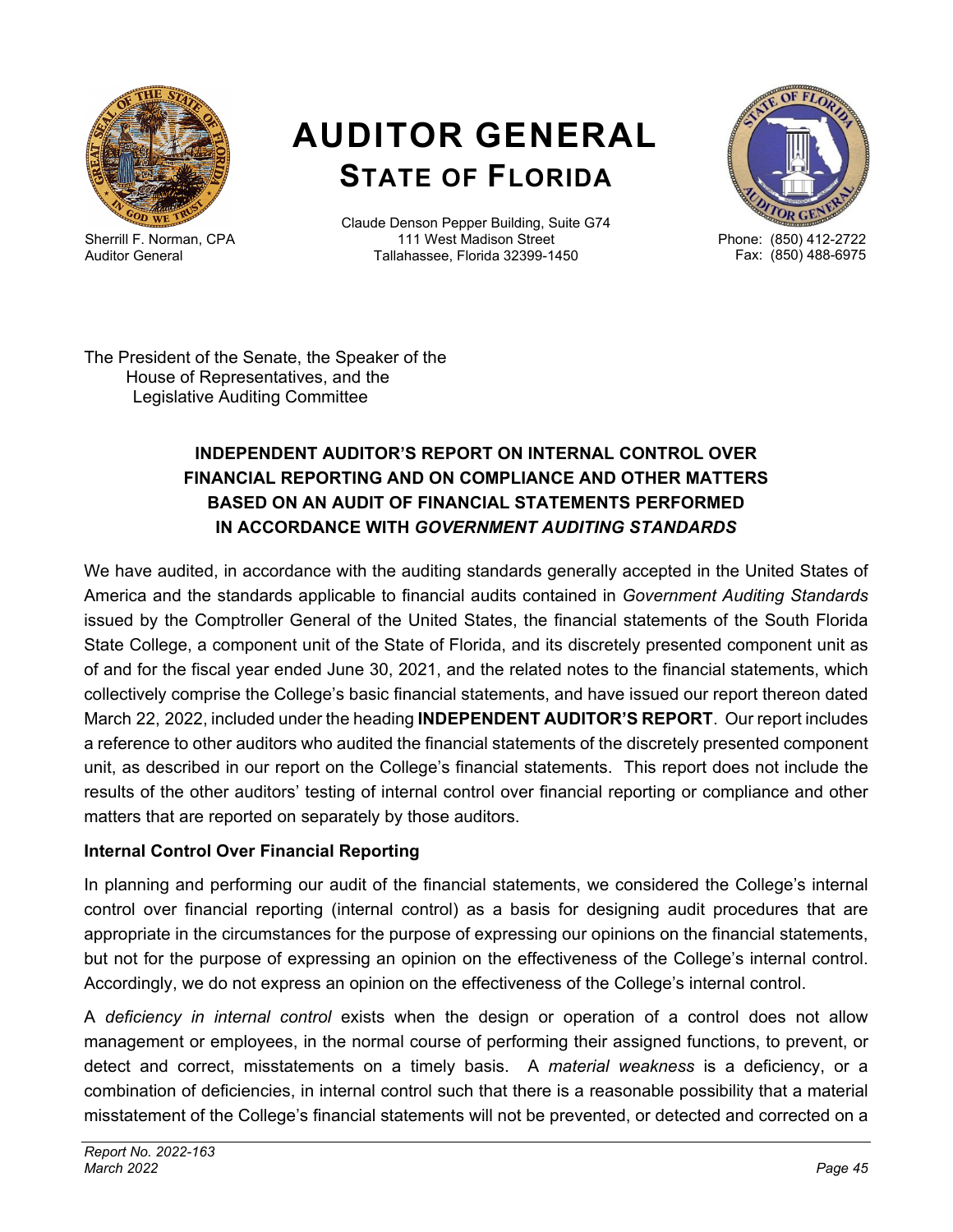# AUDITOR GENERAL
## STATE OF FLORIDA

Sherrill F. Norman, CPA
Auditor General

Claude Denson Pepper Building, Suite G74
111 West Madison Street
Tallahassee, Florida 32399-1450

Phone: (850) 412-2722
Fax: (850) 488-6975

The President of the Senate, the Speaker of the
House of Representatives, and the
Legislative Auditing Committee

### INDEPENDENT AUDITOR'S REPORT ON INTERNAL CONTROL OVER FINANCIAL REPORTING AND ON COMPLIANCE AND OTHER MATTERS BASED ON AN AUDIT OF FINANCIAL STATEMENTS PERFORMED IN ACCORDANCE WITH *GOVERNMENT AUDITING STANDARDS*

We have audited, in accordance with the auditing standards generally accepted in the United States of America and the standards applicable to financial audits contained in *Government Auditing Standards* issued by the Comptroller General of the United States, the financial statements of the South Florida State College, a component unit of the State of Florida, and its discretely presented component unit as of and for the fiscal year ended June 30, 2021, and the related notes to the financial statements, which collectively comprise the College's basic financial statements, and have issued our report thereon dated March 22, 2022, included under the heading **INDEPENDENT AUDITOR'S REPORT**. Our report includes a reference to other auditors who audited the financial statements of the discretely presented component unit, as described in our report on the College's financial statements. This report does not include the results of the other auditors' testing of internal control over financial reporting or compliance and other matters that are reported on separately by those auditors.

**Internal Control Over Financial Reporting**

In planning and performing our audit of the financial statements, we considered the College's internal control over financial reporting (internal control) as a basis for designing audit procedures that are appropriate in the circumstances for the purpose of expressing our opinions on the financial statements, but not for the purpose of expressing an opinion on the effectiveness of the College's internal control. Accordingly, we do not express an opinion on the effectiveness of the College's internal control.

A *deficiency in internal control* exists when the design or operation of a control does not allow management or employees, in the normal course of performing their assigned functions, to prevent, or detect and correct, misstatements on a timely basis. A *material weakness* is a deficiency, or a combination of deficiencies, in internal control such that there is a reasonable possibility that a material misstatement of the College's financial statements will not be prevented, or detected and corrected on a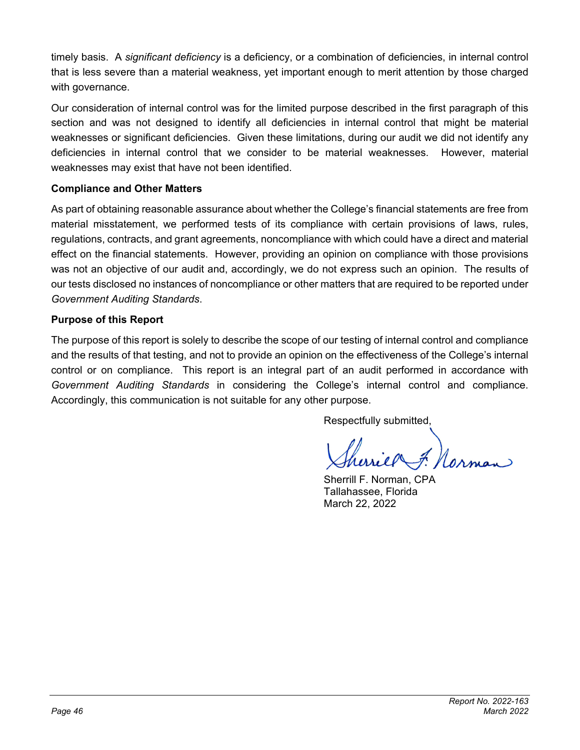timely basis. A *significant deficiency* is a deficiency, or a combination of deficiencies, in internal control that is less severe than a material weakness, yet important enough to merit attention by those charged with governance.

Our consideration of internal control was for the limited purpose described in the first paragraph of this section and was not designed to identify all deficiencies in internal control that might be material weaknesses or significant deficiencies. Given these limitations, during our audit we did not identify any deficiencies in internal control that we consider to be material weaknesses. However, material weaknesses may exist that have not been identified.

**Compliance and Other Matters**

As part of obtaining reasonable assurance about whether the College's financial statements are free from material misstatement, we performed tests of its compliance with certain provisions of laws, rules, regulations, contracts, and grant agreements, noncompliance with which could have a direct and material effect on the financial statements. However, providing an opinion on compliance with those provisions was not an objective of our audit and, accordingly, we do not express such an opinion. The results of our tests disclosed no instances of noncompliance or other matters that are required to be reported under *Government Auditing Standards*.

**Purpose of this Report**

The purpose of this report is solely to describe the scope of our testing of internal control and compliance and the results of that testing, and not to provide an opinion on the effectiveness of the College's internal control or on compliance. This report is an integral part of an audit performed in accordance with *Government Auditing Standards* in considering the College's internal control and compliance. Accordingly, this communication is not suitable for any other purpose.

Respectfully submitted,

Sherrill F. Norman, CPA
Tallahassee, Florida
March 22, 2022